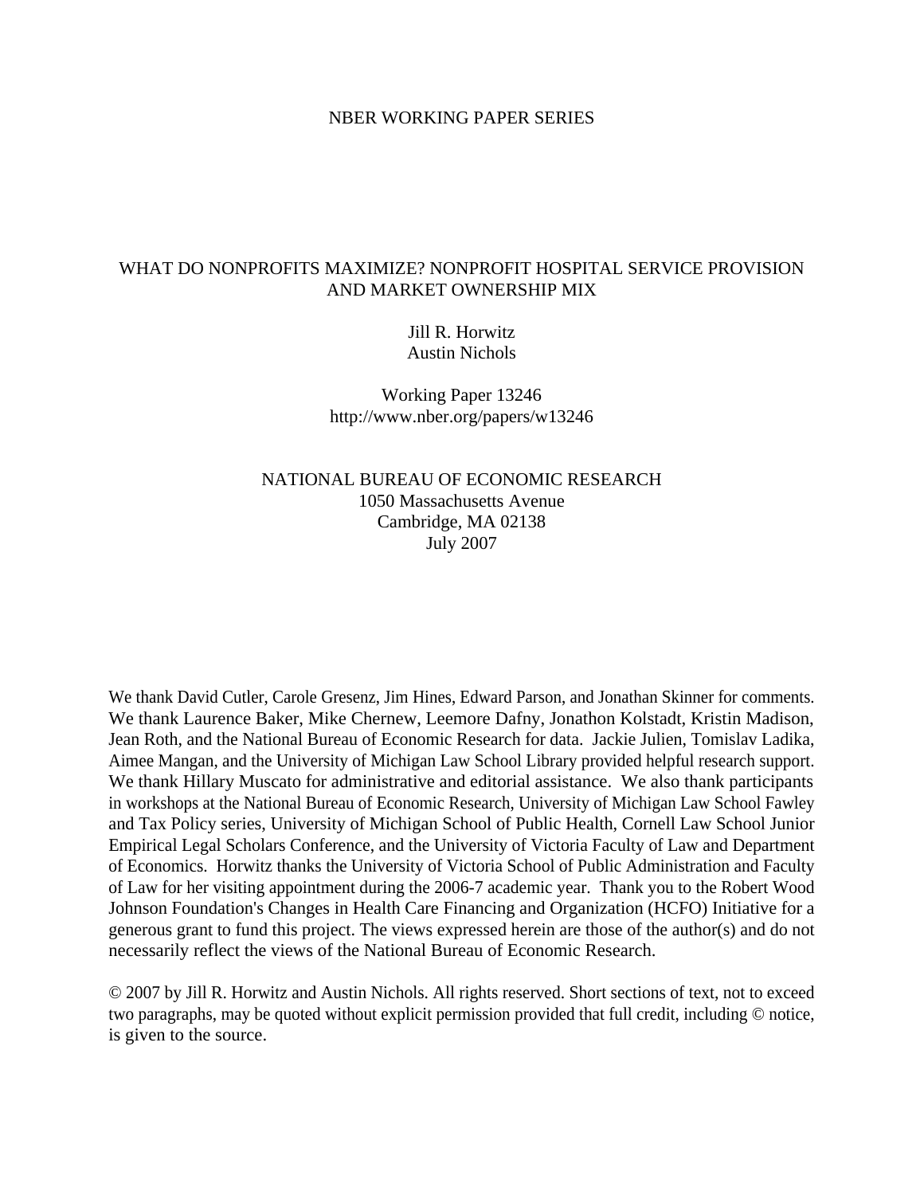NBER WORKING PAPER SERIES

# WHAT DO NONPROFITS MAXIMIZE? NONPROFIT HOSPITAL SERVICE PROVISION AND MARKET OWNERSHIP MIX

Jill R. Horwitz
Austin Nichols

Working Paper 13246
http://www.nber.org/papers/w13246

NATIONAL BUREAU OF ECONOMIC RESEARCH
1050 Massachusetts Avenue
Cambridge, MA 02138
July 2007

We thank David Cutler, Carole Gresenz, Jim Hines, Edward Parson, and Jonathan Skinner for comments. We thank Laurence Baker, Mike Chernew, Leemore Dafny, Jonathon Kolstadt, Kristin Madison, Jean Roth, and the National Bureau of Economic Research for data. Jackie Julien, Tomislav Ladika, Aimee Mangan, and the University of Michigan Law School Library provided helpful research support. We thank Hillary Muscato for administrative and editorial assistance. We also thank participants in workshops at the National Bureau of Economic Research, University of Michigan Law School Fawley and Tax Policy series, University of Michigan School of Public Health, Cornell Law School Junior Empirical Legal Scholars Conference, and the University of Victoria Faculty of Law and Department of Economics. Horwitz thanks the University of Victoria School of Public Administration and Faculty of Law for her visiting appointment during the 2006-7 academic year. Thank you to the Robert Wood Johnson Foundation's Changes in Health Care Financing and Organization (HCFO) Initiative for a generous grant to fund this project. The views expressed herein are those of the author(s) and do not necessarily reflect the views of the National Bureau of Economic Research.

© 2007 by Jill R. Horwitz and Austin Nichols. All rights reserved. Short sections of text, not to exceed two paragraphs, may be quoted without explicit permission provided that full credit, including © notice, is given to the source.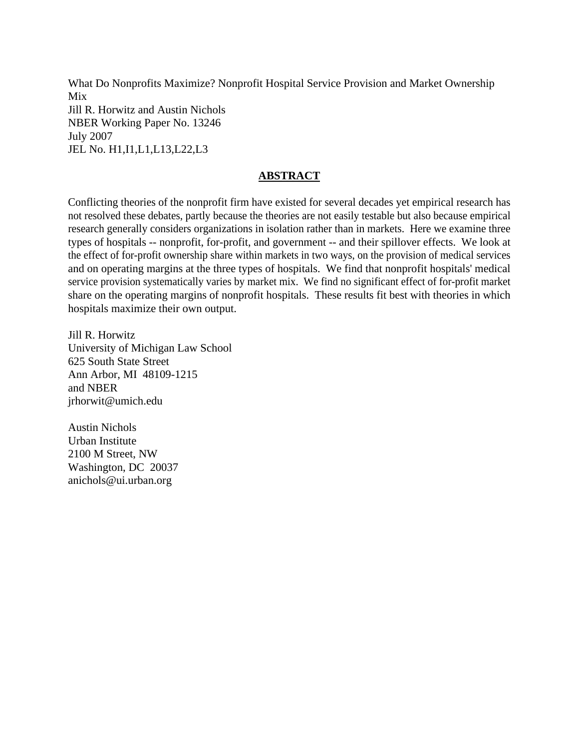What Do Nonprofits Maximize? Nonprofit Hospital Service Provision and Market Ownership Mix
Jill R. Horwitz and Austin Nichols
NBER Working Paper No. 13246
July 2007
JEL No. H1,I1,L1,L13,L22,L3

## ABSTRACT

Conflicting theories of the nonprofit firm have existed for several decades yet empirical research has not resolved these debates, partly because the theories are not easily testable but also because empirical research generally considers organizations in isolation rather than in markets. Here we examine three types of hospitals -- nonprofit, for-profit, and government -- and their spillover effects. We look at the effect of for-profit ownership share within markets in two ways, on the provision of medical services and on operating margins at the three types of hospitals. We find that nonprofit hospitals' medical service provision systematically varies by market mix. We find no significant effect of for-profit market share on the operating margins of nonprofit hospitals. These results fit best with theories in which hospitals maximize their own output.

Jill R. Horwitz
University of Michigan Law School
625 South State Street
Ann Arbor, MI 48109-1215
and NBER
jrhorwit@umich.edu

Austin Nichols
Urban Institute
2100 M Street, NW
Washington, DC 20037
anichols@ui.urban.org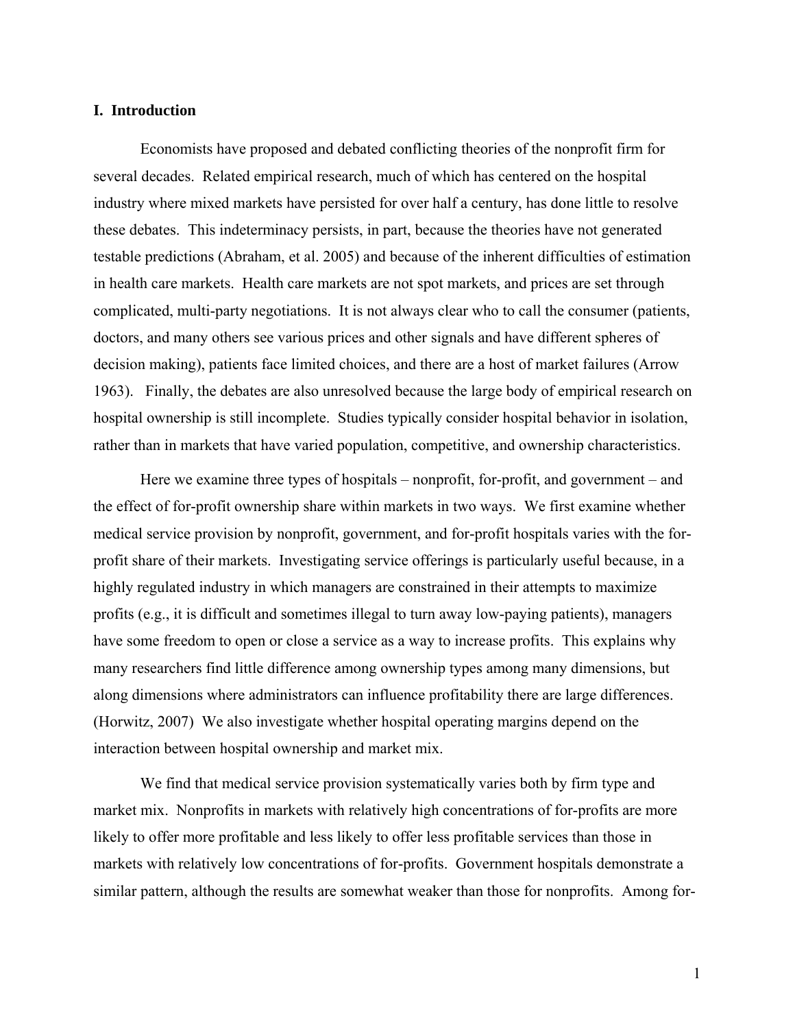## I. Introduction

Economists have proposed and debated conflicting theories of the nonprofit firm for several decades. Related empirical research, much of which has centered on the hospital industry where mixed markets have persisted for over half a century, has done little to resolve these debates. This indeterminacy persists, in part, because the theories have not generated testable predictions (Abraham, et al. 2005) and because of the inherent difficulties of estimation in health care markets. Health care markets are not spot markets, and prices are set through complicated, multi-party negotiations. It is not always clear who to call the consumer (patients, doctors, and many others see various prices and other signals and have different spheres of decision making), patients face limited choices, and there are a host of market failures (Arrow 1963). Finally, the debates are also unresolved because the large body of empirical research on hospital ownership is still incomplete. Studies typically consider hospital behavior in isolation, rather than in markets that have varied population, competitive, and ownership characteristics.

Here we examine three types of hospitals – nonprofit, for-profit, and government – and the effect of for-profit ownership share within markets in two ways. We first examine whether medical service provision by nonprofit, government, and for-profit hospitals varies with the for-profit share of their markets. Investigating service offerings is particularly useful because, in a highly regulated industry in which managers are constrained in their attempts to maximize profits (e.g., it is difficult and sometimes illegal to turn away low-paying patients), managers have some freedom to open or close a service as a way to increase profits. This explains why many researchers find little difference among ownership types among many dimensions, but along dimensions where administrators can influence profitability there are large differences. (Horwitz, 2007) We also investigate whether hospital operating margins depend on the interaction between hospital ownership and market mix.

We find that medical service provision systematically varies both by firm type and market mix. Nonprofits in markets with relatively high concentrations of for-profits are more likely to offer more profitable and less likely to offer less profitable services than those in markets with relatively low concentrations of for-profits. Government hospitals demonstrate a similar pattern, although the results are somewhat weaker than those for nonprofits. Among for-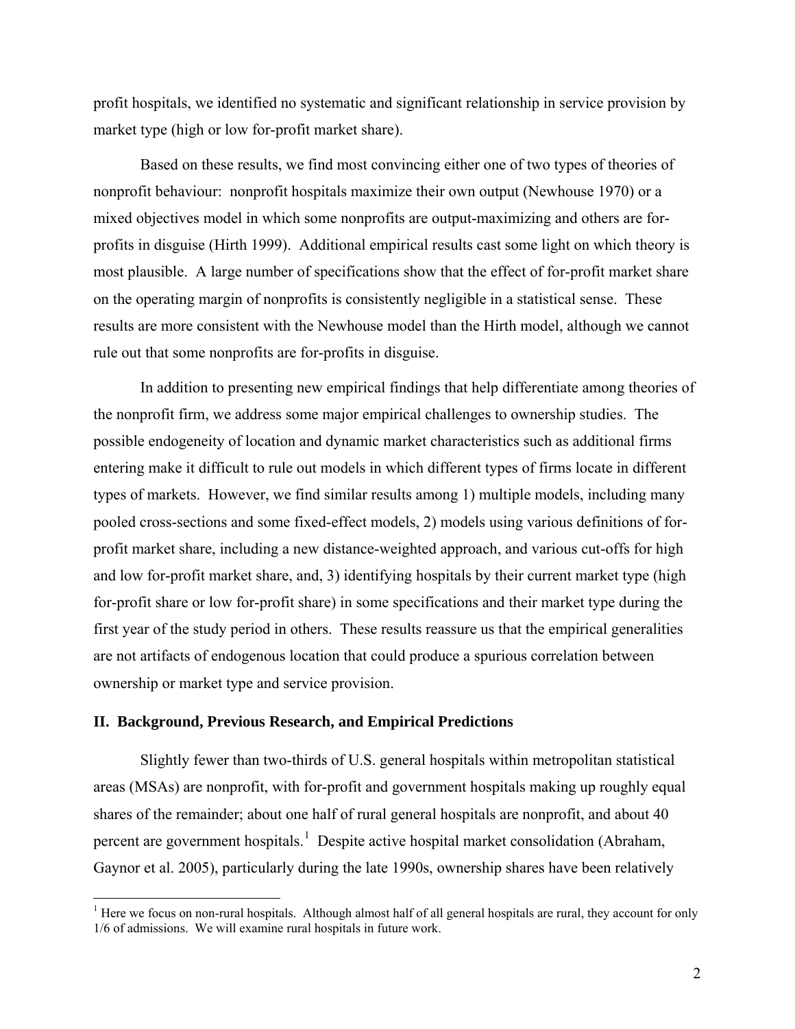profit hospitals, we identified no systematic and significant relationship in service provision by market type (high or low for-profit market share).

Based on these results, we find most convincing either one of two types of theories of nonprofit behaviour: nonprofit hospitals maximize their own output (Newhouse 1970) or a mixed objectives model in which some nonprofits are output-maximizing and others are for-profits in disguise (Hirth 1999). Additional empirical results cast some light on which theory is most plausible. A large number of specifications show that the effect of for-profit market share on the operating margin of nonprofits is consistently negligible in a statistical sense. These results are more consistent with the Newhouse model than the Hirth model, although we cannot rule out that some nonprofits are for-profits in disguise.

In addition to presenting new empirical findings that help differentiate among theories of the nonprofit firm, we address some major empirical challenges to ownership studies. The possible endogeneity of location and dynamic market characteristics such as additional firms entering make it difficult to rule out models in which different types of firms locate in different types of markets. However, we find similar results among 1) multiple models, including many pooled cross-sections and some fixed-effect models, 2) models using various definitions of for-profit market share, including a new distance-weighted approach, and various cut-offs for high and low for-profit market share, and, 3) identifying hospitals by their current market type (high for-profit share or low for-profit share) in some specifications and their market type during the first year of the study period in others. These results reassure us that the empirical generalities are not artifacts of endogenous location that could produce a spurious correlation between ownership or market type and service provision.

## II. Background, Previous Research, and Empirical Predictions

Slightly fewer than two-thirds of U.S. general hospitals within metropolitan statistical areas (MSAs) are nonprofit, with for-profit and government hospitals making up roughly equal shares of the remainder; about one half of rural general hospitals are nonprofit, and about 40 percent are government hospitals.[1] Despite active hospital market consolidation (Abraham, Gaynor et al. 2005), particularly during the late 1990s, ownership shares have been relatively

[1] Here we focus on non-rural hospitals. Although almost half of all general hospitals are rural, they account for only 1/6 of admissions. We will examine rural hospitals in future work.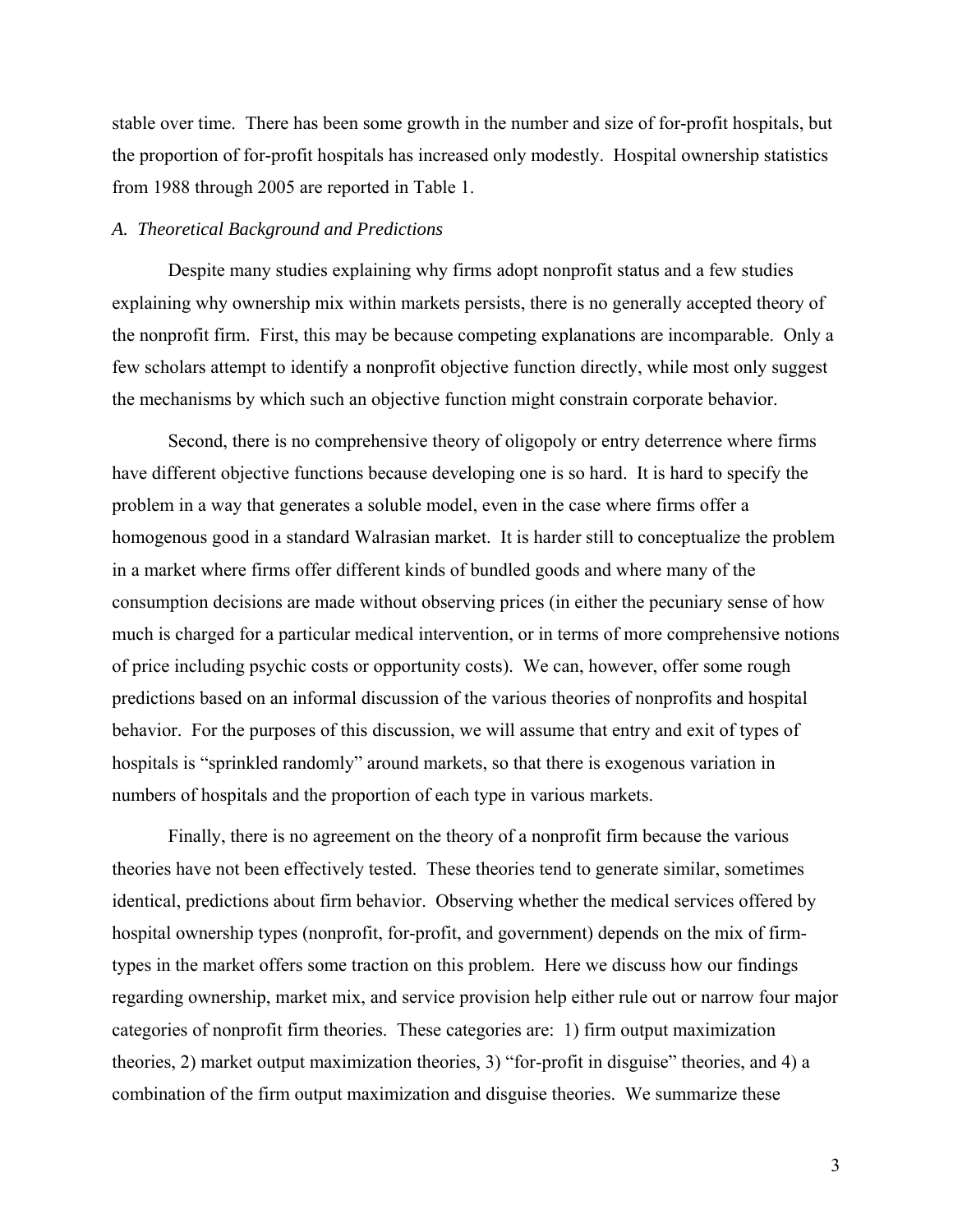stable over time. There has been some growth in the number and size of for-profit hospitals, but the proportion of for-profit hospitals has increased only modestly. Hospital ownership statistics from 1988 through 2005 are reported in Table 1.

### *A. Theoretical Background and Predictions*

Despite many studies explaining why firms adopt nonprofit status and a few studies explaining why ownership mix within markets persists, there is no generally accepted theory of the nonprofit firm. First, this may be because competing explanations are incomparable. Only a few scholars attempt to identify a nonprofit objective function directly, while most only suggest the mechanisms by which such an objective function might constrain corporate behavior.

Second, there is no comprehensive theory of oligopoly or entry deterrence where firms have different objective functions because developing one is so hard. It is hard to specify the problem in a way that generates a soluble model, even in the case where firms offer a homogenous good in a standard Walrasian market. It is harder still to conceptualize the problem in a market where firms offer different kinds of bundled goods and where many of the consumption decisions are made without observing prices (in either the pecuniary sense of how much is charged for a particular medical intervention, or in terms of more comprehensive notions of price including psychic costs or opportunity costs). We can, however, offer some rough predictions based on an informal discussion of the various theories of nonprofits and hospital behavior. For the purposes of this discussion, we will assume that entry and exit of types of hospitals is "sprinkled randomly" around markets, so that there is exogenous variation in numbers of hospitals and the proportion of each type in various markets.

Finally, there is no agreement on the theory of a nonprofit firm because the various theories have not been effectively tested. These theories tend to generate similar, sometimes identical, predictions about firm behavior. Observing whether the medical services offered by hospital ownership types (nonprofit, for-profit, and government) depends on the mix of firm-types in the market offers some traction on this problem. Here we discuss how our findings regarding ownership, market mix, and service provision help either rule out or narrow four major categories of nonprofit firm theories. These categories are: 1) firm output maximization theories, 2) market output maximization theories, 3) "for-profit in disguise" theories, and 4) a combination of the firm output maximization and disguise theories. We summarize these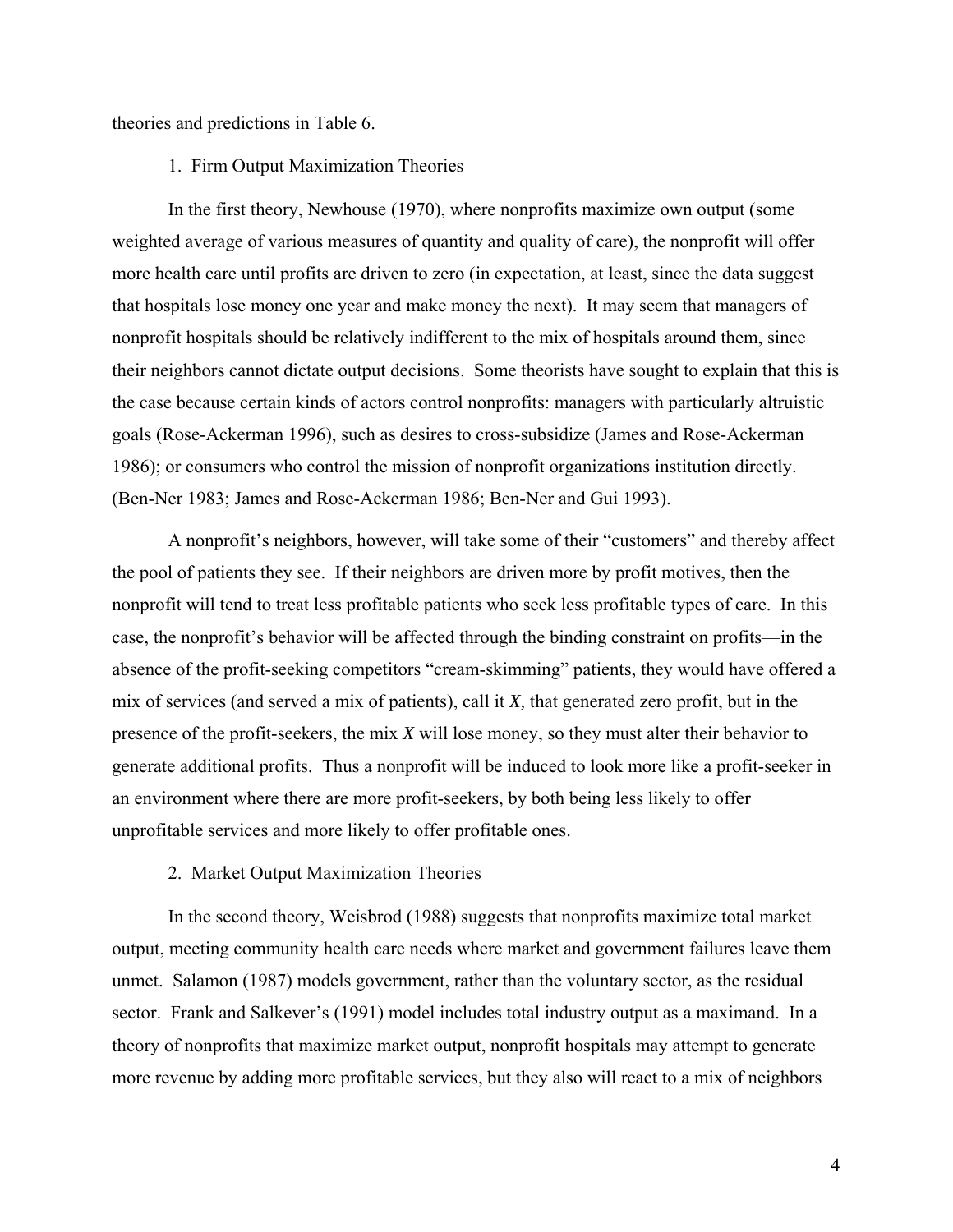theories and predictions in Table 6.

### 1. Firm Output Maximization Theories

In the first theory, Newhouse (1970), where nonprofits maximize own output (some weighted average of various measures of quantity and quality of care), the nonprofit will offer more health care until profits are driven to zero (in expectation, at least, since the data suggest that hospitals lose money one year and make money the next). It may seem that managers of nonprofit hospitals should be relatively indifferent to the mix of hospitals around them, since their neighbors cannot dictate output decisions. Some theorists have sought to explain that this is the case because certain kinds of actors control nonprofits: managers with particularly altruistic goals (Rose-Ackerman 1996), such as desires to cross-subsidize (James and Rose-Ackerman 1986); or consumers who control the mission of nonprofit organizations institution directly. (Ben-Ner 1983; James and Rose-Ackerman 1986; Ben-Ner and Gui 1993).

A nonprofit's neighbors, however, will take some of their "customers" and thereby affect the pool of patients they see. If their neighbors are driven more by profit motives, then the nonprofit will tend to treat less profitable patients who seek less profitable types of care. In this case, the nonprofit's behavior will be affected through the binding constraint on profits—in the absence of the profit-seeking competitors "cream-skimming" patients, they would have offered a mix of services (and served a mix of patients), call it *X,* that generated zero profit, but in the presence of the profit-seekers, the mix *X* will lose money, so they must alter their behavior to generate additional profits. Thus a nonprofit will be induced to look more like a profit-seeker in an environment where there are more profit-seekers, by both being less likely to offer unprofitable services and more likely to offer profitable ones.

### 2. Market Output Maximization Theories

In the second theory, Weisbrod (1988) suggests that nonprofits maximize total market output, meeting community health care needs where market and government failures leave them unmet. Salamon (1987) models government, rather than the voluntary sector, as the residual sector. Frank and Salkever's (1991) model includes total industry output as a maximand. In a theory of nonprofits that maximize market output, nonprofit hospitals may attempt to generate more revenue by adding more profitable services, but they also will react to a mix of neighbors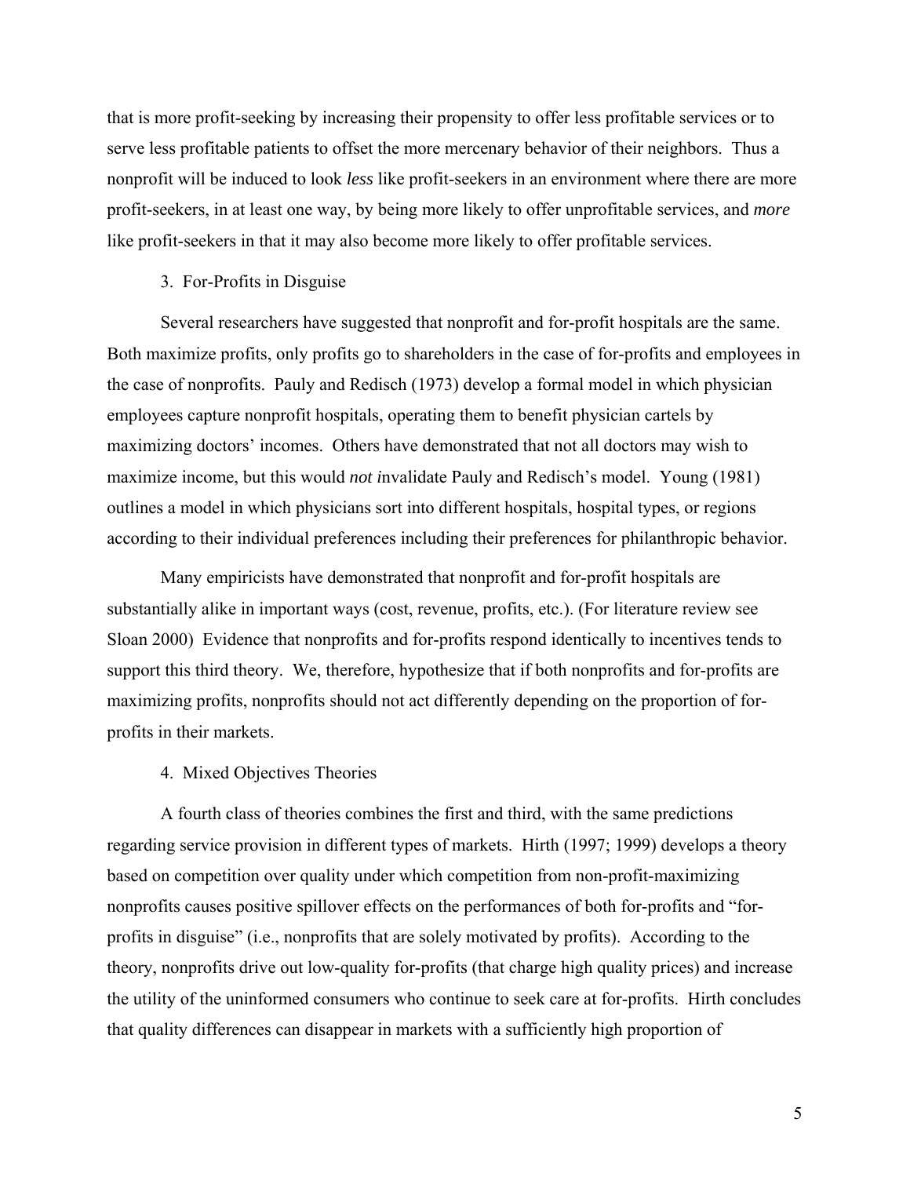that is more profit-seeking by increasing their propensity to offer less profitable services or to serve less profitable patients to offset the more mercenary behavior of their neighbors. Thus a nonprofit will be induced to look *less* like profit-seekers in an environment where there are more profit-seekers, in at least one way, by being more likely to offer unprofitable services, and *more* like profit-seekers in that it may also become more likely to offer profitable services.

### 3. For-Profits in Disguise

Several researchers have suggested that nonprofit and for-profit hospitals are the same. Both maximize profits, only profits go to shareholders in the case of for-profits and employees in the case of nonprofits. Pauly and Redisch (1973) develop a formal model in which physician employees capture nonprofit hospitals, operating them to benefit physician cartels by maximizing doctors' incomes. Others have demonstrated that not all doctors may wish to maximize income, but this would *not i*nvalidate Pauly and Redisch's model. Young (1981) outlines a model in which physicians sort into different hospitals, hospital types, or regions according to their individual preferences including their preferences for philanthropic behavior.

Many empiricists have demonstrated that nonprofit and for-profit hospitals are substantially alike in important ways (cost, revenue, profits, etc.). (For literature review see Sloan 2000) Evidence that nonprofits and for-profits respond identically to incentives tends to support this third theory. We, therefore, hypothesize that if both nonprofits and for-profits are maximizing profits, nonprofits should not act differently depending on the proportion of for-profits in their markets.

### 4. Mixed Objectives Theories

A fourth class of theories combines the first and third, with the same predictions regarding service provision in different types of markets. Hirth (1997; 1999) develops a theory based on competition over quality under which competition from non-profit-maximizing nonprofits causes positive spillover effects on the performances of both for-profits and "for-profits in disguise" (i.e., nonprofits that are solely motivated by profits). According to the theory, nonprofits drive out low-quality for-profits (that charge high quality prices) and increase the utility of the uninformed consumers who continue to seek care at for-profits. Hirth concludes that quality differences can disappear in markets with a sufficiently high proportion of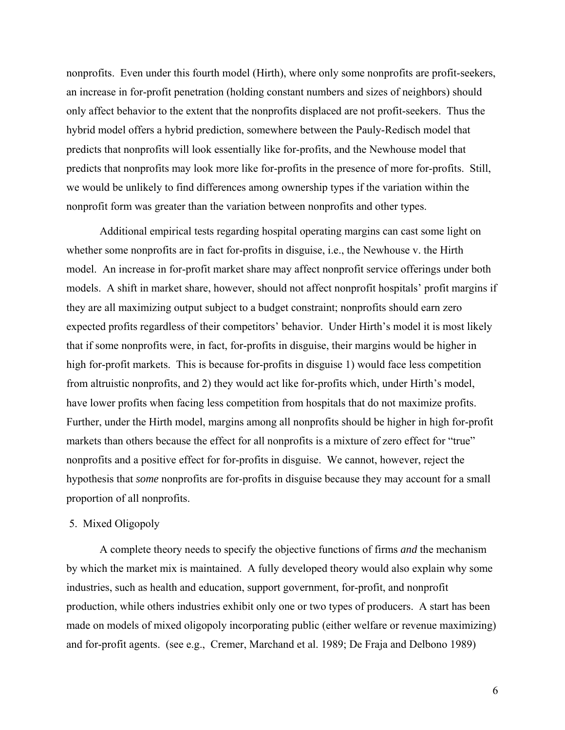nonprofits. Even under this fourth model (Hirth), where only some nonprofits are profit-seekers, an increase in for-profit penetration (holding constant numbers and sizes of neighbors) should only affect behavior to the extent that the nonprofits displaced are not profit-seekers. Thus the hybrid model offers a hybrid prediction, somewhere between the Pauly-Redisch model that predicts that nonprofits will look essentially like for-profits, and the Newhouse model that predicts that nonprofits may look more like for-profits in the presence of more for-profits. Still, we would be unlikely to find differences among ownership types if the variation within the nonprofit form was greater than the variation between nonprofits and other types.

Additional empirical tests regarding hospital operating margins can cast some light on whether some nonprofits are in fact for-profits in disguise, i.e., the Newhouse v. the Hirth model. An increase in for-profit market share may affect nonprofit service offerings under both models. A shift in market share, however, should not affect nonprofit hospitals' profit margins if they are all maximizing output subject to a budget constraint; nonprofits should earn zero expected profits regardless of their competitors' behavior. Under Hirth's model it is most likely that if some nonprofits were, in fact, for-profits in disguise, their margins would be higher in high for-profit markets. This is because for-profits in disguise 1) would face less competition from altruistic nonprofits, and 2) they would act like for-profits which, under Hirth's model, have lower profits when facing less competition from hospitals that do not maximize profits. Further, under the Hirth model, margins among all nonprofits should be higher in high for-profit markets than others because the effect for all nonprofits is a mixture of zero effect for "true" nonprofits and a positive effect for for-profits in disguise. We cannot, however, reject the hypothesis that *some* nonprofits are for-profits in disguise because they may account for a small proportion of all nonprofits.

## 5. Mixed Oligopoly

A complete theory needs to specify the objective functions of firms *and* the mechanism by which the market mix is maintained. A fully developed theory would also explain why some industries, such as health and education, support government, for-profit, and nonprofit production, while others industries exhibit only one or two types of producers. A start has been made on models of mixed oligopoly incorporating public (either welfare or revenue maximizing) and for-profit agents. (see e.g., Cremer, Marchand et al. 1989; De Fraja and Delbono 1989)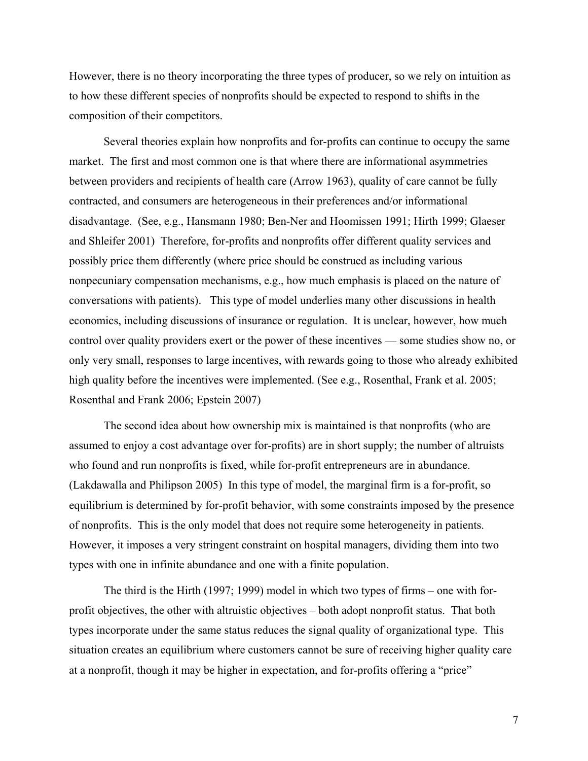However, there is no theory incorporating the three types of producer, so we rely on intuition as to how these different species of nonprofits should be expected to respond to shifts in the composition of their competitors.

Several theories explain how nonprofits and for-profits can continue to occupy the same market. The first and most common one is that where there are informational asymmetries between providers and recipients of health care (Arrow 1963), quality of care cannot be fully contracted, and consumers are heterogeneous in their preferences and/or informational disadvantage. (See, e.g., Hansmann 1980; Ben-Ner and Hoomissen 1991; Hirth 1999; Glaeser and Shleifer 2001) Therefore, for-profits and nonprofits offer different quality services and possibly price them differently (where price should be construed as including various nonpecuniary compensation mechanisms, e.g., how much emphasis is placed on the nature of conversations with patients). This type of model underlies many other discussions in health economics, including discussions of insurance or regulation. It is unclear, however, how much control over quality providers exert or the power of these incentives — some studies show no, or only very small, responses to large incentives, with rewards going to those who already exhibited high quality before the incentives were implemented. (See e.g., Rosenthal, Frank et al. 2005; Rosenthal and Frank 2006; Epstein 2007)

The second idea about how ownership mix is maintained is that nonprofits (who are assumed to enjoy a cost advantage over for-profits) are in short supply; the number of altruists who found and run nonprofits is fixed, while for-profit entrepreneurs are in abundance. (Lakdawalla and Philipson 2005) In this type of model, the marginal firm is a for-profit, so equilibrium is determined by for-profit behavior, with some constraints imposed by the presence of nonprofits. This is the only model that does not require some heterogeneity in patients. However, it imposes a very stringent constraint on hospital managers, dividing them into two types with one in infinite abundance and one with a finite population.

The third is the Hirth (1997; 1999) model in which two types of firms – one with for-profit objectives, the other with altruistic objectives – both adopt nonprofit status. That both types incorporate under the same status reduces the signal quality of organizational type. This situation creates an equilibrium where customers cannot be sure of receiving higher quality care at a nonprofit, though it may be higher in expectation, and for-profits offering a "price"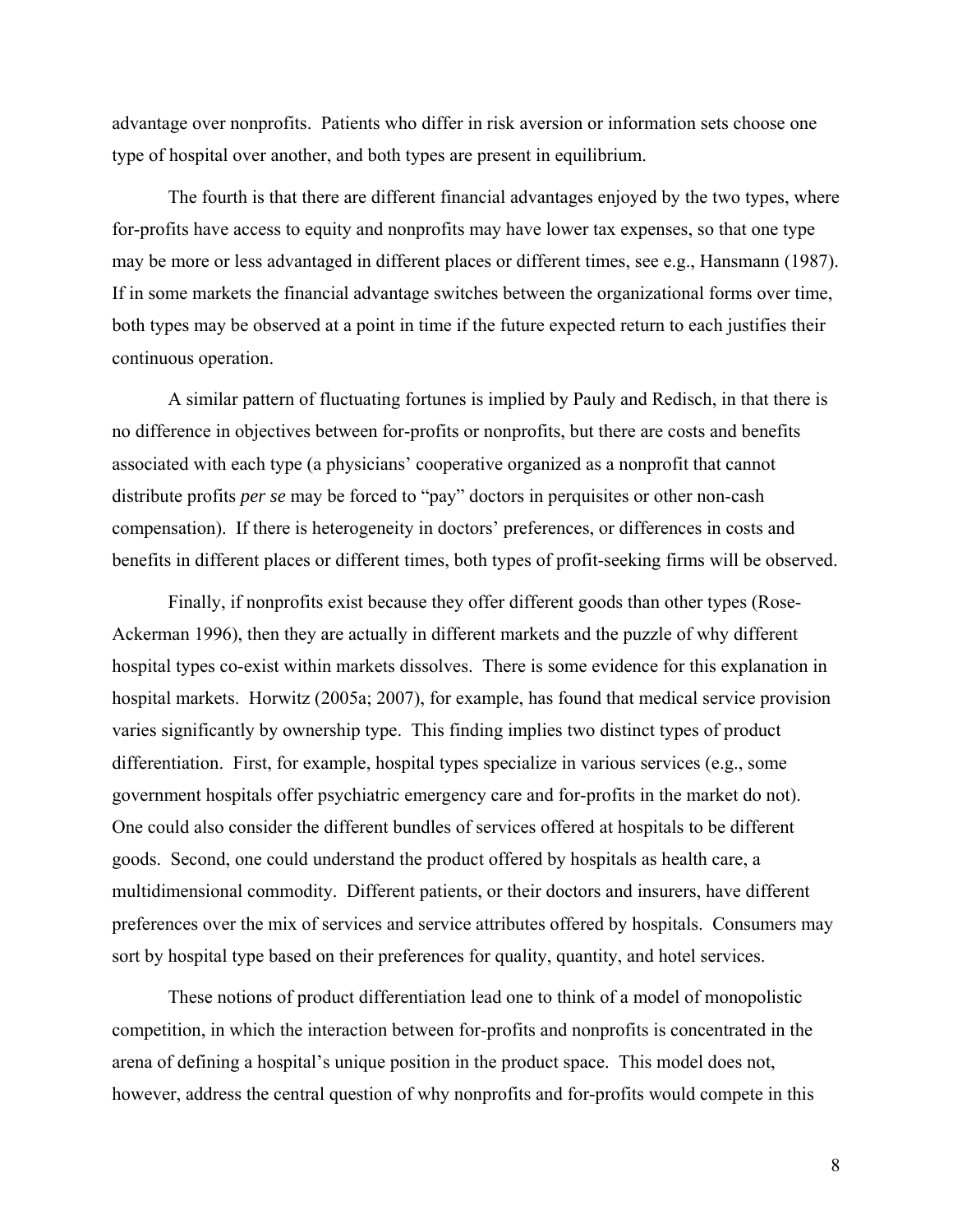advantage over nonprofits. Patients who differ in risk aversion or information sets choose one type of hospital over another, and both types are present in equilibrium.

The fourth is that there are different financial advantages enjoyed by the two types, where for-profits have access to equity and nonprofits may have lower tax expenses, so that one type may be more or less advantaged in different places or different times, see e.g., Hansmann (1987). If in some markets the financial advantage switches between the organizational forms over time, both types may be observed at a point in time if the future expected return to each justifies their continuous operation.

A similar pattern of fluctuating fortunes is implied by Pauly and Redisch, in that there is no difference in objectives between for-profits or nonprofits, but there are costs and benefits associated with each type (a physicians' cooperative organized as a nonprofit that cannot distribute profits *per se* may be forced to "pay" doctors in perquisites or other non-cash compensation). If there is heterogeneity in doctors' preferences, or differences in costs and benefits in different places or different times, both types of profit-seeking firms will be observed.

Finally, if nonprofits exist because they offer different goods than other types (Rose-Ackerman 1996), then they are actually in different markets and the puzzle of why different hospital types co-exist within markets dissolves. There is some evidence for this explanation in hospital markets. Horwitz (2005a; 2007), for example, has found that medical service provision varies significantly by ownership type. This finding implies two distinct types of product differentiation. First, for example, hospital types specialize in various services (e.g., some government hospitals offer psychiatric emergency care and for-profits in the market do not). One could also consider the different bundles of services offered at hospitals to be different goods. Second, one could understand the product offered by hospitals as health care, a multidimensional commodity. Different patients, or their doctors and insurers, have different preferences over the mix of services and service attributes offered by hospitals. Consumers may sort by hospital type based on their preferences for quality, quantity, and hotel services.

These notions of product differentiation lead one to think of a model of monopolistic competition, in which the interaction between for-profits and nonprofits is concentrated in the arena of defining a hospital's unique position in the product space. This model does not, however, address the central question of why nonprofits and for-profits would compete in this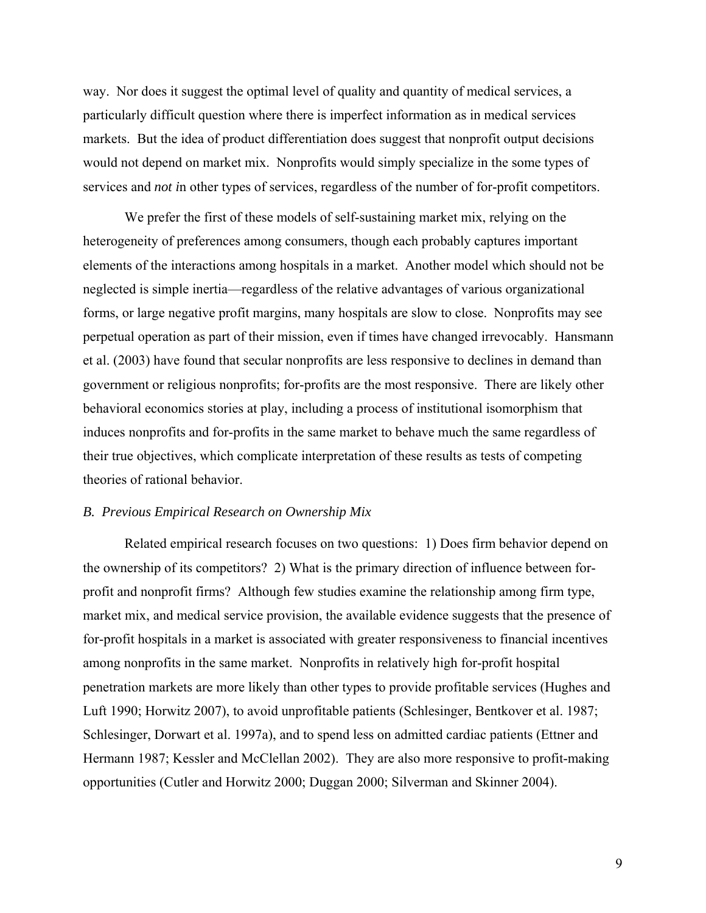way. Nor does it suggest the optimal level of quality and quantity of medical services, a particularly difficult question where there is imperfect information as in medical services markets. But the idea of product differentiation does suggest that nonprofit output decisions would not depend on market mix. Nonprofits would simply specialize in the some types of services and *not i*n other types of services, regardless of the number of for-profit competitors.

We prefer the first of these models of self-sustaining market mix, relying on the heterogeneity of preferences among consumers, though each probably captures important elements of the interactions among hospitals in a market. Another model which should not be neglected is simple inertia—regardless of the relative advantages of various organizational forms, or large negative profit margins, many hospitals are slow to close. Nonprofits may see perpetual operation as part of their mission, even if times have changed irrevocably. Hansmann et al. (2003) have found that secular nonprofits are less responsive to declines in demand than government or religious nonprofits; for-profits are the most responsive. There are likely other behavioral economics stories at play, including a process of institutional isomorphism that induces nonprofits and for-profits in the same market to behave much the same regardless of their true objectives, which complicate interpretation of these results as tests of competing theories of rational behavior.

### *B. Previous Empirical Research on Ownership Mix*

Related empirical research focuses on two questions: 1) Does firm behavior depend on the ownership of its competitors? 2) What is the primary direction of influence between for-profit and nonprofit firms? Although few studies examine the relationship among firm type, market mix, and medical service provision, the available evidence suggests that the presence of for-profit hospitals in a market is associated with greater responsiveness to financial incentives among nonprofits in the same market. Nonprofits in relatively high for-profit hospital penetration markets are more likely than other types to provide profitable services (Hughes and Luft 1990; Horwitz 2007), to avoid unprofitable patients (Schlesinger, Bentkover et al. 1987; Schlesinger, Dorwart et al. 1997a), and to spend less on admitted cardiac patients (Ettner and Hermann 1987; Kessler and McClellan 2002). They are also more responsive to profit-making opportunities (Cutler and Horwitz 2000; Duggan 2000; Silverman and Skinner 2004).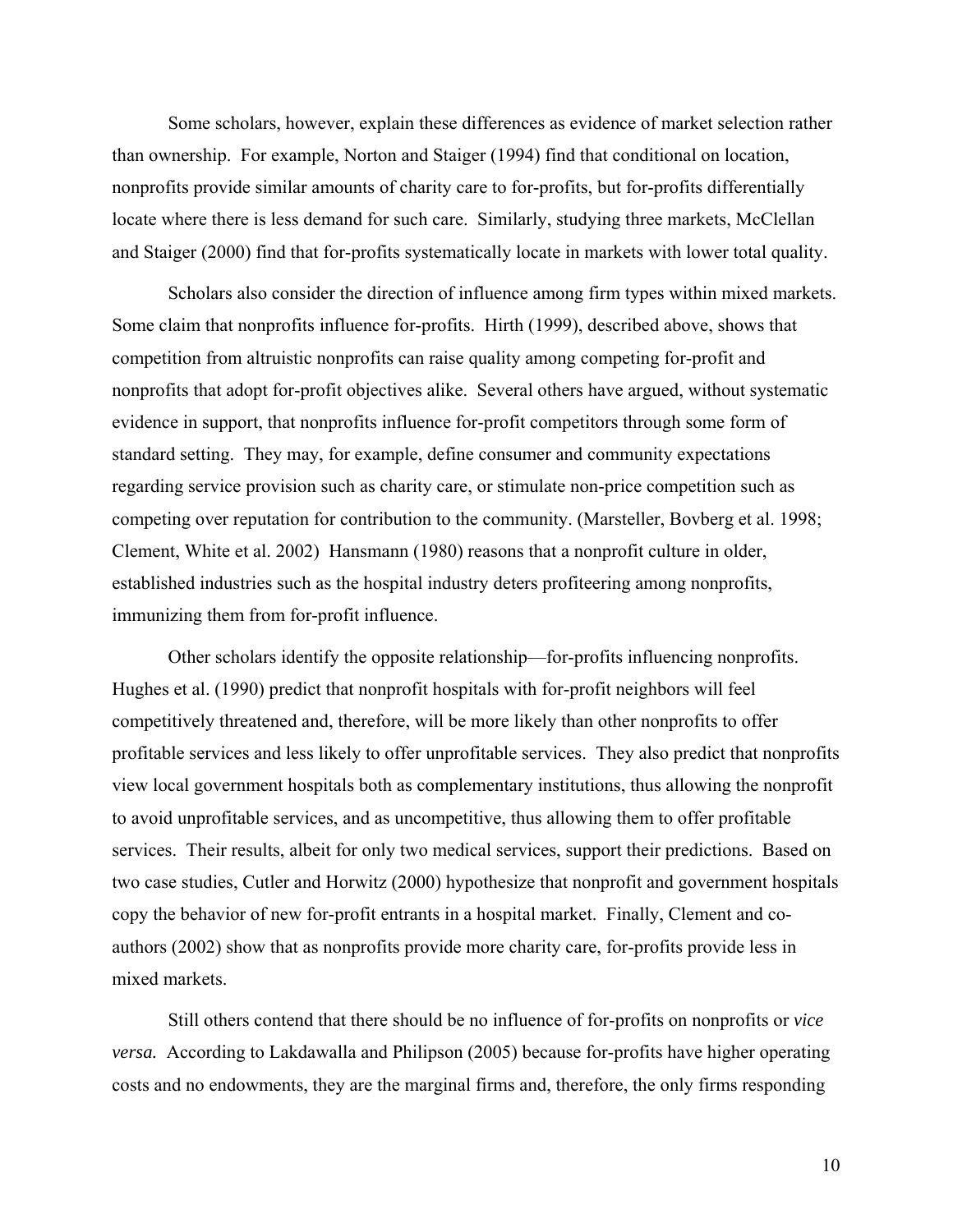Some scholars, however, explain these differences as evidence of market selection rather than ownership. For example, Norton and Staiger (1994) find that conditional on location, nonprofits provide similar amounts of charity care to for-profits, but for-profits differentially locate where there is less demand for such care. Similarly, studying three markets, McClellan and Staiger (2000) find that for-profits systematically locate in markets with lower total quality.

Scholars also consider the direction of influence among firm types within mixed markets. Some claim that nonprofits influence for-profits. Hirth (1999), described above, shows that competition from altruistic nonprofits can raise quality among competing for-profit and nonprofits that adopt for-profit objectives alike. Several others have argued, without systematic evidence in support, that nonprofits influence for-profit competitors through some form of standard setting. They may, for example, define consumer and community expectations regarding service provision such as charity care, or stimulate non-price competition such as competing over reputation for contribution to the community. (Marsteller, Bovberg et al. 1998; Clement, White et al. 2002) Hansmann (1980) reasons that a nonprofit culture in older, established industries such as the hospital industry deters profiteering among nonprofits, immunizing them from for-profit influence.

Other scholars identify the opposite relationship—for-profits influencing nonprofits. Hughes et al. (1990) predict that nonprofit hospitals with for-profit neighbors will feel competitively threatened and, therefore, will be more likely than other nonprofits to offer profitable services and less likely to offer unprofitable services. They also predict that nonprofits view local government hospitals both as complementary institutions, thus allowing the nonprofit to avoid unprofitable services, and as uncompetitive, thus allowing them to offer profitable services. Their results, albeit for only two medical services, support their predictions. Based on two case studies, Cutler and Horwitz (2000) hypothesize that nonprofit and government hospitals copy the behavior of new for-profit entrants in a hospital market. Finally, Clement and co-authors (2002) show that as nonprofits provide more charity care, for-profits provide less in mixed markets.

Still others contend that there should be no influence of for-profits on nonprofits or *vice versa.* According to Lakdawalla and Philipson (2005) because for-profits have higher operating costs and no endowments, they are the marginal firms and, therefore, the only firms responding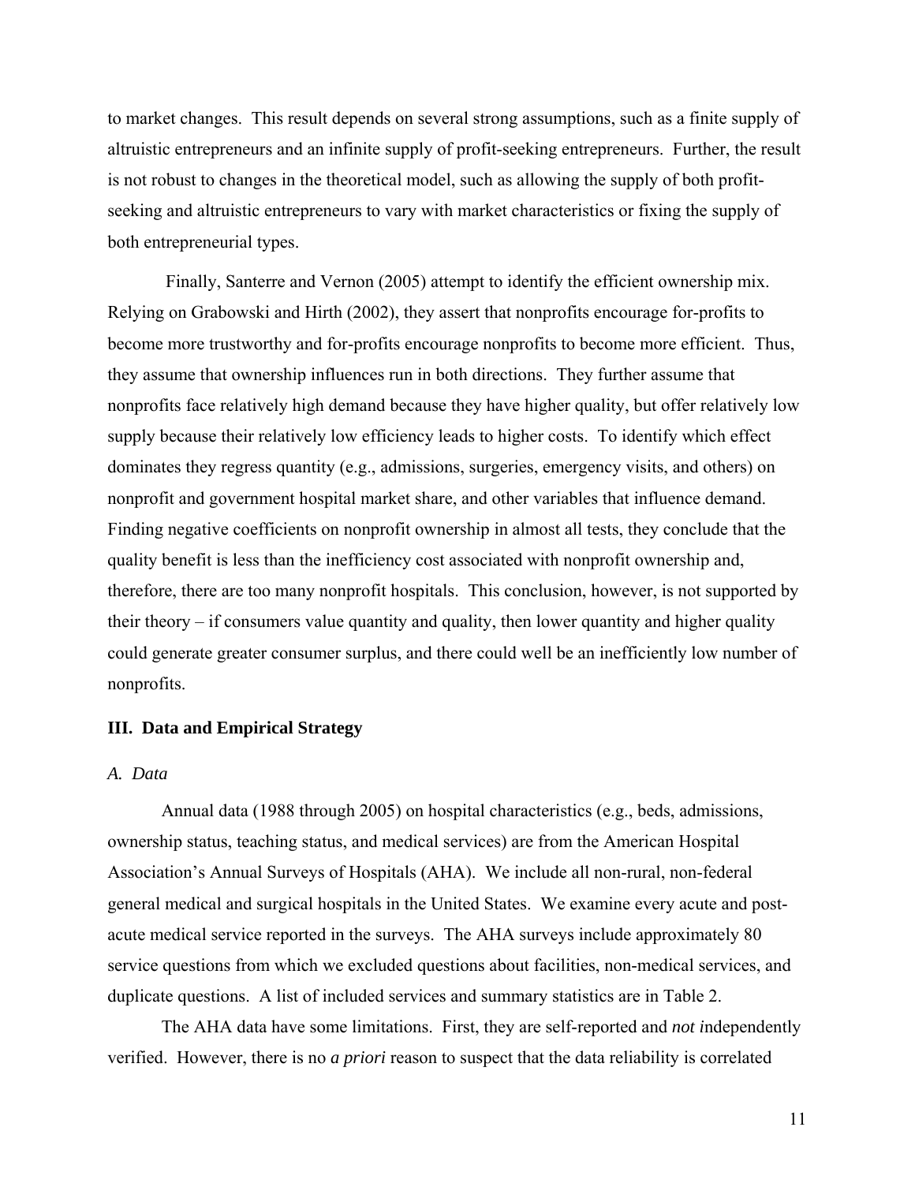to market changes. This result depends on several strong assumptions, such as a finite supply of altruistic entrepreneurs and an infinite supply of profit-seeking entrepreneurs. Further, the result is not robust to changes in the theoretical model, such as allowing the supply of both profit-seeking and altruistic entrepreneurs to vary with market characteristics or fixing the supply of both entrepreneurial types.

Finally, Santerre and Vernon (2005) attempt to identify the efficient ownership mix. Relying on Grabowski and Hirth (2002), they assert that nonprofits encourage for-profits to become more trustworthy and for-profits encourage nonprofits to become more efficient. Thus, they assume that ownership influences run in both directions. They further assume that nonprofits face relatively high demand because they have higher quality, but offer relatively low supply because their relatively low efficiency leads to higher costs. To identify which effect dominates they regress quantity (e.g., admissions, surgeries, emergency visits, and others) on nonprofit and government hospital market share, and other variables that influence demand. Finding negative coefficients on nonprofit ownership in almost all tests, they conclude that the quality benefit is less than the inefficiency cost associated with nonprofit ownership and, therefore, there are too many nonprofit hospitals. This conclusion, however, is not supported by their theory – if consumers value quantity and quality, then lower quantity and higher quality could generate greater consumer surplus, and there could well be an inefficiently low number of nonprofits.

## III. Data and Empirical Strategy

### *A. Data*

Annual data (1988 through 2005) on hospital characteristics (e.g., beds, admissions, ownership status, teaching status, and medical services) are from the American Hospital Association's Annual Surveys of Hospitals (AHA). We include all non-rural, non-federal general medical and surgical hospitals in the United States. We examine every acute and post-acute medical service reported in the surveys. The AHA surveys include approximately 80 service questions from which we excluded questions about facilities, non-medical services, and duplicate questions. A list of included services and summary statistics are in Table 2.

The AHA data have some limitations. First, they are self-reported and *not i*ndependently verified. However, there is no *a priori* reason to suspect that the data reliability is correlated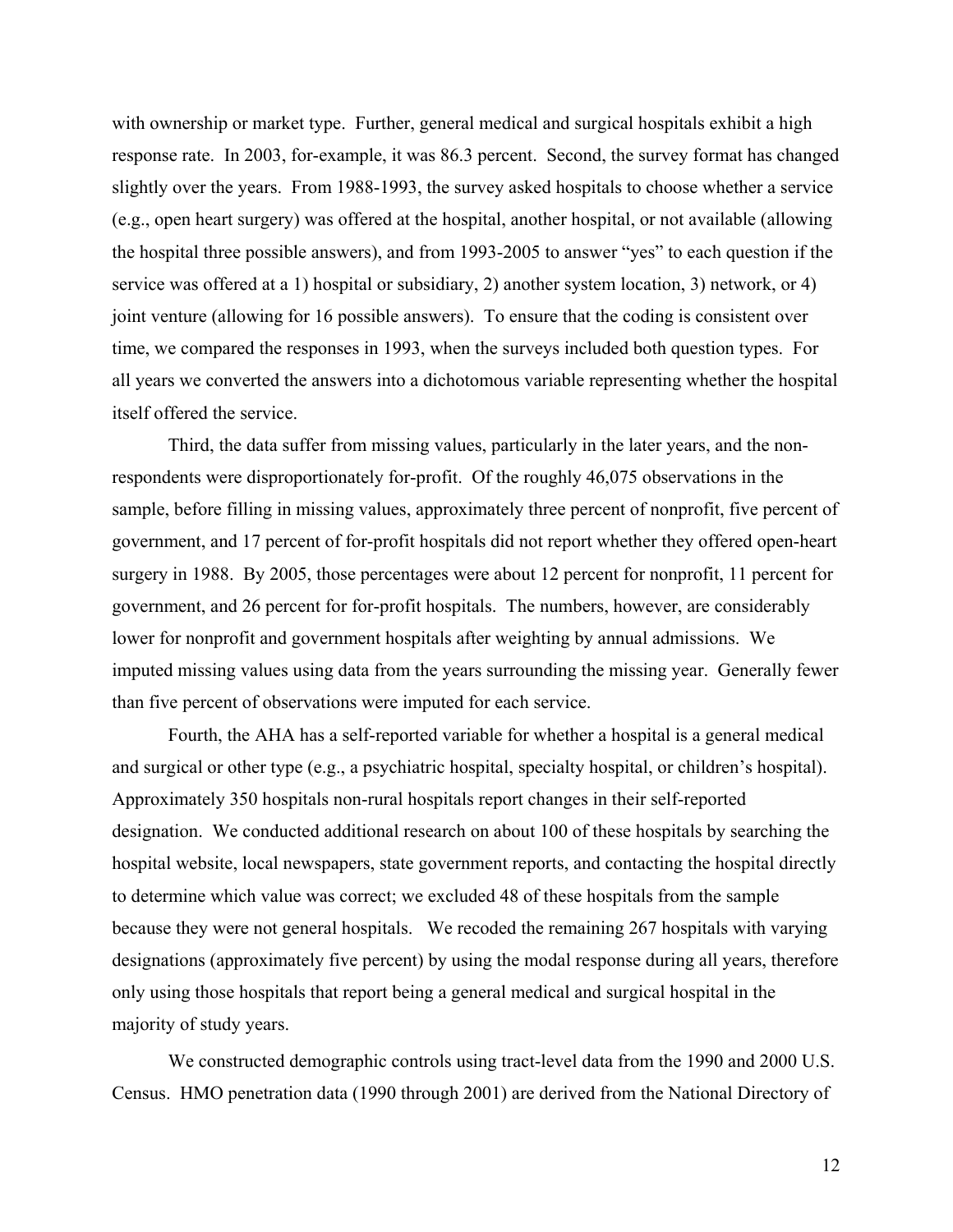with ownership or market type. Further, general medical and surgical hospitals exhibit a high response rate. In 2003, for-example, it was 86.3 percent. Second, the survey format has changed slightly over the years. From 1988-1993, the survey asked hospitals to choose whether a service (e.g., open heart surgery) was offered at the hospital, another hospital, or not available (allowing the hospital three possible answers), and from 1993-2005 to answer "yes" to each question if the service was offered at a 1) hospital or subsidiary, 2) another system location, 3) network, or 4) joint venture (allowing for 16 possible answers). To ensure that the coding is consistent over time, we compared the responses in 1993, when the surveys included both question types. For all years we converted the answers into a dichotomous variable representing whether the hospital itself offered the service.

Third, the data suffer from missing values, particularly in the later years, and the non-respondents were disproportionately for-profit. Of the roughly 46,075 observations in the sample, before filling in missing values, approximately three percent of nonprofit, five percent of government, and 17 percent of for-profit hospitals did not report whether they offered open-heart surgery in 1988. By 2005, those percentages were about 12 percent for nonprofit, 11 percent for government, and 26 percent for for-profit hospitals. The numbers, however, are considerably lower for nonprofit and government hospitals after weighting by annual admissions. We imputed missing values using data from the years surrounding the missing year. Generally fewer than five percent of observations were imputed for each service.

Fourth, the AHA has a self-reported variable for whether a hospital is a general medical and surgical or other type (e.g., a psychiatric hospital, specialty hospital, or children's hospital). Approximately 350 hospitals non-rural hospitals report changes in their self-reported designation. We conducted additional research on about 100 of these hospitals by searching the hospital website, local newspapers, state government reports, and contacting the hospital directly to determine which value was correct; we excluded 48 of these hospitals from the sample because they were not general hospitals. We recoded the remaining 267 hospitals with varying designations (approximately five percent) by using the modal response during all years, therefore only using those hospitals that report being a general medical and surgical hospital in the majority of study years.

We constructed demographic controls using tract-level data from the 1990 and 2000 U.S. Census. HMO penetration data (1990 through 2001) are derived from the National Directory of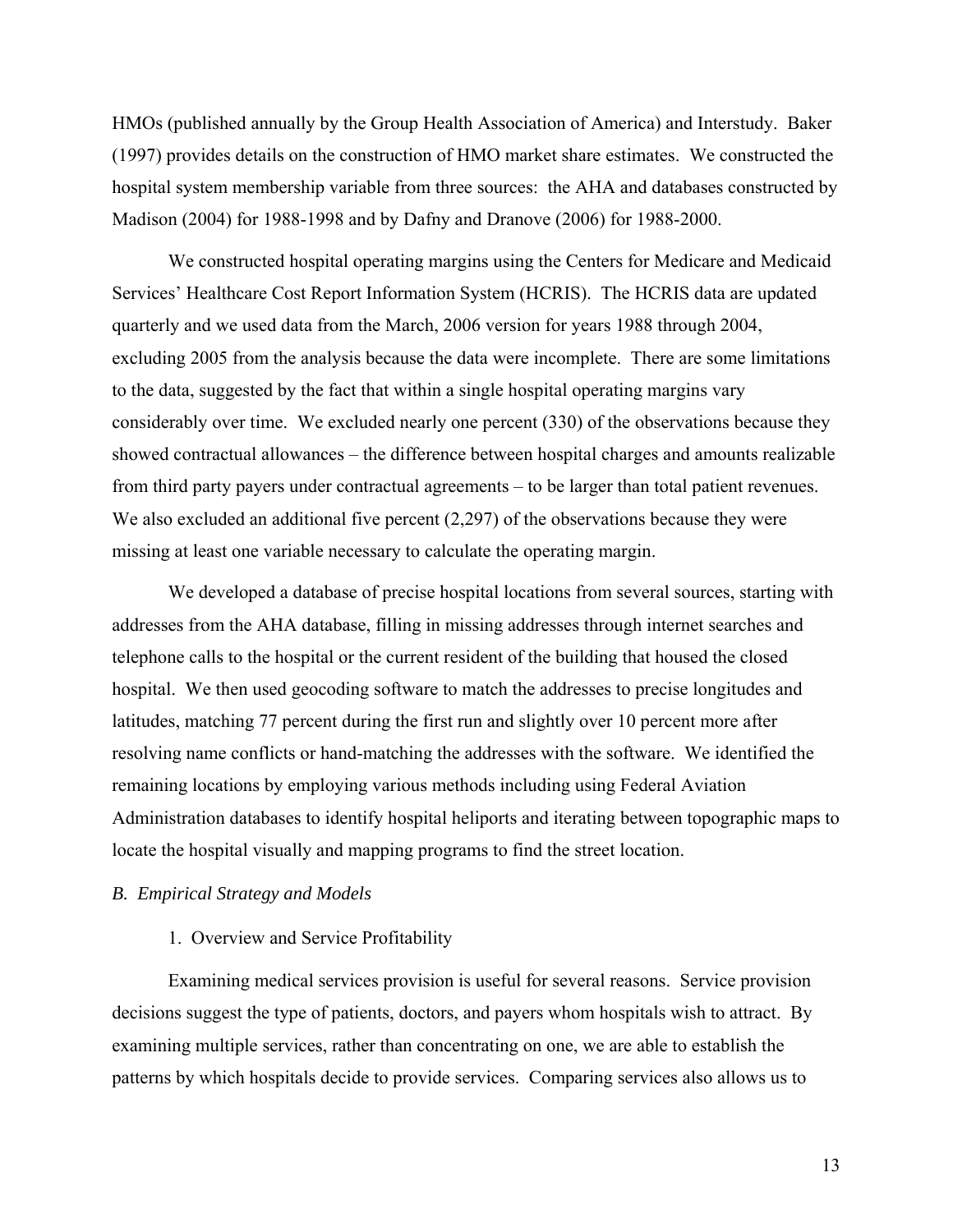HMOs (published annually by the Group Health Association of America) and Interstudy. Baker (1997) provides details on the construction of HMO market share estimates. We constructed the hospital system membership variable from three sources: the AHA and databases constructed by Madison (2004) for 1988-1998 and by Dafny and Dranove (2006) for 1988-2000.

We constructed hospital operating margins using the Centers for Medicare and Medicaid Services' Healthcare Cost Report Information System (HCRIS). The HCRIS data are updated quarterly and we used data from the March, 2006 version for years 1988 through 2004, excluding 2005 from the analysis because the data were incomplete. There are some limitations to the data, suggested by the fact that within a single hospital operating margins vary considerably over time. We excluded nearly one percent (330) of the observations because they showed contractual allowances – the difference between hospital charges and amounts realizable from third party payers under contractual agreements – to be larger than total patient revenues. We also excluded an additional five percent (2,297) of the observations because they were missing at least one variable necessary to calculate the operating margin.

We developed a database of precise hospital locations from several sources, starting with addresses from the AHA database, filling in missing addresses through internet searches and telephone calls to the hospital or the current resident of the building that housed the closed hospital. We then used geocoding software to match the addresses to precise longitudes and latitudes, matching 77 percent during the first run and slightly over 10 percent more after resolving name conflicts or hand-matching the addresses with the software. We identified the remaining locations by employing various methods including using Federal Aviation Administration databases to identify hospital heliports and iterating between topographic maps to locate the hospital visually and mapping programs to find the street location.

### *B. Empirical Strategy and Models*

#### 1. Overview and Service Profitability

Examining medical services provision is useful for several reasons. Service provision decisions suggest the type of patients, doctors, and payers whom hospitals wish to attract. By examining multiple services, rather than concentrating on one, we are able to establish the patterns by which hospitals decide to provide services. Comparing services also allows us to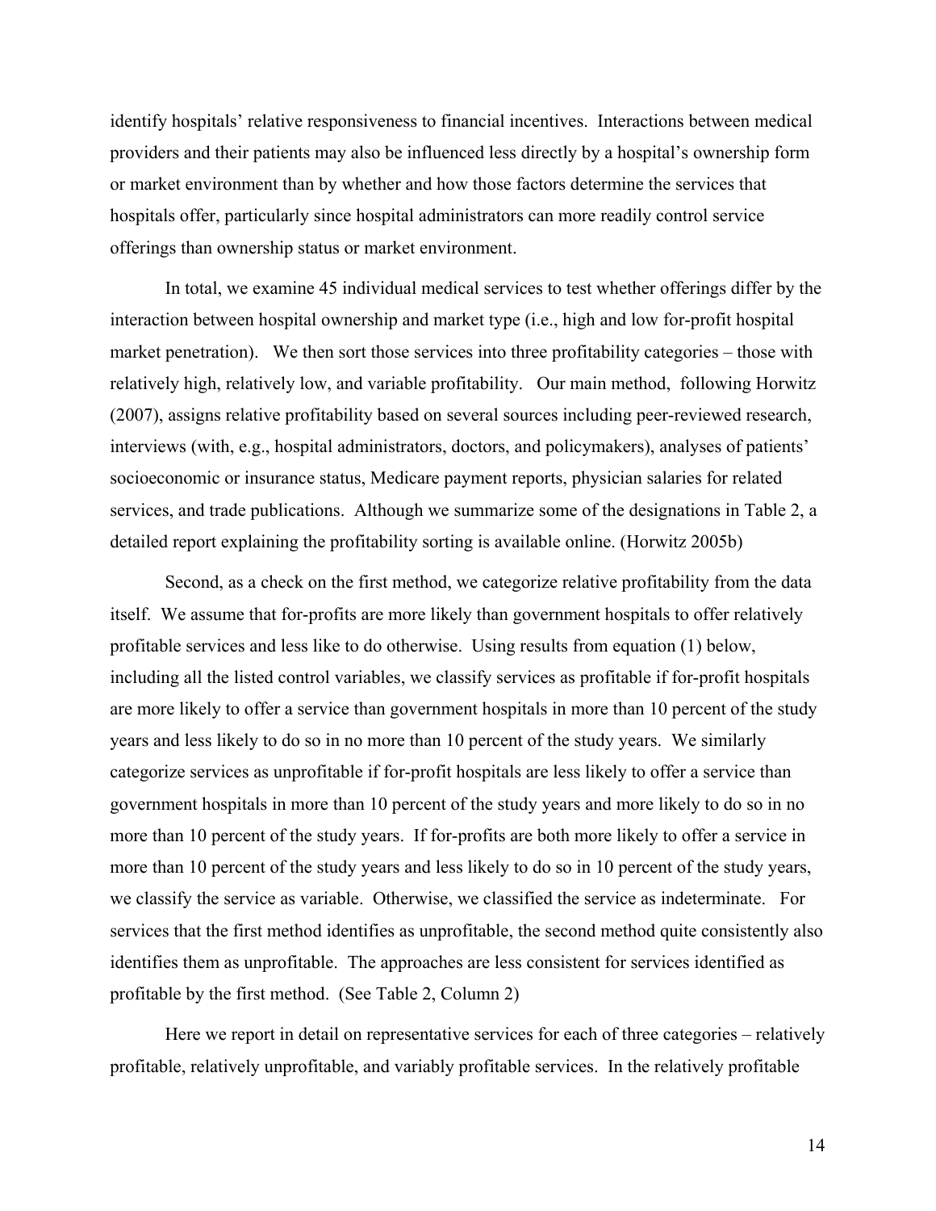identify hospitals' relative responsiveness to financial incentives. Interactions between medical providers and their patients may also be influenced less directly by a hospital's ownership form or market environment than by whether and how those factors determine the services that hospitals offer, particularly since hospital administrators can more readily control service offerings than ownership status or market environment.

In total, we examine 45 individual medical services to test whether offerings differ by the interaction between hospital ownership and market type (i.e., high and low for-profit hospital market penetration). We then sort those services into three profitability categories – those with relatively high, relatively low, and variable profitability. Our main method, following Horwitz (2007), assigns relative profitability based on several sources including peer-reviewed research, interviews (with, e.g., hospital administrators, doctors, and policymakers), analyses of patients' socioeconomic or insurance status, Medicare payment reports, physician salaries for related services, and trade publications. Although we summarize some of the designations in Table 2, a detailed report explaining the profitability sorting is available online. (Horwitz 2005b)

Second, as a check on the first method, we categorize relative profitability from the data itself. We assume that for-profits are more likely than government hospitals to offer relatively profitable services and less like to do otherwise. Using results from equation (1) below, including all the listed control variables, we classify services as profitable if for-profit hospitals are more likely to offer a service than government hospitals in more than 10 percent of the study years and less likely to do so in no more than 10 percent of the study years. We similarly categorize services as unprofitable if for-profit hospitals are less likely to offer a service than government hospitals in more than 10 percent of the study years and more likely to do so in no more than 10 percent of the study years. If for-profits are both more likely to offer a service in more than 10 percent of the study years and less likely to do so in 10 percent of the study years, we classify the service as variable. Otherwise, we classified the service as indeterminate. For services that the first method identifies as unprofitable, the second method quite consistently also identifies them as unprofitable. The approaches are less consistent for services identified as profitable by the first method. (See Table 2, Column 2)

Here we report in detail on representative services for each of three categories – relatively profitable, relatively unprofitable, and variably profitable services. In the relatively profitable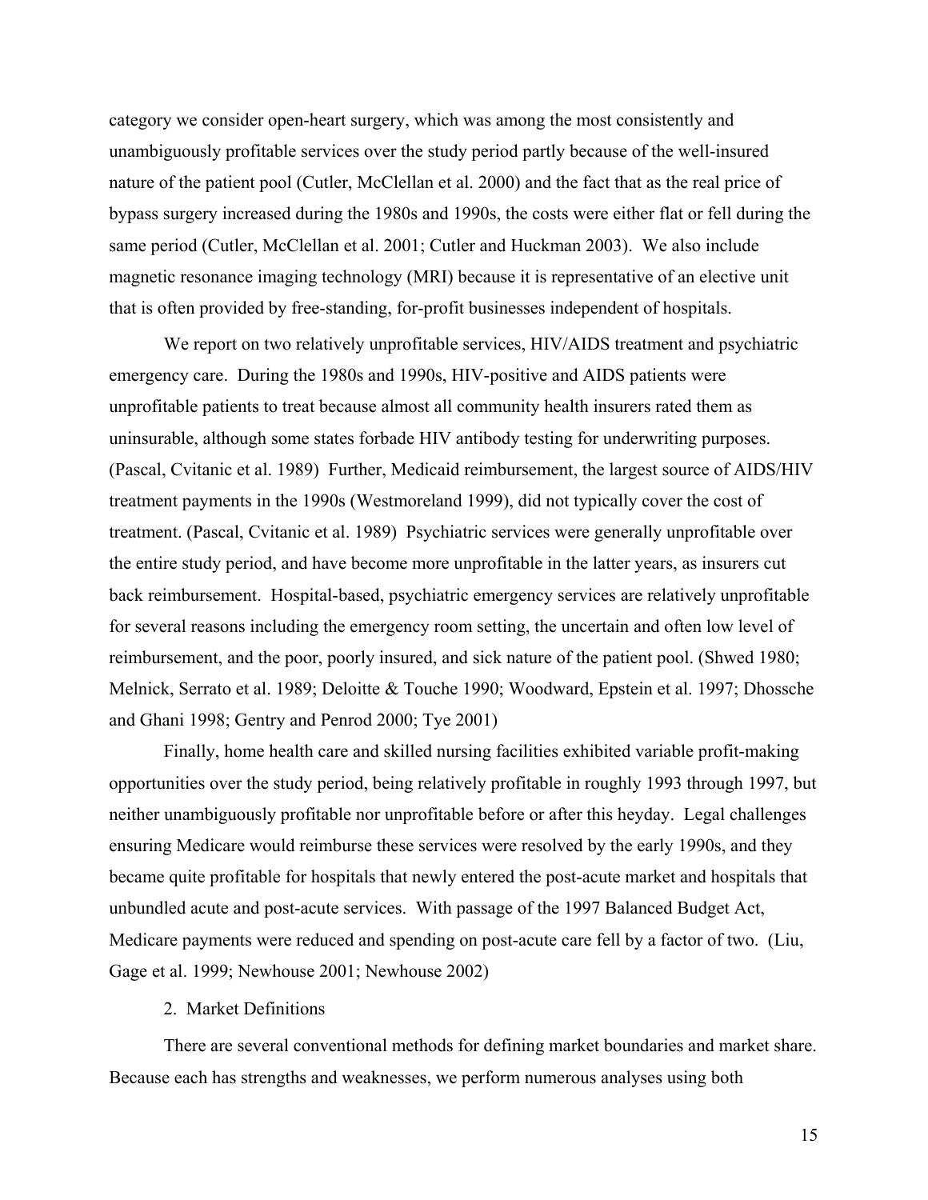category we consider open-heart surgery, which was among the most consistently and unambiguously profitable services over the study period partly because of the well-insured nature of the patient pool (Cutler, McClellan et al. 2000) and the fact that as the real price of bypass surgery increased during the 1980s and 1990s, the costs were either flat or fell during the same period (Cutler, McClellan et al. 2001; Cutler and Huckman 2003). We also include magnetic resonance imaging technology (MRI) because it is representative of an elective unit that is often provided by free-standing, for-profit businesses independent of hospitals.

We report on two relatively unprofitable services, HIV/AIDS treatment and psychiatric emergency care. During the 1980s and 1990s, HIV-positive and AIDS patients were unprofitable patients to treat because almost all community health insurers rated them as uninsurable, although some states forbade HIV antibody testing for underwriting purposes. (Pascal, Cvitanic et al. 1989) Further, Medicaid reimbursement, the largest source of AIDS/HIV treatment payments in the 1990s (Westmoreland 1999), did not typically cover the cost of treatment. (Pascal, Cvitanic et al. 1989) Psychiatric services were generally unprofitable over the entire study period, and have become more unprofitable in the latter years, as insurers cut back reimbursement. Hospital-based, psychiatric emergency services are relatively unprofitable for several reasons including the emergency room setting, the uncertain and often low level of reimbursement, and the poor, poorly insured, and sick nature of the patient pool. (Shwed 1980; Melnick, Serrato et al. 1989; Deloitte & Touche 1990; Woodward, Epstein et al. 1997; Dhossche and Ghani 1998; Gentry and Penrod 2000; Tye 2001)

Finally, home health care and skilled nursing facilities exhibited variable profit-making opportunities over the study period, being relatively profitable in roughly 1993 through 1997, but neither unambiguously profitable nor unprofitable before or after this heyday. Legal challenges ensuring Medicare would reimburse these services were resolved by the early 1990s, and they became quite profitable for hospitals that newly entered the post-acute market and hospitals that unbundled acute and post-acute services. With passage of the 1997 Balanced Budget Act, Medicare payments were reduced and spending on post-acute care fell by a factor of two. (Liu, Gage et al. 1999; Newhouse 2001; Newhouse 2002)

## 2. Market Definitions

There are several conventional methods for defining market boundaries and market share. Because each has strengths and weaknesses, we perform numerous analyses using both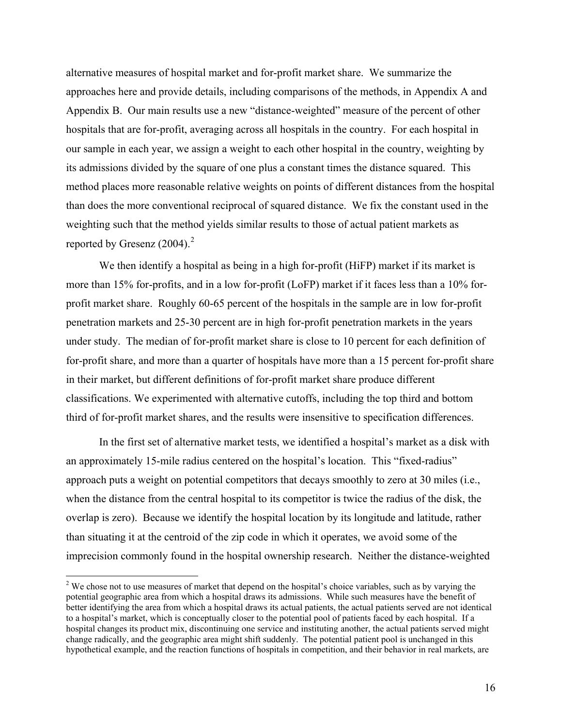alternative measures of hospital market and for-profit market share. We summarize the approaches here and provide details, including comparisons of the methods, in Appendix A and Appendix B. Our main results use a new "distance-weighted" measure of the percent of other hospitals that are for-profit, averaging across all hospitals in the country. For each hospital in our sample in each year, we assign a weight to each other hospital in the country, weighting by its admissions divided by the square of one plus a constant times the distance squared. This method places more reasonable relative weights on points of different distances from the hospital than does the more conventional reciprocal of squared distance. We fix the constant used in the weighting such that the method yields similar results to those of actual patient markets as reported by Gresenz (2004).[2]

We then identify a hospital as being in a high for-profit (HiFP) market if its market is more than 15% for-profits, and in a low for-profit (LoFP) market if it faces less than a 10% for-profit market share. Roughly 60-65 percent of the hospitals in the sample are in low for-profit penetration markets and 25-30 percent are in high for-profit penetration markets in the years under study. The median of for-profit market share is close to 10 percent for each definition of for-profit share, and more than a quarter of hospitals have more than a 15 percent for-profit share in their market, but different definitions of for-profit market share produce different classifications. We experimented with alternative cutoffs, including the top third and bottom third of for-profit market shares, and the results were insensitive to specification differences.

In the first set of alternative market tests, we identified a hospital's market as a disk with an approximately 15-mile radius centered on the hospital's location. This "fixed-radius" approach puts a weight on potential competitors that decays smoothly to zero at 30 miles (i.e., when the distance from the central hospital to its competitor is twice the radius of the disk, the overlap is zero). Because we identify the hospital location by its longitude and latitude, rather than situating it at the centroid of the zip code in which it operates, we avoid some of the imprecision commonly found in the hospital ownership research. Neither the distance-weighted

[2] We chose not to use measures of market that depend on the hospital's choice variables, such as by varying the potential geographic area from which a hospital draws its admissions. While such measures have the benefit of better identifying the area from which a hospital draws its actual patients, the actual patients served are not identical to a hospital's market, which is conceptually closer to the potential pool of patients faced by each hospital. If a hospital changes its product mix, discontinuing one service and instituting another, the actual patients served might change radically, and the geographic area might shift suddenly. The potential patient pool is unchanged in this hypothetical example, and the reaction functions of hospitals in competition, and their behavior in real markets, are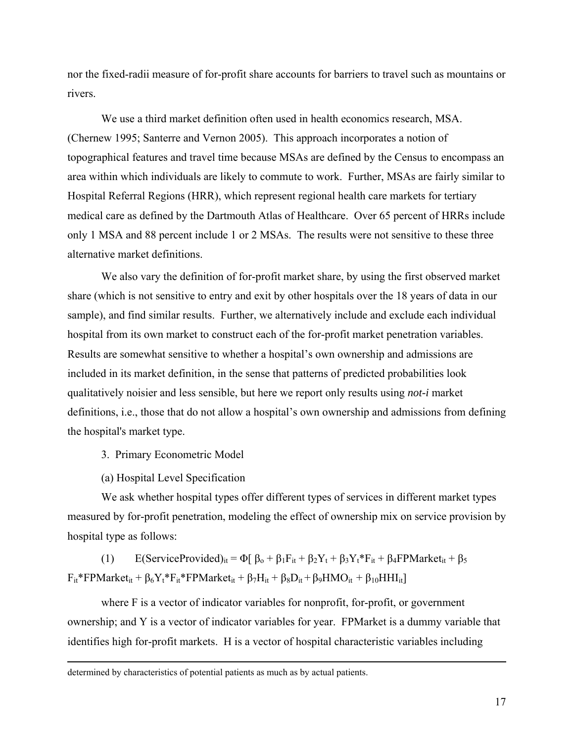nor the fixed-radii measure of for-profit share accounts for barriers to travel such as mountains or rivers.

We use a third market definition often used in health economics research, MSA. (Chernew 1995; Santerre and Vernon 2005). This approach incorporates a notion of topographical features and travel time because MSAs are defined by the Census to encompass an area within which individuals are likely to commute to work. Further, MSAs are fairly similar to Hospital Referral Regions (HRR), which represent regional health care markets for tertiary medical care as defined by the Dartmouth Atlas of Healthcare. Over 65 percent of HRRs include only 1 MSA and 88 percent include 1 or 2 MSAs. The results were not sensitive to these three alternative market definitions.

We also vary the definition of for-profit market share, by using the first observed market share (which is not sensitive to entry and exit by other hospitals over the 18 years of data in our sample), and find similar results. Further, we alternatively include and exclude each individual hospital from its own market to construct each of the for-profit market penetration variables. Results are somewhat sensitive to whether a hospital's own ownership and admissions are included in its market definition, in the sense that patterns of predicted probabilities look qualitatively noisier and less sensible, but here we report only results using *not-i* market definitions, i.e., those that do not allow a hospital's own ownership and admissions from defining the hospital's market type.

3. Primary Econometric Model

(a) Hospital Level Specification

We ask whether hospital types offer different types of services in different market types measured by for-profit penetration, modeling the effect of ownership mix on service provision by hospital type as follows:

$$(1) \qquad E(\text{ServiceProvided})_{it} = \Phi[\beta_o + \beta_1 F_{it} + \beta_2 Y_t + \beta_3 Y_t{*}F_{it} + \beta_4 \text{FPMarket}_{it} + \beta_5 F_{it}{*}\text{FPMarket}_{it} + \beta_6 Y_t{*}F_{it}{*}\text{FPMarket}_{it} + \beta_7 H_{it} + \beta_8 D_{it} + \beta_9 \text{HMO}_{it} + \beta_{10} \text{HHI}_{it}]$$

where F is a vector of indicator variables for nonprofit, for-profit, or government ownership; and Y is a vector of indicator variables for year. FPMarket is a dummy variable that identifies high for-profit markets. H is a vector of hospital characteristic variables including

---

determined by characteristics of potential patients as much as by actual patients.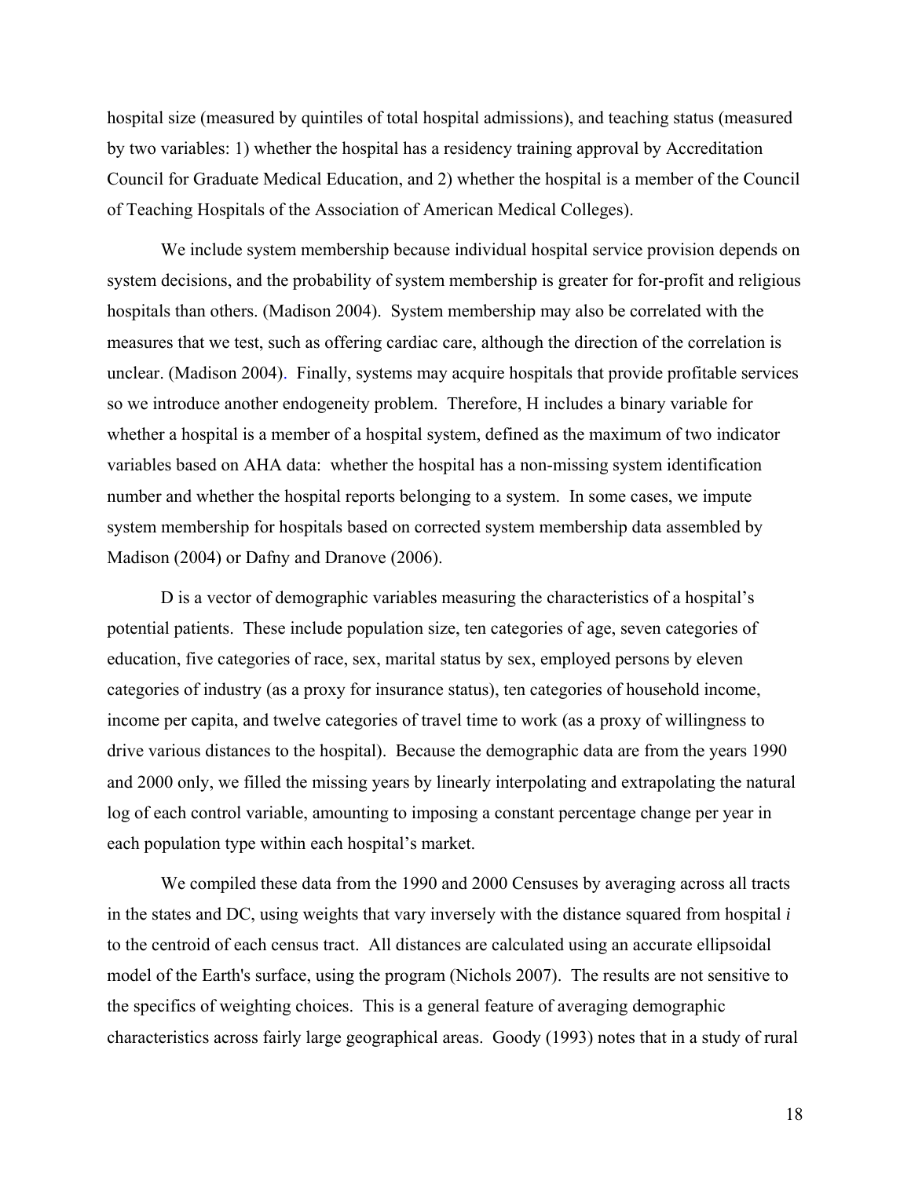hospital size (measured by quintiles of total hospital admissions), and teaching status (measured by two variables: 1) whether the hospital has a residency training approval by Accreditation Council for Graduate Medical Education, and 2) whether the hospital is a member of the Council of Teaching Hospitals of the Association of American Medical Colleges).

We include system membership because individual hospital service provision depends on system decisions, and the probability of system membership is greater for for-profit and religious hospitals than others. (Madison 2004). System membership may also be correlated with the measures that we test, such as offering cardiac care, although the direction of the correlation is unclear. (Madison 2004). Finally, systems may acquire hospitals that provide profitable services so we introduce another endogeneity problem. Therefore, H includes a binary variable for whether a hospital is a member of a hospital system, defined as the maximum of two indicator variables based on AHA data: whether the hospital has a non-missing system identification number and whether the hospital reports belonging to a system. In some cases, we impute system membership for hospitals based on corrected system membership data assembled by Madison (2004) or Dafny and Dranove (2006).

D is a vector of demographic variables measuring the characteristics of a hospital's potential patients. These include population size, ten categories of age, seven categories of education, five categories of race, sex, marital status by sex, employed persons by eleven categories of industry (as a proxy for insurance status), ten categories of household income, income per capita, and twelve categories of travel time to work (as a proxy of willingness to drive various distances to the hospital). Because the demographic data are from the years 1990 and 2000 only, we filled the missing years by linearly interpolating and extrapolating the natural log of each control variable, amounting to imposing a constant percentage change per year in each population type within each hospital's market.

We compiled these data from the 1990 and 2000 Censuses by averaging across all tracts in the states and DC, using weights that vary inversely with the distance squared from hospital *i* to the centroid of each census tract. All distances are calculated using an accurate ellipsoidal model of the Earth's surface, using the program (Nichols 2007). The results are not sensitive to the specifics of weighting choices. This is a general feature of averaging demographic characteristics across fairly large geographical areas. Goody (1993) notes that in a study of rural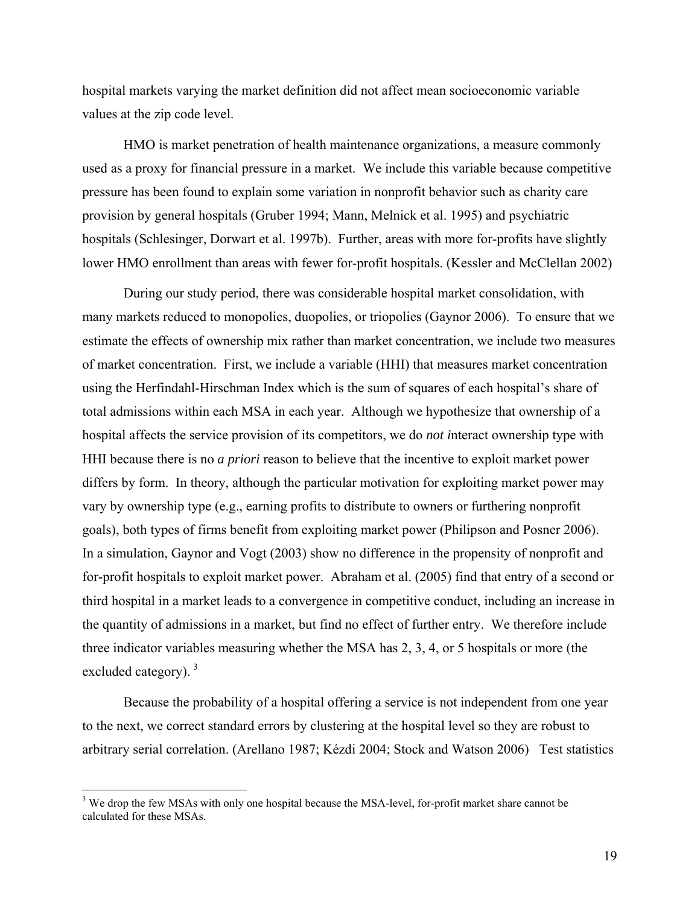hospital markets varying the market definition did not affect mean socioeconomic variable values at the zip code level.

HMO is market penetration of health maintenance organizations, a measure commonly used as a proxy for financial pressure in a market. We include this variable because competitive pressure has been found to explain some variation in nonprofit behavior such as charity care provision by general hospitals (Gruber 1994; Mann, Melnick et al. 1995) and psychiatric hospitals (Schlesinger, Dorwart et al. 1997b). Further, areas with more for-profits have slightly lower HMO enrollment than areas with fewer for-profit hospitals. (Kessler and McClellan 2002)

During our study period, there was considerable hospital market consolidation, with many markets reduced to monopolies, duopolies, or triopolies (Gaynor 2006). To ensure that we estimate the effects of ownership mix rather than market concentration, we include two measures of market concentration. First, we include a variable (HHI) that measures market concentration using the Herfindahl-Hirschman Index which is the sum of squares of each hospital's share of total admissions within each MSA in each year. Although we hypothesize that ownership of a hospital affects the service provision of its competitors, we do *not i*nteract ownership type with HHI because there is no *a priori* reason to believe that the incentive to exploit market power differs by form. In theory, although the particular motivation for exploiting market power may vary by ownership type (e.g., earning profits to distribute to owners or furthering nonprofit goals), both types of firms benefit from exploiting market power (Philipson and Posner 2006). In a simulation, Gaynor and Vogt (2003) show no difference in the propensity of nonprofit and for-profit hospitals to exploit market power. Abraham et al. (2005) find that entry of a second or third hospital in a market leads to a convergence in competitive conduct, including an increase in the quantity of admissions in a market, but find no effect of further entry. We therefore include three indicator variables measuring whether the MSA has 2, 3, 4, or 5 hospitals or more (the excluded category). [3]

Because the probability of a hospital offering a service is not independent from one year to the next, we correct standard errors by clustering at the hospital level so they are robust to arbitrary serial correlation. (Arellano 1987; Kézdi 2004; Stock and Watson 2006) Test statistics

[3] We drop the few MSAs with only one hospital because the MSA-level, for-profit market share cannot be calculated for these MSAs.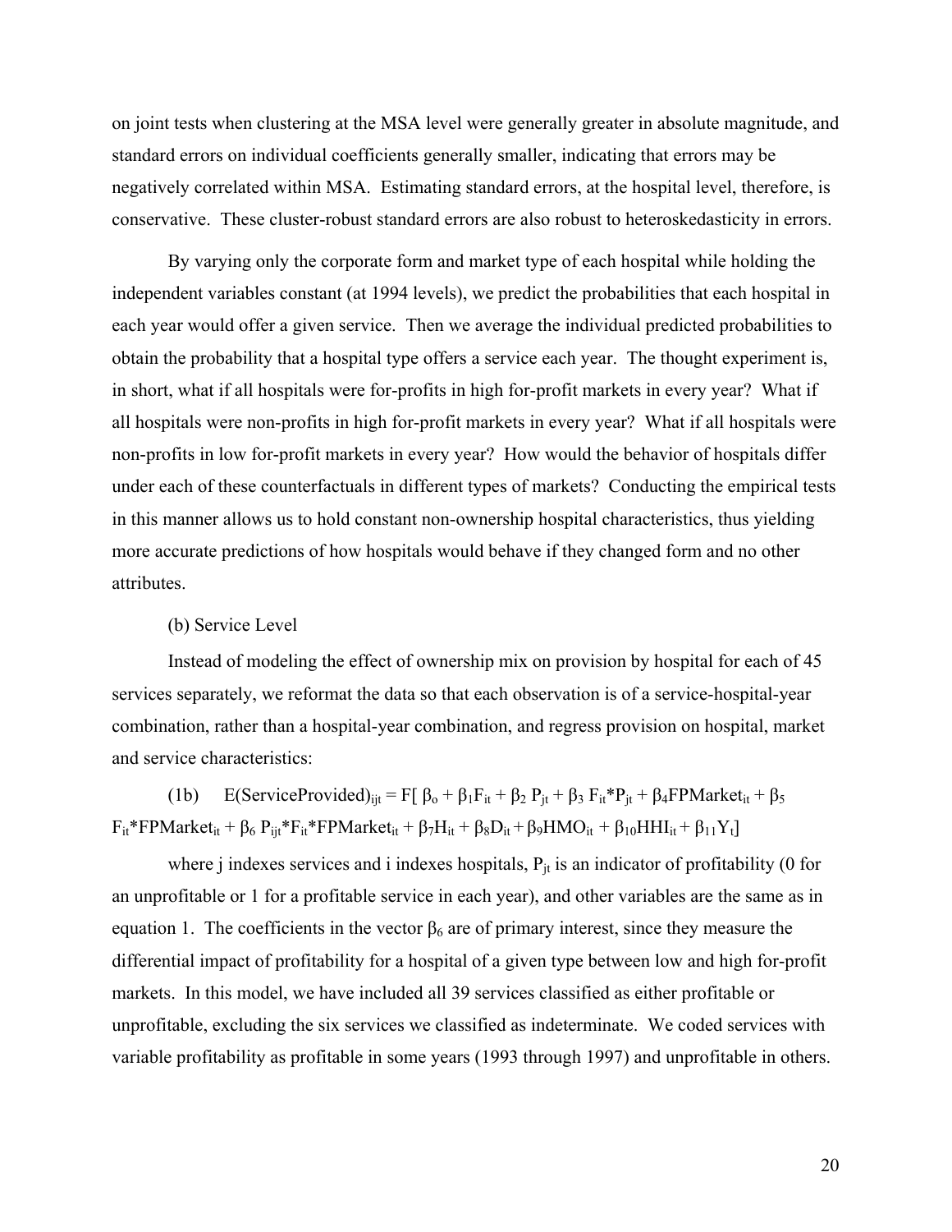on joint tests when clustering at the MSA level were generally greater in absolute magnitude, and standard errors on individual coefficients generally smaller, indicating that errors may be negatively correlated within MSA. Estimating standard errors, at the hospital level, therefore, is conservative. These cluster-robust standard errors are also robust to heteroskedasticity in errors.

By varying only the corporate form and market type of each hospital while holding the independent variables constant (at 1994 levels), we predict the probabilities that each hospital in each year would offer a given service. Then we average the individual predicted probabilities to obtain the probability that a hospital type offers a service each year. The thought experiment is, in short, what if all hospitals were for-profits in high for-profit markets in every year? What if all hospitals were non-profits in high for-profit markets in every year? What if all hospitals were non-profits in low for-profit markets in every year? How would the behavior of hospitals differ under each of these counterfactuals in different types of markets? Conducting the empirical tests in this manner allows us to hold constant non-ownership hospital characteristics, thus yielding more accurate predictions of how hospitals would behave if they changed form and no other attributes.

(b) Service Level

Instead of modeling the effect of ownership mix on provision by hospital for each of 45 services separately, we reformat the data so that each observation is of a service-hospital-year combination, rather than a hospital-year combination, and regress provision on hospital, market and service characteristics:

$$\text{(1b)} \quad E(\text{ServiceProvided})_{ijt} = F[\beta_o + \beta_1 F_{it} + \beta_2 P_{jt} + \beta_3 F_{it}{*}P_{jt} + \beta_4 \text{FPMarket}_{it} + \beta_5 F_{it}{*}\text{FPMarket}_{it} + \beta_6 P_{ijt}{*}F_{it}{*}\text{FPMarket}_{it} + \beta_7 H_{it} + \beta_8 D_{it} + \beta_9 \text{HMO}_{it} + \beta_{10} \text{HHI}_{it} + \beta_{11} Y_t]$$

where j indexes services and i indexes hospitals, $P_{jt}$ is an indicator of profitability (0 for an unprofitable or 1 for a profitable service in each year), and other variables are the same as in equation 1. The coefficients in the vector $\beta_6$ are of primary interest, since they measure the differential impact of profitability for a hospital of a given type between low and high for-profit markets. In this model, we have included all 39 services classified as either profitable or unprofitable, excluding the six services we classified as indeterminate. We coded services with variable profitability as profitable in some years (1993 through 1997) and unprofitable in others.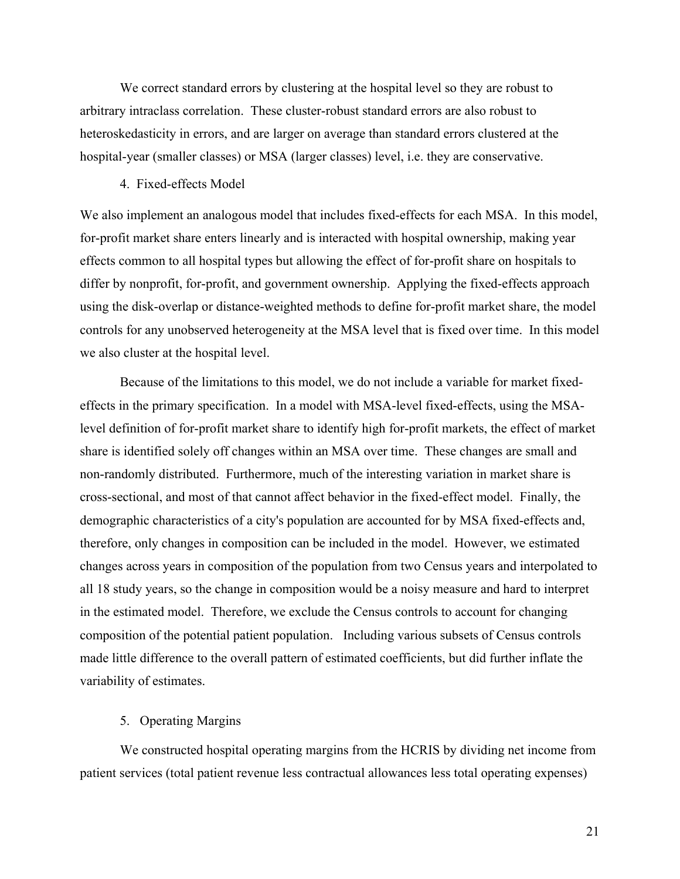We correct standard errors by clustering at the hospital level so they are robust to arbitrary intraclass correlation. These cluster-robust standard errors are also robust to heteroskedasticity in errors, and are larger on average than standard errors clustered at the hospital-year (smaller classes) or MSA (larger classes) level, i.e. they are conservative.

4. Fixed-effects Model

We also implement an analogous model that includes fixed-effects for each MSA. In this model, for-profit market share enters linearly and is interacted with hospital ownership, making year effects common to all hospital types but allowing the effect of for-profit share on hospitals to differ by nonprofit, for-profit, and government ownership. Applying the fixed-effects approach using the disk-overlap or distance-weighted methods to define for-profit market share, the model controls for any unobserved heterogeneity at the MSA level that is fixed over time. In this model we also cluster at the hospital level.

Because of the limitations to this model, we do not include a variable for market fixed-effects in the primary specification. In a model with MSA-level fixed-effects, using the MSA-level definition of for-profit market share to identify high for-profit markets, the effect of market share is identified solely off changes within an MSA over time. These changes are small and non-randomly distributed. Furthermore, much of the interesting variation in market share is cross-sectional, and most of that cannot affect behavior in the fixed-effect model. Finally, the demographic characteristics of a city's population are accounted for by MSA fixed-effects and, therefore, only changes in composition can be included in the model. However, we estimated changes across years in composition of the population from two Census years and interpolated to all 18 study years, so the change in composition would be a noisy measure and hard to interpret in the estimated model. Therefore, we exclude the Census controls to account for changing composition of the potential patient population. Including various subsets of Census controls made little difference to the overall pattern of estimated coefficients, but did further inflate the variability of estimates.

5. Operating Margins

We constructed hospital operating margins from the HCRIS by dividing net income from patient services (total patient revenue less contractual allowances less total operating expenses)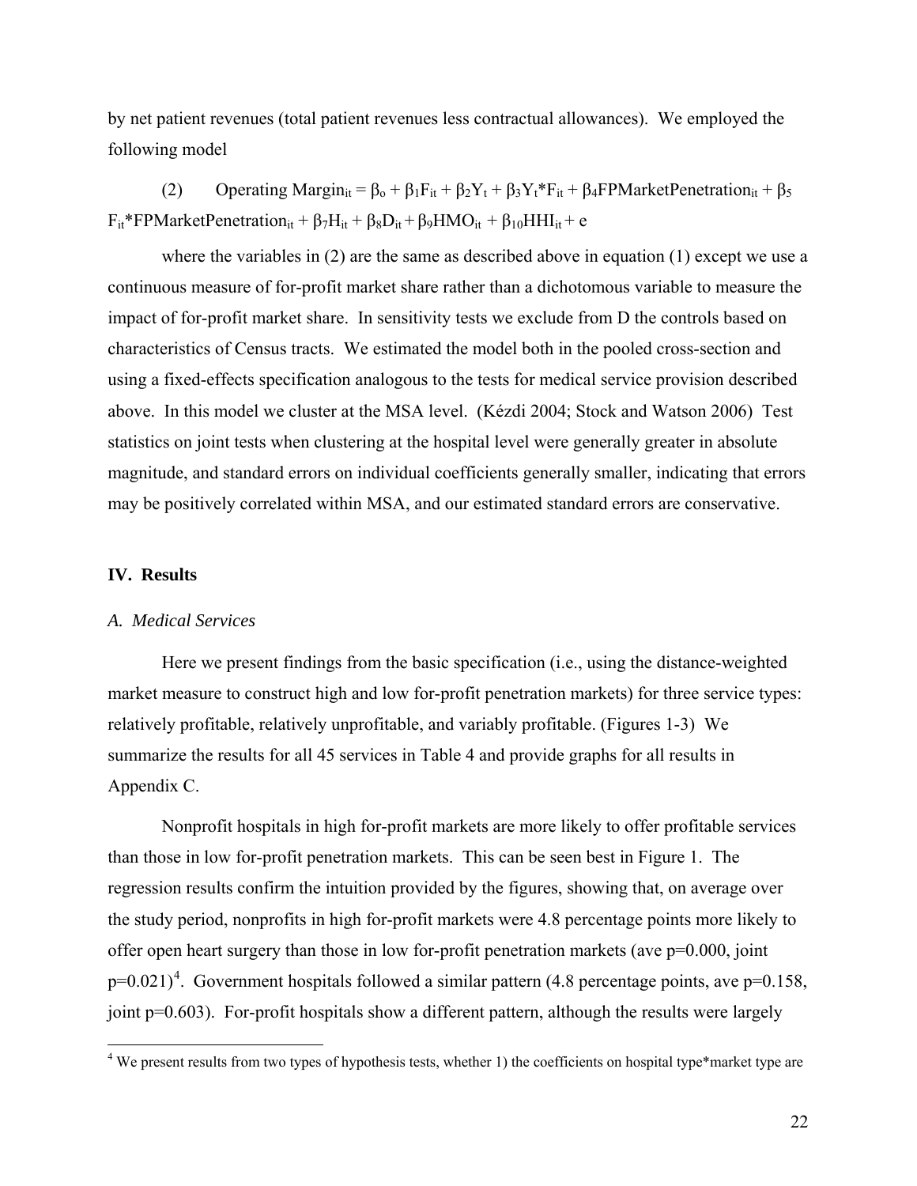by net patient revenues (total patient revenues less contractual allowances). We employed the following model

$$\text{(2)} \quad \text{Operating Margin}_{it} = \beta_o + \beta_1 F_{it} + \beta_2 Y_t + \beta_3 Y_t{*}F_{it} + \beta_4 \text{FPMarketPenetration}_{it} + \beta_5 F_{it}{*}\text{FPMarketPenetration}_{it} + \beta_7 H_{it} + \beta_8 D_{it} + \beta_9 \text{HMO}_{it} + \beta_{10} \text{HHI}_{it} + e$$

where the variables in (2) are the same as described above in equation (1) except we use a continuous measure of for-profit market share rather than a dichotomous variable to measure the impact of for-profit market share. In sensitivity tests we exclude from D the controls based on characteristics of Census tracts. We estimated the model both in the pooled cross-section and using a fixed-effects specification analogous to the tests for medical service provision described above. In this model we cluster at the MSA level. (Kézdi 2004; Stock and Watson 2006) Test statistics on joint tests when clustering at the hospital level were generally greater in absolute magnitude, and standard errors on individual coefficients generally smaller, indicating that errors may be positively correlated within MSA, and our estimated standard errors are conservative.

## IV. Results

### *A. Medical Services*

Here we present findings from the basic specification (i.e., using the distance-weighted market measure to construct high and low for-profit penetration markets) for three service types: relatively profitable, relatively unprofitable, and variably profitable. (Figures 1-3) We summarize the results for all 45 services in Table 4 and provide graphs for all results in Appendix C.

Nonprofit hospitals in high for-profit markets are more likely to offer profitable services than those in low for-profit penetration markets. This can be seen best in Figure 1. The regression results confirm the intuition provided by the figures, showing that, on average over the study period, nonprofits in high for-profit markets were 4.8 percentage points more likely to offer open heart surgery than those in low for-profit penetration markets (ave p=0.000, joint p=0.021)[4]. Government hospitals followed a similar pattern (4.8 percentage points, ave p=0.158, joint p=0.603). For-profit hospitals show a different pattern, although the results were largely

[4] We present results from two types of hypothesis tests, whether 1) the coefficients on hospital type*market type are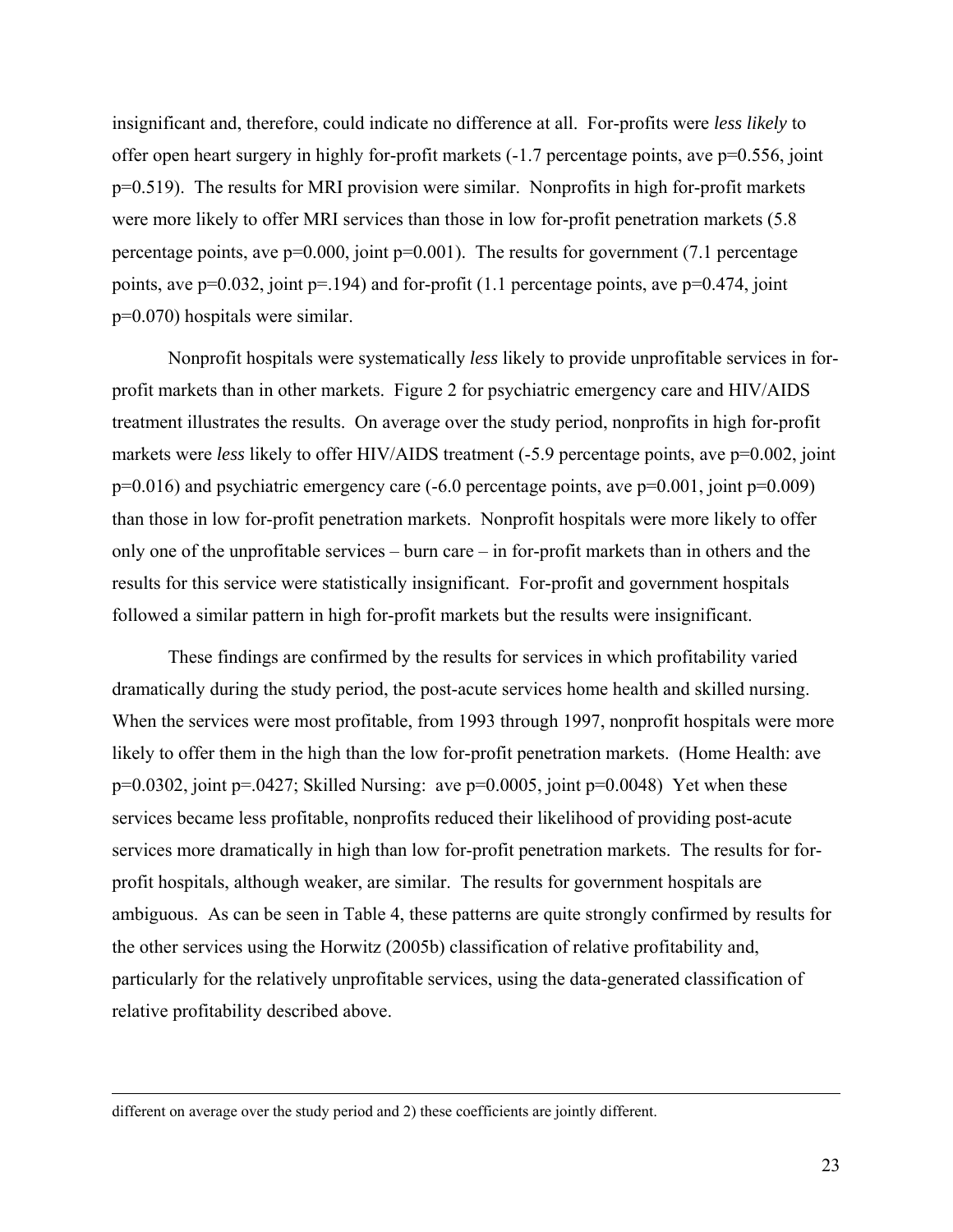insignificant and, therefore, could indicate no difference at all. For-profits were *less likely* to offer open heart surgery in highly for-profit markets (-1.7 percentage points, ave p=0.556, joint p=0.519). The results for MRI provision were similar. Nonprofits in high for-profit markets were more likely to offer MRI services than those in low for-profit penetration markets (5.8 percentage points, ave p=0.000, joint p=0.001). The results for government (7.1 percentage points, ave p=0.032, joint p=.194) and for-profit (1.1 percentage points, ave p=0.474, joint p=0.070) hospitals were similar.

Nonprofit hospitals were systematically *less* likely to provide unprofitable services in for-profit markets than in other markets. Figure 2 for psychiatric emergency care and HIV/AIDS treatment illustrates the results. On average over the study period, nonprofits in high for-profit markets were *less* likely to offer HIV/AIDS treatment (-5.9 percentage points, ave p=0.002, joint p=0.016) and psychiatric emergency care (-6.0 percentage points, ave p=0.001, joint p=0.009) than those in low for-profit penetration markets. Nonprofit hospitals were more likely to offer only one of the unprofitable services – burn care – in for-profit markets than in others and the results for this service were statistically insignificant. For-profit and government hospitals followed a similar pattern in high for-profit markets but the results were insignificant.

These findings are confirmed by the results for services in which profitability varied dramatically during the study period, the post-acute services home health and skilled nursing. When the services were most profitable, from 1993 through 1997, nonprofit hospitals were more likely to offer them in the high than the low for-profit penetration markets. (Home Health: ave p=0.0302, joint p=.0427; Skilled Nursing: ave p=0.0005, joint p=0.0048) Yet when these services became less profitable, nonprofits reduced their likelihood of providing post-acute services more dramatically in high than low for-profit penetration markets. The results for for-profit hospitals, although weaker, are similar. The results for government hospitals are ambiguous. As can be seen in Table 4, these patterns are quite strongly confirmed by results for the other services using the Horwitz (2005b) classification of relative profitability and, particularly for the relatively unprofitable services, using the data-generated classification of relative profitability described above.

---

different on average over the study period and 2) these coefficients are jointly different.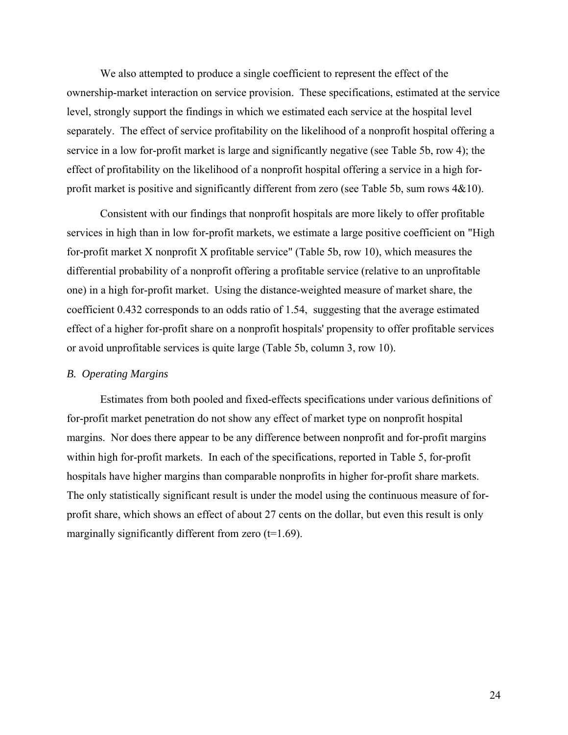We also attempted to produce a single coefficient to represent the effect of the ownership-market interaction on service provision. These specifications, estimated at the service level, strongly support the findings in which we estimated each service at the hospital level separately. The effect of service profitability on the likelihood of a nonprofit hospital offering a service in a low for-profit market is large and significantly negative (see Table 5b, row 4); the effect of profitability on the likelihood of a nonprofit hospital offering a service in a high for-profit market is positive and significantly different from zero (see Table 5b, sum rows 4&10).

Consistent with our findings that nonprofit hospitals are more likely to offer profitable services in high than in low for-profit markets, we estimate a large positive coefficient on "High for-profit market X nonprofit X profitable service" (Table 5b, row 10), which measures the differential probability of a nonprofit offering a profitable service (relative to an unprofitable one) in a high for-profit market. Using the distance-weighted measure of market share, the coefficient 0.432 corresponds to an odds ratio of 1.54, suggesting that the average estimated effect of a higher for-profit share on a nonprofit hospitals' propensity to offer profitable services or avoid unprofitable services is quite large (Table 5b, column 3, row 10).

### *B. Operating Margins*

Estimates from both pooled and fixed-effects specifications under various definitions of for-profit market penetration do not show any effect of market type on nonprofit hospital margins. Nor does there appear to be any difference between nonprofit and for-profit margins within high for-profit markets. In each of the specifications, reported in Table 5, for-profit hospitals have higher margins than comparable nonprofits in higher for-profit share markets. The only statistically significant result is under the model using the continuous measure of for-profit share, which shows an effect of about 27 cents on the dollar, but even this result is only marginally significantly different from zero ($t=1.69$).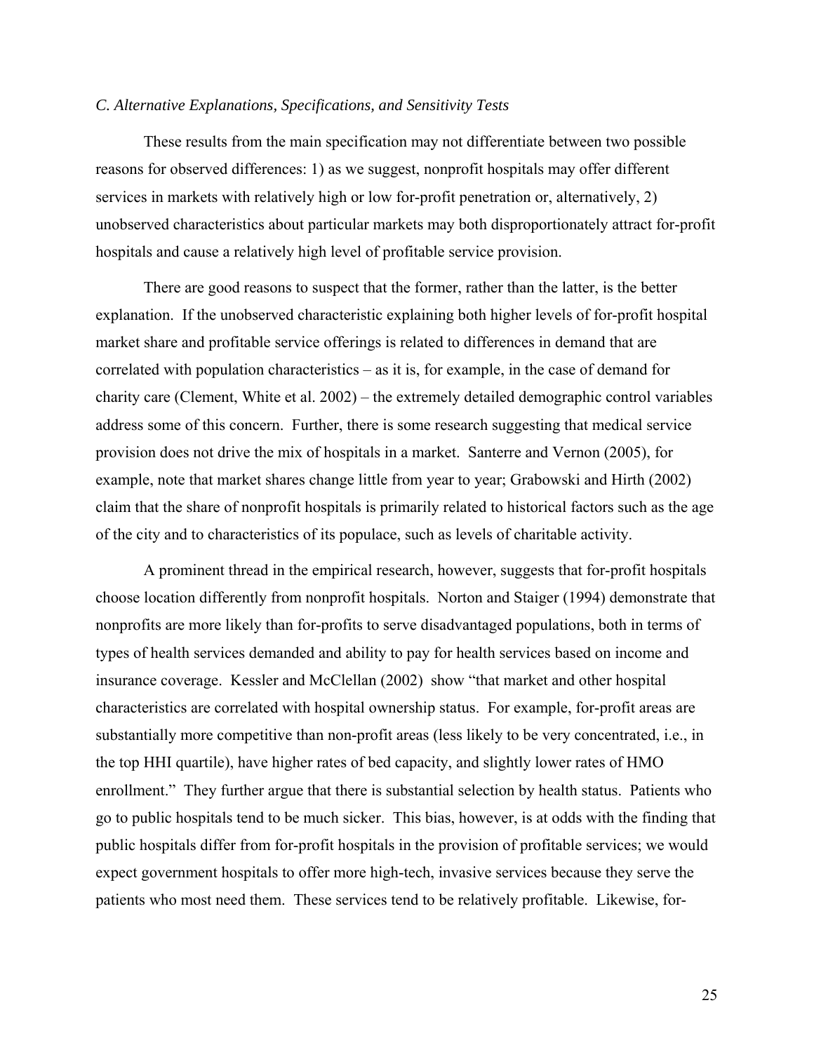### *C. Alternative Explanations, Specifications, and Sensitivity Tests*

These results from the main specification may not differentiate between two possible reasons for observed differences: 1) as we suggest, nonprofit hospitals may offer different services in markets with relatively high or low for-profit penetration or, alternatively, 2) unobserved characteristics about particular markets may both disproportionately attract for-profit hospitals and cause a relatively high level of profitable service provision.

There are good reasons to suspect that the former, rather than the latter, is the better explanation. If the unobserved characteristic explaining both higher levels of for-profit hospital market share and profitable service offerings is related to differences in demand that are correlated with population characteristics – as it is, for example, in the case of demand for charity care (Clement, White et al. 2002) – the extremely detailed demographic control variables address some of this concern. Further, there is some research suggesting that medical service provision does not drive the mix of hospitals in a market. Santerre and Vernon (2005), for example, note that market shares change little from year to year; Grabowski and Hirth (2002) claim that the share of nonprofit hospitals is primarily related to historical factors such as the age of the city and to characteristics of its populace, such as levels of charitable activity.

A prominent thread in the empirical research, however, suggests that for-profit hospitals choose location differently from nonprofit hospitals. Norton and Staiger (1994) demonstrate that nonprofits are more likely than for-profits to serve disadvantaged populations, both in terms of types of health services demanded and ability to pay for health services based on income and insurance coverage. Kessler and McClellan (2002) show "that market and other hospital characteristics are correlated with hospital ownership status. For example, for-profit areas are substantially more competitive than non-profit areas (less likely to be very concentrated, i.e., in the top HHI quartile), have higher rates of bed capacity, and slightly lower rates of HMO enrollment." They further argue that there is substantial selection by health status. Patients who go to public hospitals tend to be much sicker. This bias, however, is at odds with the finding that public hospitals differ from for-profit hospitals in the provision of profitable services; we would expect government hospitals to offer more high-tech, invasive services because they serve the patients who most need them. These services tend to be relatively profitable. Likewise, for-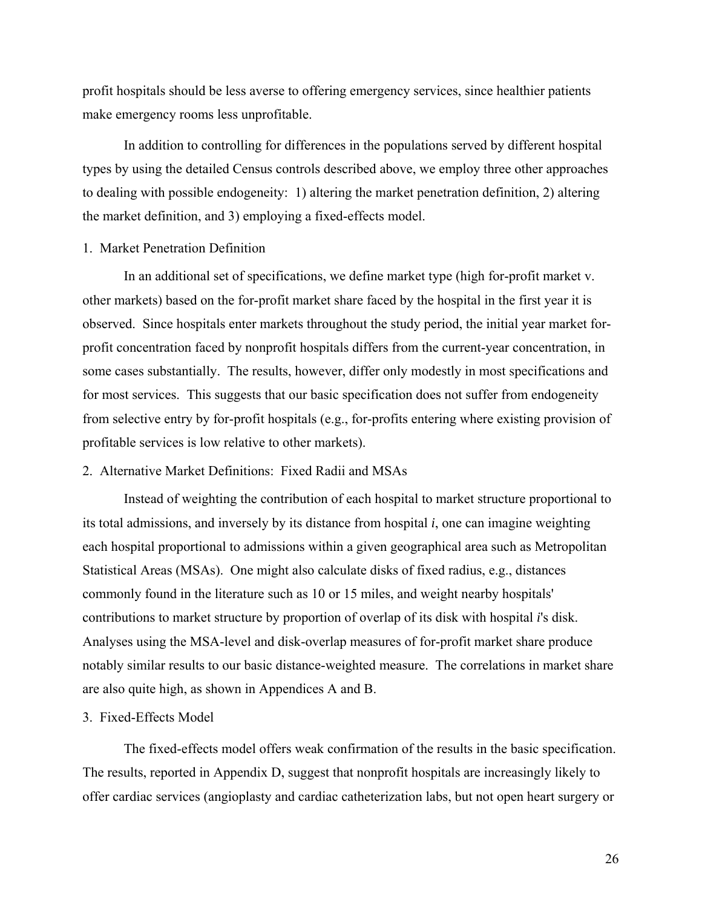profit hospitals should be less averse to offering emergency services, since healthier patients make emergency rooms less unprofitable.

In addition to controlling for differences in the populations served by different hospital types by using the detailed Census controls described above, we employ three other approaches to dealing with possible endogeneity: 1) altering the market penetration definition, 2) altering the market definition, and 3) employing a fixed-effects model.

1. Market Penetration Definition

In an additional set of specifications, we define market type (high for-profit market v. other markets) based on the for-profit market share faced by the hospital in the first year it is observed. Since hospitals enter markets throughout the study period, the initial year market for-profit concentration faced by nonprofit hospitals differs from the current-year concentration, in some cases substantially. The results, however, differ only modestly in most specifications and for most services. This suggests that our basic specification does not suffer from endogeneity from selective entry by for-profit hospitals (e.g., for-profits entering where existing provision of profitable services is low relative to other markets).

2. Alternative Market Definitions: Fixed Radii and MSAs

Instead of weighting the contribution of each hospital to market structure proportional to its total admissions, and inversely by its distance from hospital *i*, one can imagine weighting each hospital proportional to admissions within a given geographical area such as Metropolitan Statistical Areas (MSAs). One might also calculate disks of fixed radius, e.g., distances commonly found in the literature such as 10 or 15 miles, and weight nearby hospitals' contributions to market structure by proportion of overlap of its disk with hospital *i*'s disk. Analyses using the MSA-level and disk-overlap measures of for-profit market share produce notably similar results to our basic distance-weighted measure. The correlations in market share are also quite high, as shown in Appendices A and B.

3. Fixed-Effects Model

The fixed-effects model offers weak confirmation of the results in the basic specification. The results, reported in Appendix D, suggest that nonprofit hospitals are increasingly likely to offer cardiac services (angioplasty and cardiac catheterization labs, but not open heart surgery or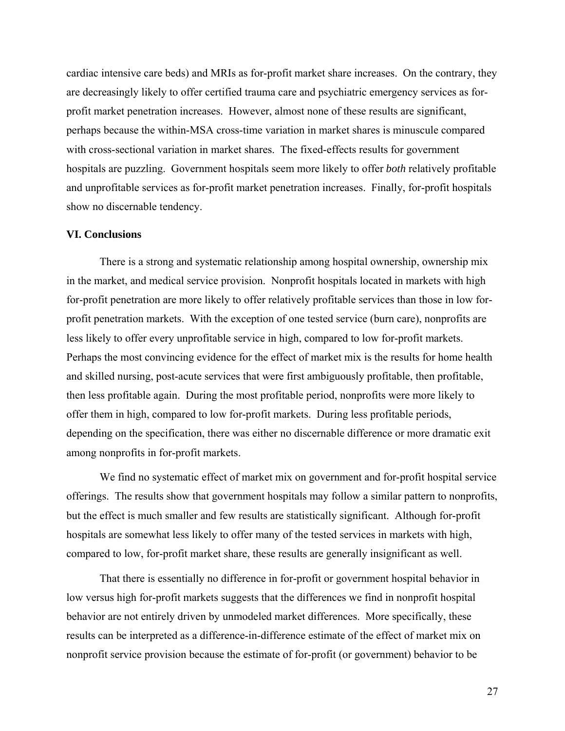cardiac intensive care beds) and MRIs as for-profit market share increases. On the contrary, they are decreasingly likely to offer certified trauma care and psychiatric emergency services as for-profit market penetration increases. However, almost none of these results are significant, perhaps because the within-MSA cross-time variation in market shares is minuscule compared with cross-sectional variation in market shares. The fixed-effects results for government hospitals are puzzling. Government hospitals seem more likely to offer *both* relatively profitable and unprofitable services as for-profit market penetration increases. Finally, for-profit hospitals show no discernable tendency.

## VI. Conclusions

There is a strong and systematic relationship among hospital ownership, ownership mix in the market, and medical service provision. Nonprofit hospitals located in markets with high for-profit penetration are more likely to offer relatively profitable services than those in low for-profit penetration markets. With the exception of one tested service (burn care), nonprofits are less likely to offer every unprofitable service in high, compared to low for-profit markets. Perhaps the most convincing evidence for the effect of market mix is the results for home health and skilled nursing, post-acute services that were first ambiguously profitable, then profitable, then less profitable again. During the most profitable period, nonprofits were more likely to offer them in high, compared to low for-profit markets. During less profitable periods, depending on the specification, there was either no discernable difference or more dramatic exit among nonprofits in for-profit markets.

We find no systematic effect of market mix on government and for-profit hospital service offerings. The results show that government hospitals may follow a similar pattern to nonprofits, but the effect is much smaller and few results are statistically significant. Although for-profit hospitals are somewhat less likely to offer many of the tested services in markets with high, compared to low, for-profit market share, these results are generally insignificant as well.

That there is essentially no difference in for-profit or government hospital behavior in low versus high for-profit markets suggests that the differences we find in nonprofit hospital behavior are not entirely driven by unmodeled market differences. More specifically, these results can be interpreted as a difference-in-difference estimate of the effect of market mix on nonprofit service provision because the estimate of for-profit (or government) behavior to be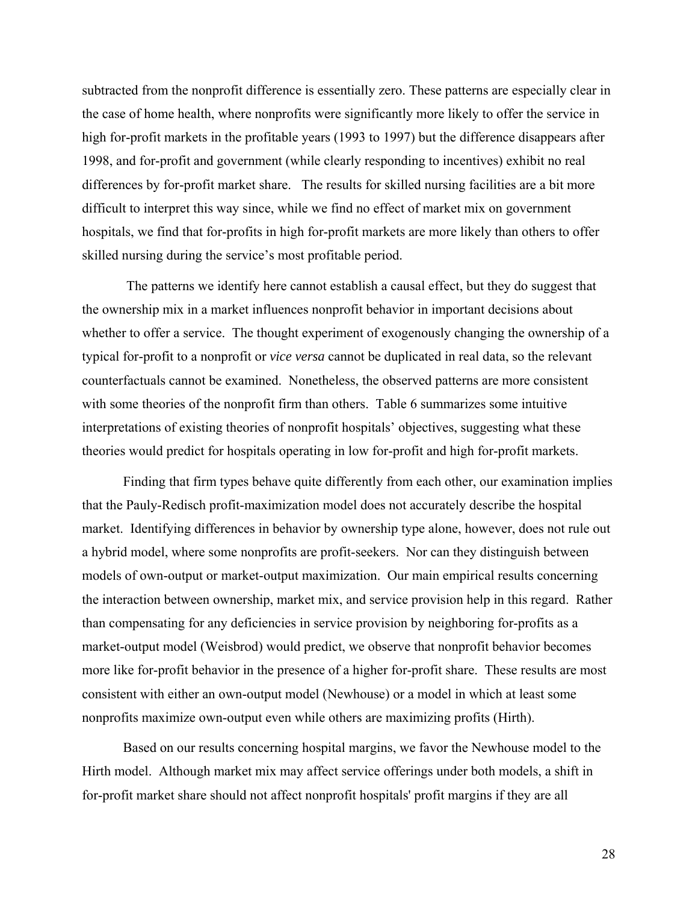subtracted from the nonprofit difference is essentially zero. These patterns are especially clear in the case of home health, where nonprofits were significantly more likely to offer the service in high for-profit markets in the profitable years (1993 to 1997) but the difference disappears after 1998, and for-profit and government (while clearly responding to incentives) exhibit no real differences by for-profit market share. The results for skilled nursing facilities are a bit more difficult to interpret this way since, while we find no effect of market mix on government hospitals, we find that for-profits in high for-profit markets are more likely than others to offer skilled nursing during the service's most profitable period.

The patterns we identify here cannot establish a causal effect, but they do suggest that the ownership mix in a market influences nonprofit behavior in important decisions about whether to offer a service. The thought experiment of exogenously changing the ownership of a typical for-profit to a nonprofit or *vice versa* cannot be duplicated in real data, so the relevant counterfactuals cannot be examined. Nonetheless, the observed patterns are more consistent with some theories of the nonprofit firm than others. Table 6 summarizes some intuitive interpretations of existing theories of nonprofit hospitals' objectives, suggesting what these theories would predict for hospitals operating in low for-profit and high for-profit markets.

Finding that firm types behave quite differently from each other, our examination implies that the Pauly-Redisch profit-maximization model does not accurately describe the hospital market. Identifying differences in behavior by ownership type alone, however, does not rule out a hybrid model, where some nonprofits are profit-seekers. Nor can they distinguish between models of own-output or market-output maximization. Our main empirical results concerning the interaction between ownership, market mix, and service provision help in this regard. Rather than compensating for any deficiencies in service provision by neighboring for-profits as a market-output model (Weisbrod) would predict, we observe that nonprofit behavior becomes more like for-profit behavior in the presence of a higher for-profit share. These results are most consistent with either an own-output model (Newhouse) or a model in which at least some nonprofits maximize own-output even while others are maximizing profits (Hirth).

Based on our results concerning hospital margins, we favor the Newhouse model to the Hirth model. Although market mix may affect service offerings under both models, a shift in for-profit market share should not affect nonprofit hospitals' profit margins if they are all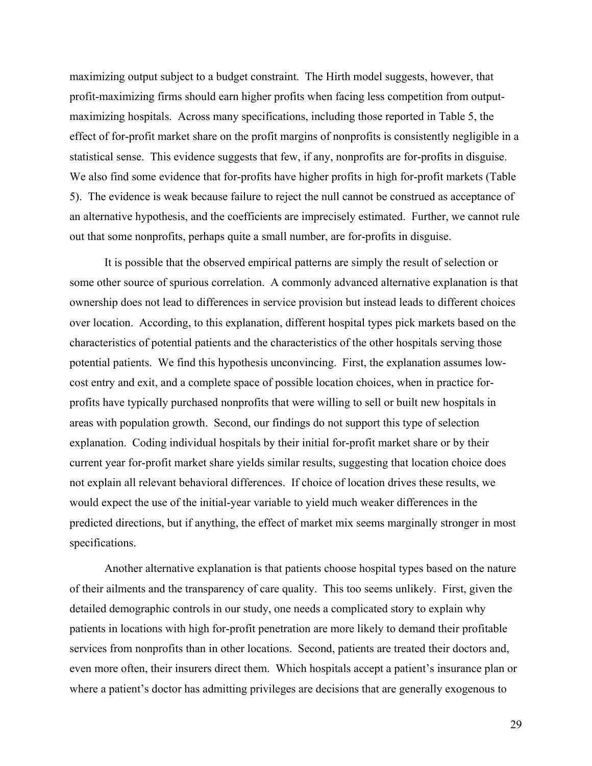maximizing output subject to a budget constraint. The Hirth model suggests, however, that profit-maximizing firms should earn higher profits when facing less competition from output-maximizing hospitals. Across many specifications, including those reported in Table 5, the effect of for-profit market share on the profit margins of nonprofits is consistently negligible in a statistical sense. This evidence suggests that few, if any, nonprofits are for-profits in disguise. We also find some evidence that for-profits have higher profits in high for-profit markets (Table 5). The evidence is weak because failure to reject the null cannot be construed as acceptance of an alternative hypothesis, and the coefficients are imprecisely estimated. Further, we cannot rule out that some nonprofits, perhaps quite a small number, are for-profits in disguise.

It is possible that the observed empirical patterns are simply the result of selection or some other source of spurious correlation. A commonly advanced alternative explanation is that ownership does not lead to differences in service provision but instead leads to different choices over location. According, to this explanation, different hospital types pick markets based on the characteristics of potential patients and the characteristics of the other hospitals serving those potential patients. We find this hypothesis unconvincing. First, the explanation assumes low-cost entry and exit, and a complete space of possible location choices, when in practice for-profits have typically purchased nonprofits that were willing to sell or built new hospitals in areas with population growth. Second, our findings do not support this type of selection explanation. Coding individual hospitals by their initial for-profit market share or by their current year for-profit market share yields similar results, suggesting that location choice does not explain all relevant behavioral differences. If choice of location drives these results, we would expect the use of the initial-year variable to yield much weaker differences in the predicted directions, but if anything, the effect of market mix seems marginally stronger in most specifications.

Another alternative explanation is that patients choose hospital types based on the nature of their ailments and the transparency of care quality. This too seems unlikely. First, given the detailed demographic controls in our study, one needs a complicated story to explain why patients in locations with high for-profit penetration are more likely to demand their profitable services from nonprofits than in other locations. Second, patients are treated their doctors and, even more often, their insurers direct them. Which hospitals accept a patient's insurance plan or where a patient's doctor has admitting privileges are decisions that are generally exogenous to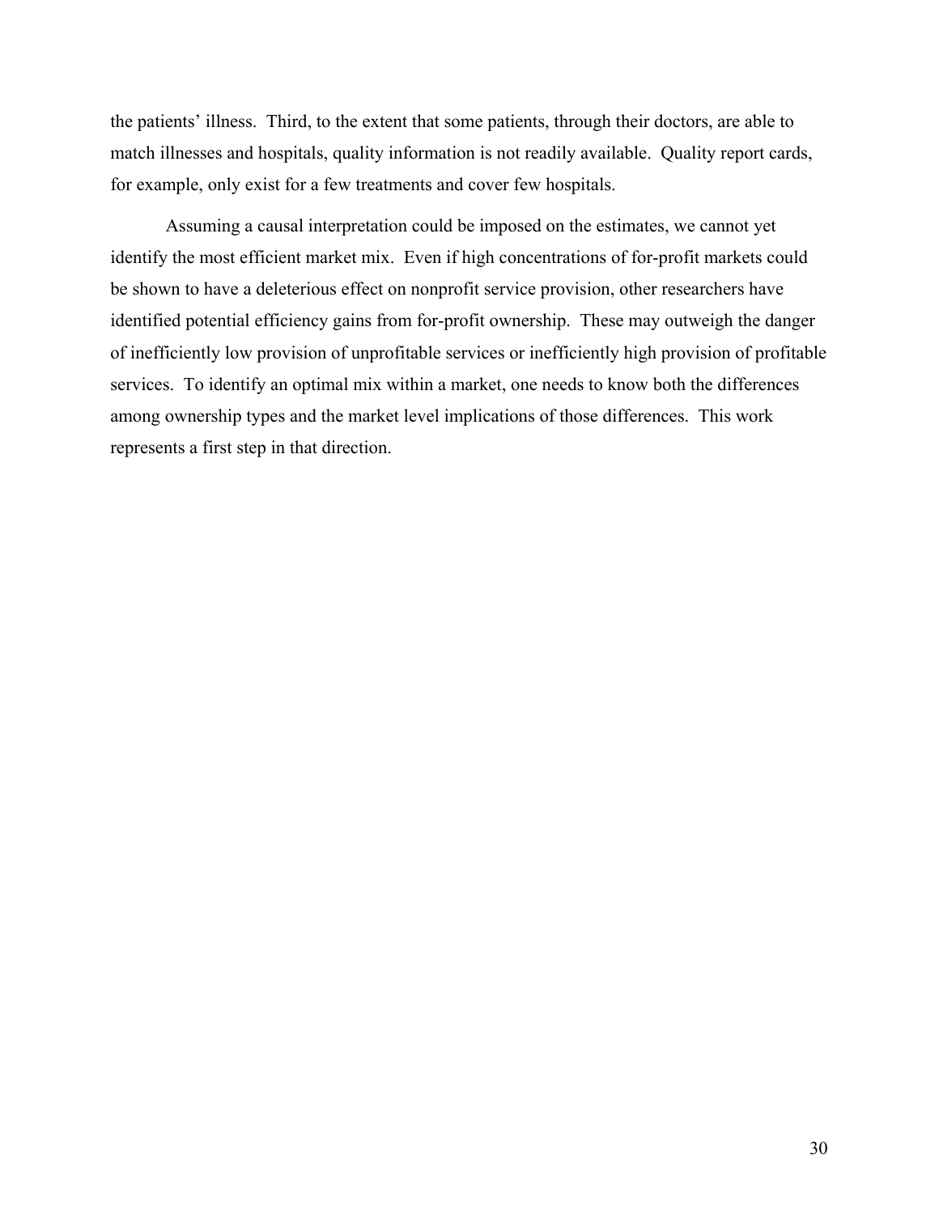the patients' illness. Third, to the extent that some patients, through their doctors, are able to match illnesses and hospitals, quality information is not readily available. Quality report cards, for example, only exist for a few treatments and cover few hospitals.

Assuming a causal interpretation could be imposed on the estimates, we cannot yet identify the most efficient market mix. Even if high concentrations of for-profit markets could be shown to have a deleterious effect on nonprofit service provision, other researchers have identified potential efficiency gains from for-profit ownership. These may outweigh the danger of inefficiently low provision of unprofitable services or inefficiently high provision of profitable services. To identify an optimal mix within a market, one needs to know both the differences among ownership types and the market level implications of those differences. This work represents a first step in that direction.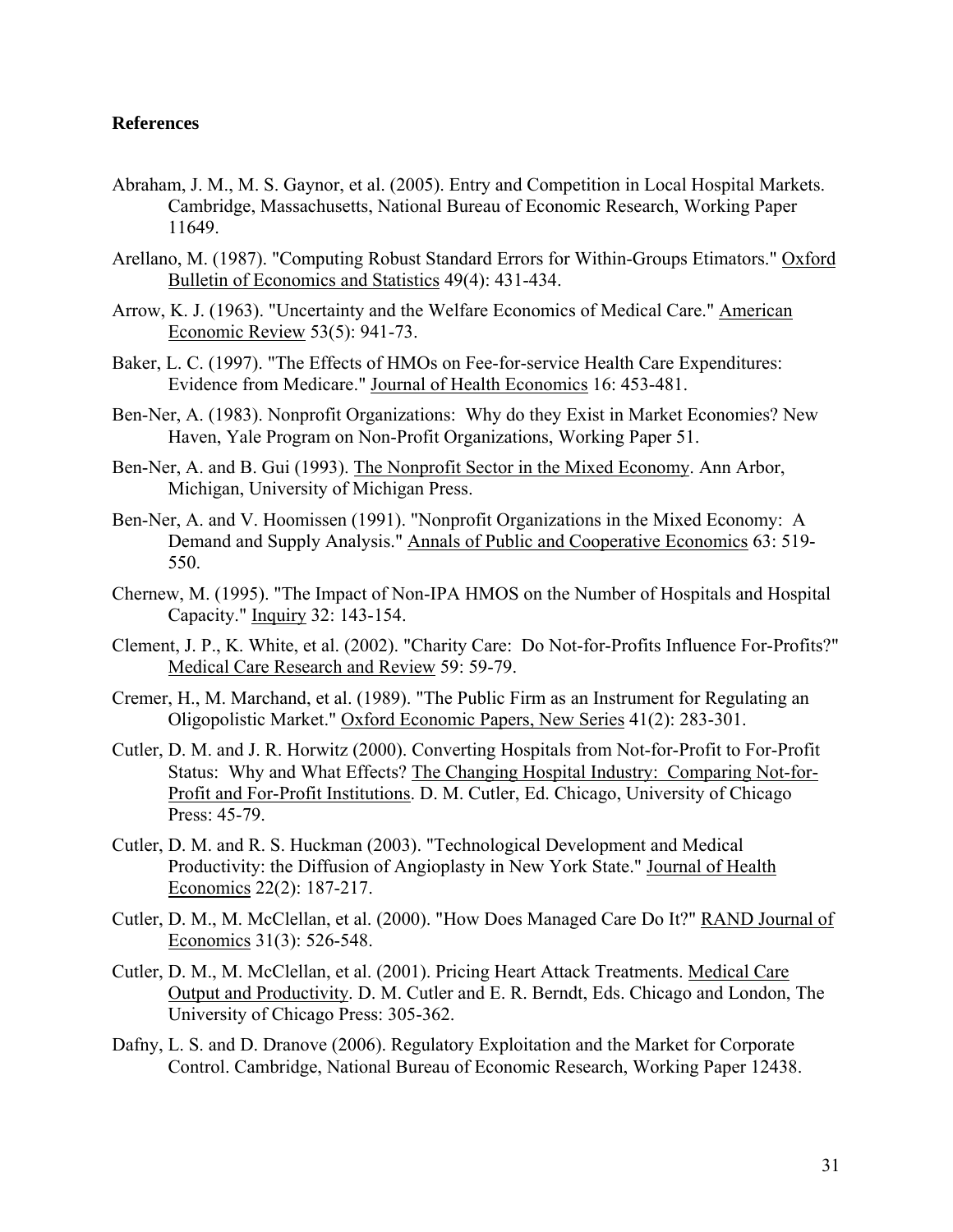**References**

Abraham, J. M., M. S. Gaynor, et al. (2005). Entry and Competition in Local Hospital Markets. Cambridge, Massachusetts, National Bureau of Economic Research, Working Paper 11649.

Arellano, M. (1987). "Computing Robust Standard Errors for Within-Groups Etimators." Oxford Bulletin of Economics and Statistics 49(4): 431-434.

Arrow, K. J. (1963). "Uncertainty and the Welfare Economics of Medical Care." American Economic Review 53(5): 941-73.

Baker, L. C. (1997). "The Effects of HMOs on Fee-for-service Health Care Expenditures: Evidence from Medicare." Journal of Health Economics 16: 453-481.

Ben-Ner, A. (1983). Nonprofit Organizations: Why do they Exist in Market Economies? New Haven, Yale Program on Non-Profit Organizations, Working Paper 51.

Ben-Ner, A. and B. Gui (1993). The Nonprofit Sector in the Mixed Economy. Ann Arbor, Michigan, University of Michigan Press.

Ben-Ner, A. and V. Hoomissen (1991). "Nonprofit Organizations in the Mixed Economy: A Demand and Supply Analysis." Annals of Public and Cooperative Economics 63: 519-550.

Chernew, M. (1995). "The Impact of Non-IPA HMOS on the Number of Hospitals and Hospital Capacity." Inquiry 32: 143-154.

Clement, J. P., K. White, et al. (2002). "Charity Care: Do Not-for-Profits Influence For-Profits?" Medical Care Research and Review 59: 59-79.

Cremer, H., M. Marchand, et al. (1989). "The Public Firm as an Instrument for Regulating an Oligopolistic Market." Oxford Economic Papers, New Series 41(2): 283-301.

Cutler, D. M. and J. R. Horwitz (2000). Converting Hospitals from Not-for-Profit to For-Profit Status: Why and What Effects? The Changing Hospital Industry: Comparing Not-for-Profit and For-Profit Institutions. D. M. Cutler, Ed. Chicago, University of Chicago Press: 45-79.

Cutler, D. M. and R. S. Huckman (2003). "Technological Development and Medical Productivity: the Diffusion of Angioplasty in New York State." Journal of Health Economics 22(2): 187-217.

Cutler, D. M., M. McClellan, et al. (2000). "How Does Managed Care Do It?" RAND Journal of Economics 31(3): 526-548.

Cutler, D. M., M. McClellan, et al. (2001). Pricing Heart Attack Treatments. Medical Care Output and Productivity. D. M. Cutler and E. R. Berndt, Eds. Chicago and London, The University of Chicago Press: 305-362.

Dafny, L. S. and D. Dranove (2006). Regulatory Exploitation and the Market for Corporate Control. Cambridge, National Bureau of Economic Research, Working Paper 12438.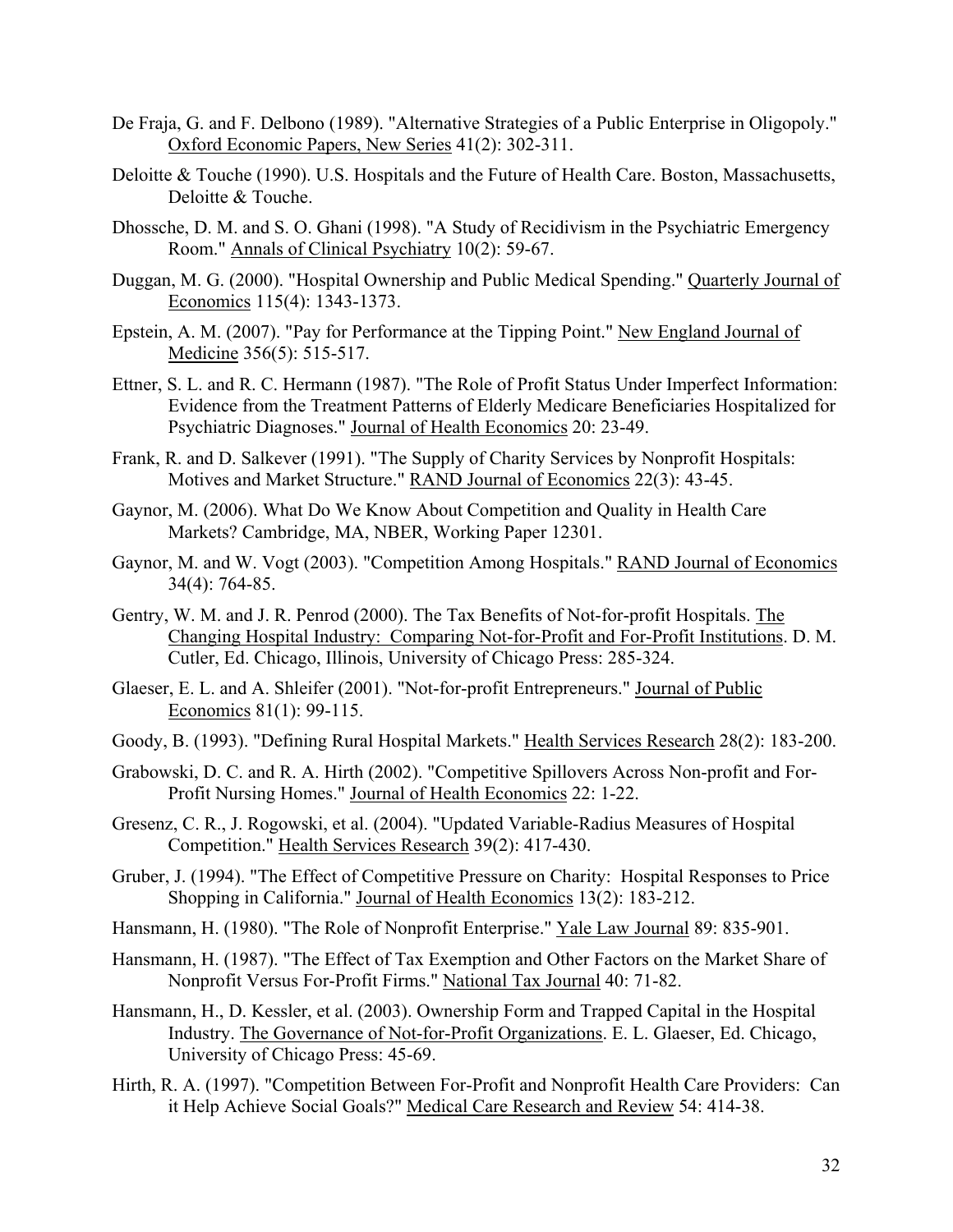De Fraja, G. and F. Delbono (1989). "Alternative Strategies of a Public Enterprise in Oligopoly." Oxford Economic Papers, New Series 41(2): 302-311.

Deloitte & Touche (1990). U.S. Hospitals and the Future of Health Care. Boston, Massachusetts, Deloitte & Touche.

Dhossche, D. M. and S. O. Ghani (1998). "A Study of Recidivism in the Psychiatric Emergency Room." Annals of Clinical Psychiatry 10(2): 59-67.

Duggan, M. G. (2000). "Hospital Ownership and Public Medical Spending." Quarterly Journal of Economics 115(4): 1343-1373.

Epstein, A. M. (2007). "Pay for Performance at the Tipping Point." New England Journal of Medicine 356(5): 515-517.

Ettner, S. L. and R. C. Hermann (1987). "The Role of Profit Status Under Imperfect Information: Evidence from the Treatment Patterns of Elderly Medicare Beneficiaries Hospitalized for Psychiatric Diagnoses." Journal of Health Economics 20: 23-49.

Frank, R. and D. Salkever (1991). "The Supply of Charity Services by Nonprofit Hospitals: Motives and Market Structure." RAND Journal of Economics 22(3): 43-45.

Gaynor, M. (2006). What Do We Know About Competition and Quality in Health Care Markets? Cambridge, MA, NBER, Working Paper 12301.

Gaynor, M. and W. Vogt (2003). "Competition Among Hospitals." RAND Journal of Economics 34(4): 764-85.

Gentry, W. M. and J. R. Penrod (2000). The Tax Benefits of Not-for-profit Hospitals. The Changing Hospital Industry: Comparing Not-for-Profit and For-Profit Institutions. D. M. Cutler, Ed. Chicago, Illinois, University of Chicago Press: 285-324.

Glaeser, E. L. and A. Shleifer (2001). "Not-for-profit Entrepreneurs." Journal of Public Economics 81(1): 99-115.

Goody, B. (1993). "Defining Rural Hospital Markets." Health Services Research 28(2): 183-200.

Grabowski, D. C. and R. A. Hirth (2002). "Competitive Spillovers Across Non-profit and For-Profit Nursing Homes." Journal of Health Economics 22: 1-22.

Gresenz, C. R., J. Rogowski, et al. (2004). "Updated Variable-Radius Measures of Hospital Competition." Health Services Research 39(2): 417-430.

Gruber, J. (1994). "The Effect of Competitive Pressure on Charity: Hospital Responses to Price Shopping in California." Journal of Health Economics 13(2): 183-212.

Hansmann, H. (1980). "The Role of Nonprofit Enterprise." Yale Law Journal 89: 835-901.

Hansmann, H. (1987). "The Effect of Tax Exemption and Other Factors on the Market Share of Nonprofit Versus For-Profit Firms." National Tax Journal 40: 71-82.

Hansmann, H., D. Kessler, et al. (2003). Ownership Form and Trapped Capital in the Hospital Industry. The Governance of Not-for-Profit Organizations. E. L. Glaeser, Ed. Chicago, University of Chicago Press: 45-69.

Hirth, R. A. (1997). "Competition Between For-Profit and Nonprofit Health Care Providers: Can it Help Achieve Social Goals?" Medical Care Research and Review 54: 414-38.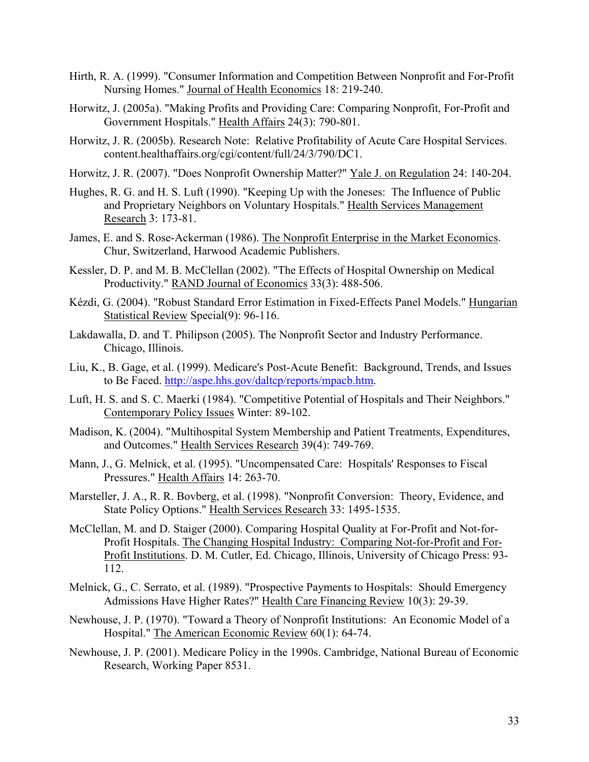Hirth, R. A. (1999). "Consumer Information and Competition Between Nonprofit and For-Profit Nursing Homes." Journal of Health Economics 18: 219-240.

Horwitz, J. (2005a). "Making Profits and Providing Care: Comparing Nonprofit, For-Profit and Government Hospitals." Health Affairs 24(3): 790-801.

Horwitz, J. R. (2005b). Research Note: Relative Profitability of Acute Care Hospital Services. content.healthaffairs.org/cgi/content/full/24/3/790/DC1.

Horwitz, J. R. (2007). "Does Nonprofit Ownership Matter?" Yale J. on Regulation 24: 140-204.

Hughes, R. G. and H. S. Luft (1990). "Keeping Up with the Joneses: The Influence of Public and Proprietary Neighbors on Voluntary Hospitals." Health Services Management Research 3: 173-81.

James, E. and S. Rose-Ackerman (1986). The Nonprofit Enterprise in the Market Economics. Chur, Switzerland, Harwood Academic Publishers.

Kessler, D. P. and M. B. McClellan (2002). "The Effects of Hospital Ownership on Medical Productivity." RAND Journal of Economics 33(3): 488-506.

Kézdi, G. (2004). "Robust Standard Error Estimation in Fixed-Effects Panel Models." Hungarian Statistical Review Special(9): 96-116.

Lakdawalla, D. and T. Philipson (2005). The Nonprofit Sector and Industry Performance. Chicago, Illinois.

Liu, K., B. Gage, et al. (1999). Medicare's Post-Acute Benefit: Background, Trends, and Issues to Be Faced. http://aspe.hhs.gov/daltcp/reports/mpacb.htm.

Luft, H. S. and S. C. Maerki (1984). "Competitive Potential of Hospitals and Their Neighbors." Contemporary Policy Issues Winter: 89-102.

Madison, K. (2004). "Multihospital System Membership and Patient Treatments, Expenditures, and Outcomes." Health Services Research 39(4): 749-769.

Mann, J., G. Melnick, et al. (1995). "Uncompensated Care: Hospitals' Responses to Fiscal Pressures." Health Affairs 14: 263-70.

Marsteller, J. A., R. R. Bovberg, et al. (1998). "Nonprofit Conversion: Theory, Evidence, and State Policy Options." Health Services Research 33: 1495-1535.

McClellan, M. and D. Staiger (2000). Comparing Hospital Quality at For-Profit and Not-for-Profit Hospitals. The Changing Hospital Industry: Comparing Not-for-Profit and For-Profit Institutions. D. M. Cutler, Ed. Chicago, Illinois, University of Chicago Press: 93-112.

Melnick, G., C. Serrato, et al. (1989). "Prospective Payments to Hospitals: Should Emergency Admissions Have Higher Rates?" Health Care Financing Review 10(3): 29-39.

Newhouse, J. P. (1970). "Toward a Theory of Nonprofit Institutions: An Economic Model of a Hospital." The American Economic Review 60(1): 64-74.

Newhouse, J. P. (2001). Medicare Policy in the 1990s. Cambridge, National Bureau of Economic Research, Working Paper 8531.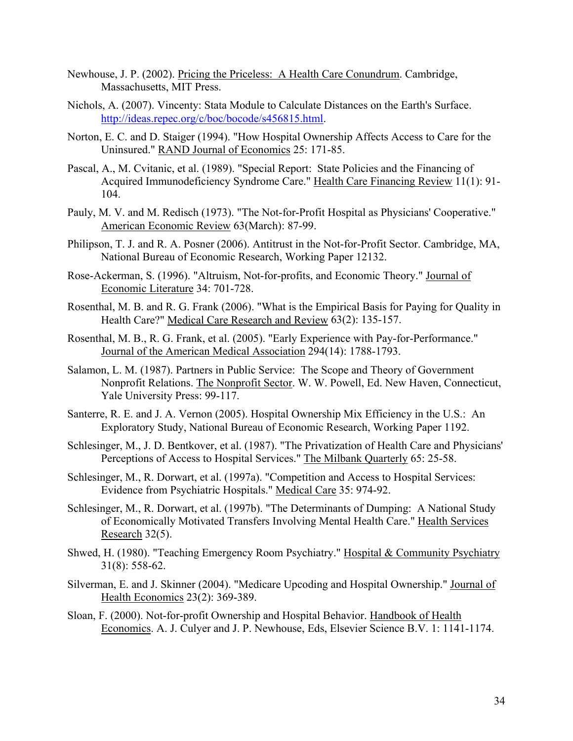Newhouse, J. P. (2002). Pricing the Priceless: A Health Care Conundrum. Cambridge, Massachusetts, MIT Press.

Nichols, A. (2007). Vincenty: Stata Module to Calculate Distances on the Earth's Surface. http://ideas.repec.org/c/boc/bocode/s456815.html.

Norton, E. C. and D. Staiger (1994). "How Hospital Ownership Affects Access to Care for the Uninsured." RAND Journal of Economics 25: 171-85.

Pascal, A., M. Cvitanic, et al. (1989). "Special Report: State Policies and the Financing of Acquired Immunodeficiency Syndrome Care." Health Care Financing Review 11(1): 91-104.

Pauly, M. V. and M. Redisch (1973). "The Not-for-Profit Hospital as Physicians' Cooperative." American Economic Review 63(March): 87-99.

Philipson, T. J. and R. A. Posner (2006). Antitrust in the Not-for-Profit Sector. Cambridge, MA, National Bureau of Economic Research, Working Paper 12132.

Rose-Ackerman, S. (1996). "Altruism, Not-for-profits, and Economic Theory." Journal of Economic Literature 34: 701-728.

Rosenthal, M. B. and R. G. Frank (2006). "What is the Empirical Basis for Paying for Quality in Health Care?" Medical Care Research and Review 63(2): 135-157.

Rosenthal, M. B., R. G. Frank, et al. (2005). "Early Experience with Pay-for-Performance." Journal of the American Medical Association 294(14): 1788-1793.

Salamon, L. M. (1987). Partners in Public Service: The Scope and Theory of Government Nonprofit Relations. The Nonprofit Sector. W. W. Powell, Ed. New Haven, Connecticut, Yale University Press: 99-117.

Santerre, R. E. and J. A. Vernon (2005). Hospital Ownership Mix Efficiency in the U.S.: An Exploratory Study, National Bureau of Economic Research, Working Paper 1192.

Schlesinger, M., J. D. Bentkover, et al. (1987). "The Privatization of Health Care and Physicians' Perceptions of Access to Hospital Services." The Milbank Quarterly 65: 25-58.

Schlesinger, M., R. Dorwart, et al. (1997a). "Competition and Access to Hospital Services: Evidence from Psychiatric Hospitals." Medical Care 35: 974-92.

Schlesinger, M., R. Dorwart, et al. (1997b). "The Determinants of Dumping: A National Study of Economically Motivated Transfers Involving Mental Health Care." Health Services Research 32(5).

Shwed, H. (1980). "Teaching Emergency Room Psychiatry." Hospital & Community Psychiatry 31(8): 558-62.

Silverman, E. and J. Skinner (2004). "Medicare Upcoding and Hospital Ownership." Journal of Health Economics 23(2): 369-389.

Sloan, F. (2000). Not-for-profit Ownership and Hospital Behavior. Handbook of Health Economics. A. J. Culyer and J. P. Newhouse, Eds, Elsevier Science B.V. 1: 1141-1174.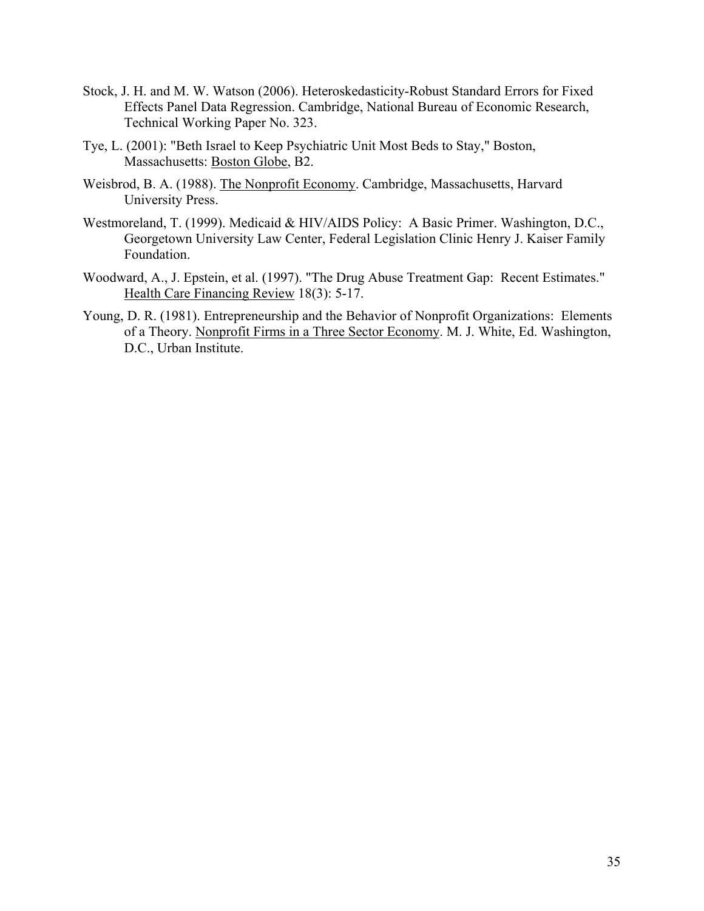Stock, J. H. and M. W. Watson (2006). Heteroskedasticity-Robust Standard Errors for Fixed Effects Panel Data Regression. Cambridge, National Bureau of Economic Research, Technical Working Paper No. 323.

Tye, L. (2001): "Beth Israel to Keep Psychiatric Unit Most Beds to Stay," Boston, Massachusetts: Boston Globe, B2.

Weisbrod, B. A. (1988). The Nonprofit Economy. Cambridge, Massachusetts, Harvard University Press.

Westmoreland, T. (1999). Medicaid & HIV/AIDS Policy: A Basic Primer. Washington, D.C., Georgetown University Law Center, Federal Legislation Clinic Henry J. Kaiser Family Foundation.

Woodward, A., J. Epstein, et al. (1997). "The Drug Abuse Treatment Gap: Recent Estimates." Health Care Financing Review 18(3): 5-17.

Young, D. R. (1981). Entrepreneurship and the Behavior of Nonprofit Organizations: Elements of a Theory. Nonprofit Firms in a Three Sector Economy. M. J. White, Ed. Washington, D.C., Urban Institute.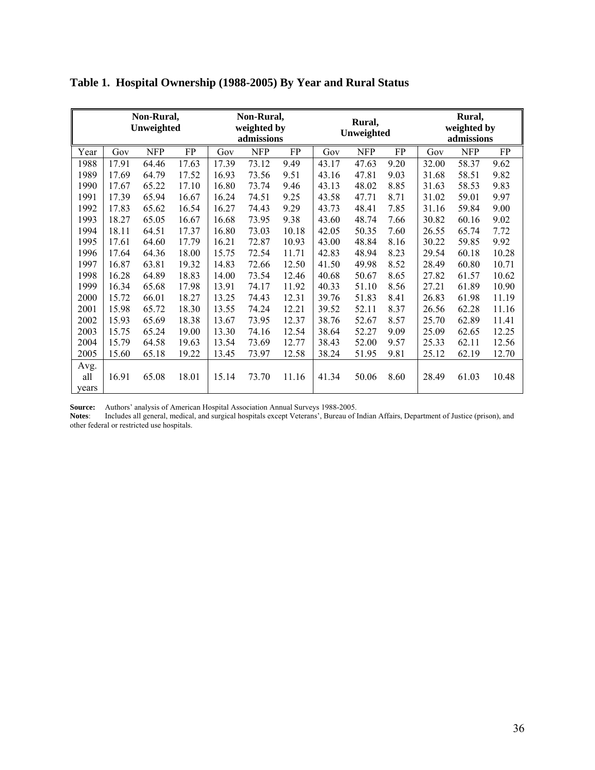**Table 1. Hospital Ownership (1988-2005) By Year and Rural Status**

| | Non-Rural, Unweighted | | | Non-Rural, weighted by admissions | | | Rural, Unweighted | | | Rural, weighted by admissions | | |
|---|---|---|---|---|---|---|---|---|---|---|---|---|
| Year | Gov | NFP | FP | Gov | NFP | FP | Gov | NFP | FP | Gov | NFP | FP |
| 1988 | 17.91 | 64.46 | 17.63 | 17.39 | 73.12 | 9.49 | 43.17 | 47.63 | 9.20 | 32.00 | 58.37 | 9.62 |
| 1989 | 17.69 | 64.79 | 17.52 | 16.93 | 73.56 | 9.51 | 43.16 | 47.81 | 9.03 | 31.68 | 58.51 | 9.82 |
| 1990 | 17.67 | 65.22 | 17.10 | 16.80 | 73.74 | 9.46 | 43.13 | 48.02 | 8.85 | 31.63 | 58.53 | 9.83 |
| 1991 | 17.39 | 65.94 | 16.67 | 16.24 | 74.51 | 9.25 | 43.58 | 47.71 | 8.71 | 31.02 | 59.01 | 9.97 |
| 1992 | 17.83 | 65.62 | 16.54 | 16.27 | 74.43 | 9.29 | 43.73 | 48.41 | 7.85 | 31.16 | 59.84 | 9.00 |
| 1993 | 18.27 | 65.05 | 16.67 | 16.68 | 73.95 | 9.38 | 43.60 | 48.74 | 7.66 | 30.82 | 60.16 | 9.02 |
| 1994 | 18.11 | 64.51 | 17.37 | 16.80 | 73.03 | 10.18 | 42.05 | 50.35 | 7.60 | 26.55 | 65.74 | 7.72 |
| 1995 | 17.61 | 64.60 | 17.79 | 16.21 | 72.87 | 10.93 | 43.00 | 48.84 | 8.16 | 30.22 | 59.85 | 9.92 |
| 1996 | 17.64 | 64.36 | 18.00 | 15.75 | 72.54 | 11.71 | 42.83 | 48.94 | 8.23 | 29.54 | 60.18 | 10.28 |
| 1997 | 16.87 | 63.81 | 19.32 | 14.83 | 72.66 | 12.50 | 41.50 | 49.98 | 8.52 | 28.49 | 60.80 | 10.71 |
| 1998 | 16.28 | 64.89 | 18.83 | 14.00 | 73.54 | 12.46 | 40.68 | 50.67 | 8.65 | 27.82 | 61.57 | 10.62 |
| 1999 | 16.34 | 65.68 | 17.98 | 13.91 | 74.17 | 11.92 | 40.33 | 51.10 | 8.56 | 27.21 | 61.89 | 10.90 |
| 2000 | 15.72 | 66.01 | 18.27 | 13.25 | 74.43 | 12.31 | 39.76 | 51.83 | 8.41 | 26.83 | 61.98 | 11.19 |
| 2001 | 15.98 | 65.72 | 18.30 | 13.55 | 74.24 | 12.21 | 39.52 | 52.11 | 8.37 | 26.56 | 62.28 | 11.16 |
| 2002 | 15.93 | 65.69 | 18.38 | 13.67 | 73.95 | 12.37 | 38.76 | 52.67 | 8.57 | 25.70 | 62.89 | 11.41 |
| 2003 | 15.75 | 65.24 | 19.00 | 13.30 | 74.16 | 12.54 | 38.64 | 52.27 | 9.09 | 25.09 | 62.65 | 12.25 |
| 2004 | 15.79 | 64.58 | 19.63 | 13.54 | 73.69 | 12.77 | 38.43 | 52.00 | 9.57 | 25.33 | 62.11 | 12.56 |
| 2005 | 15.60 | 65.18 | 19.22 | 13.45 | 73.97 | 12.58 | 38.24 | 51.95 | 9.81 | 25.12 | 62.19 | 12.70 |
| Avg. all years | 16.91 | 65.08 | 18.01 | 15.14 | 73.70 | 11.16 | 41.34 | 50.06 | 8.60 | 28.49 | 61.03 | 10.48 |

**Source:** Authors' analysis of American Hospital Association Annual Surveys 1988-2005.
**Notes**: Includes all general, medical, and surgical hospitals except Veterans', Bureau of Indian Affairs, Department of Justice (prison), and other federal or restricted use hospitals.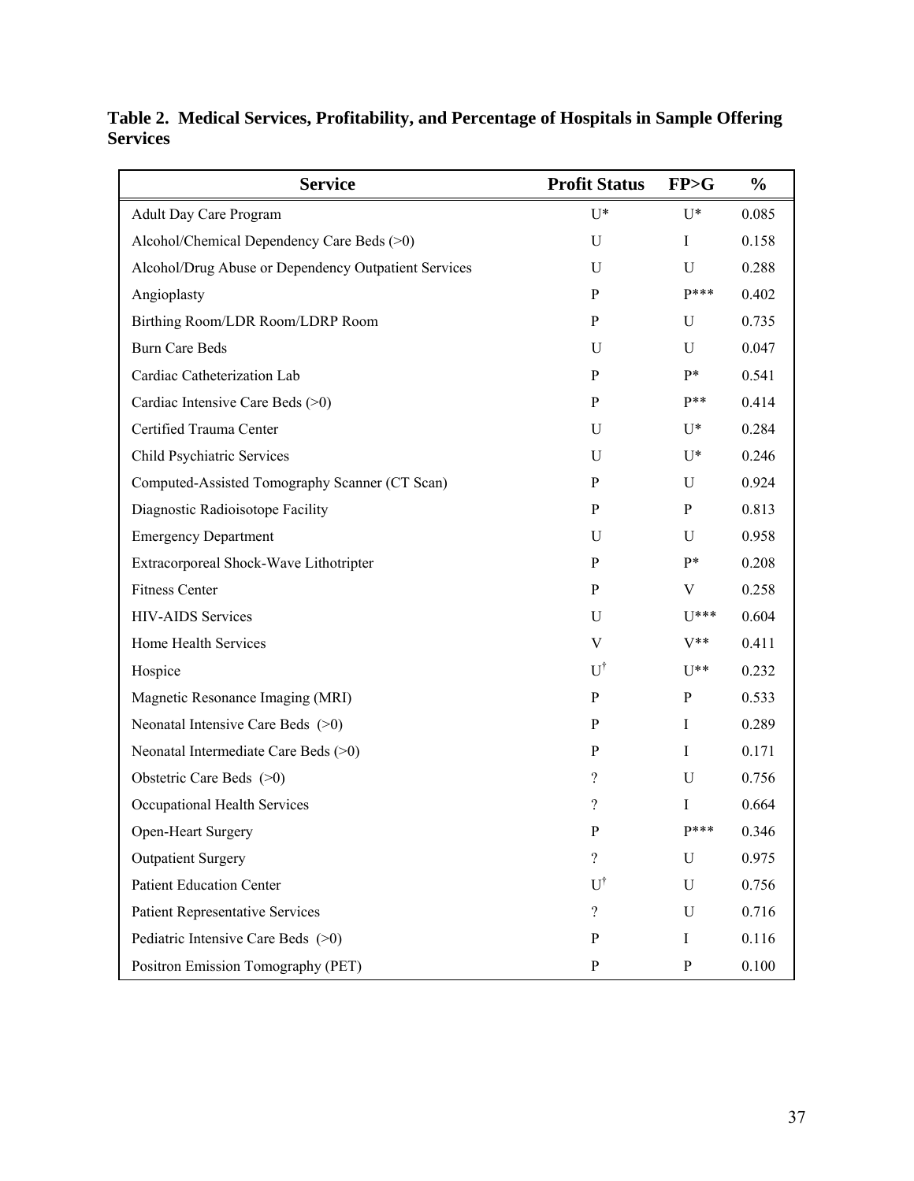**Table 2. Medical Services, Profitability, and Percentage of Hospitals in Sample Offering Services**

| Service | Profit Status | FP>G | % |
|---|---|---|---|
| Adult Day Care Program | U* | U* | 0.085 |
| Alcohol/Chemical Dependency Care Beds (>0) | U | I | 0.158 |
| Alcohol/Drug Abuse or Dependency Outpatient Services | U | U | 0.288 |
| Angioplasty | P | P*** | 0.402 |
| Birthing Room/LDR Room/LDRP Room | P | U | 0.735 |
| Burn Care Beds | U | U | 0.047 |
| Cardiac Catheterization Lab | P | P* | 0.541 |
| Cardiac Intensive Care Beds (>0) | P | P** | 0.414 |
| Certified Trauma Center | U | U* | 0.284 |
| Child Psychiatric Services | U | U* | 0.246 |
| Computed-Assisted Tomography Scanner (CT Scan) | P | U | 0.924 |
| Diagnostic Radioisotope Facility | P | P | 0.813 |
| Emergency Department | U | U | 0.958 |
| Extracorporeal Shock-Wave Lithotripter | P | P* | 0.208 |
| Fitness Center | P | V | 0.258 |
| HIV-AIDS Services | U | U*** | 0.604 |
| Home Health Services | V | V** | 0.411 |
| Hospice | U† | U** | 0.232 |
| Magnetic Resonance Imaging (MRI) | P | P | 0.533 |
| Neonatal Intensive Care Beds (>0) | P | I | 0.289 |
| Neonatal Intermediate Care Beds (>0) | P | I | 0.171 |
| Obstetric Care Beds (>0) | ? | U | 0.756 |
| Occupational Health Services | ? | I | 0.664 |
| Open-Heart Surgery | P | P*** | 0.346 |
| Outpatient Surgery | ? | U | 0.975 |
| Patient Education Center | U† | U | 0.756 |
| Patient Representative Services | ? | U | 0.716 |
| Pediatric Intensive Care Beds (>0) | P | I | 0.116 |
| Positron Emission Tomography (PET) | P | P | 0.100 |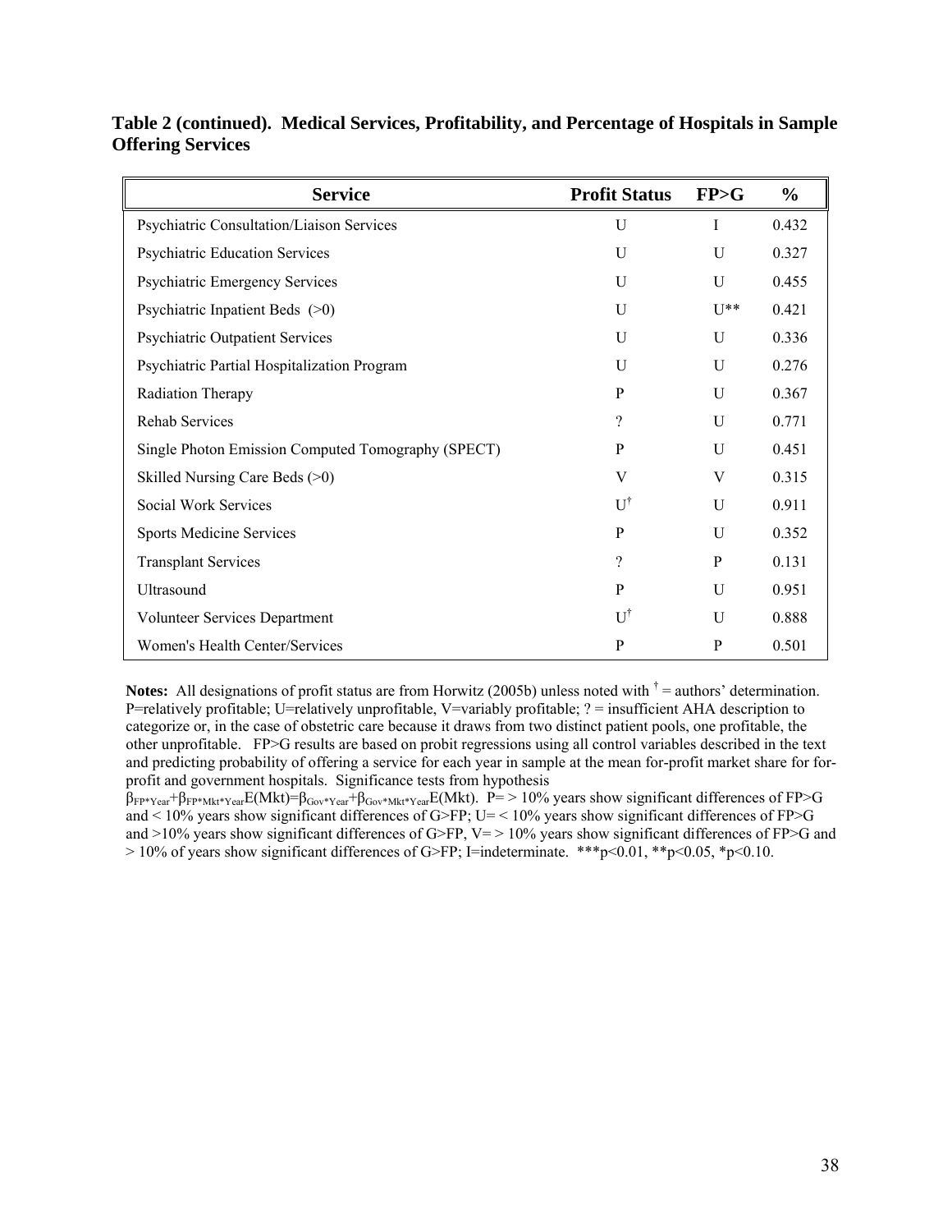**Table 2 (continued). Medical Services, Profitability, and Percentage of Hospitals in Sample Offering Services**

| Service | Profit Status | FP>G | % |
|---|---|---|---|
| Psychiatric Consultation/Liaison Services | U | I | 0.432 |
| Psychiatric Education Services | U | U | 0.327 |
| Psychiatric Emergency Services | U | U | 0.455 |
| Psychiatric Inpatient Beds (>0) | U | U** | 0.421 |
| Psychiatric Outpatient Services | U | U | 0.336 |
| Psychiatric Partial Hospitalization Program | U | U | 0.276 |
| Radiation Therapy | P | U | 0.367 |
| Rehab Services | ? | U | 0.771 |
| Single Photon Emission Computed Tomography (SPECT) | P | U | 0.451 |
| Skilled Nursing Care Beds (>0) | V | V | 0.315 |
| Social Work Services | U† | U | 0.911 |
| Sports Medicine Services | P | U | 0.352 |
| Transplant Services | ? | P | 0.131 |
| Ultrasound | P | U | 0.951 |
| Volunteer Services Department | U† | U | 0.888 |
| Women's Health Center/Services | P | P | 0.501 |

**Notes:** All designations of profit status are from Horwitz (2005b) unless noted with † = authors' determination. P=relatively profitable; U=relatively unprofitable, V=variably profitable; ? = insufficient AHA description to categorize or, in the case of obstetric care because it draws from two distinct patient pools, one profitable, the other unprofitable. FP>G results are based on probit regressions using all control variables described in the text and predicting probability of offering a service for each year in sample at the mean for-profit market share for for-profit and government hospitals. Significance tests from hypothesis $\beta_{FP*Year}+\beta_{FP*Mkt*Year}E(Mkt)=\beta_{Gov*Year}+\beta_{Gov*Mkt*Year}E(Mkt)$. P= > 10% years show significant differences of FP>G and < 10% years show significant differences of G>FP; U= < 10% years show significant differences of FP>G and >10% years show significant differences of G>FP, V= > 10% years show significant differences of FP>G and > 10% of years show significant differences of G>FP; I=indeterminate. ***p<0.01, **p<0.05, *p<0.10.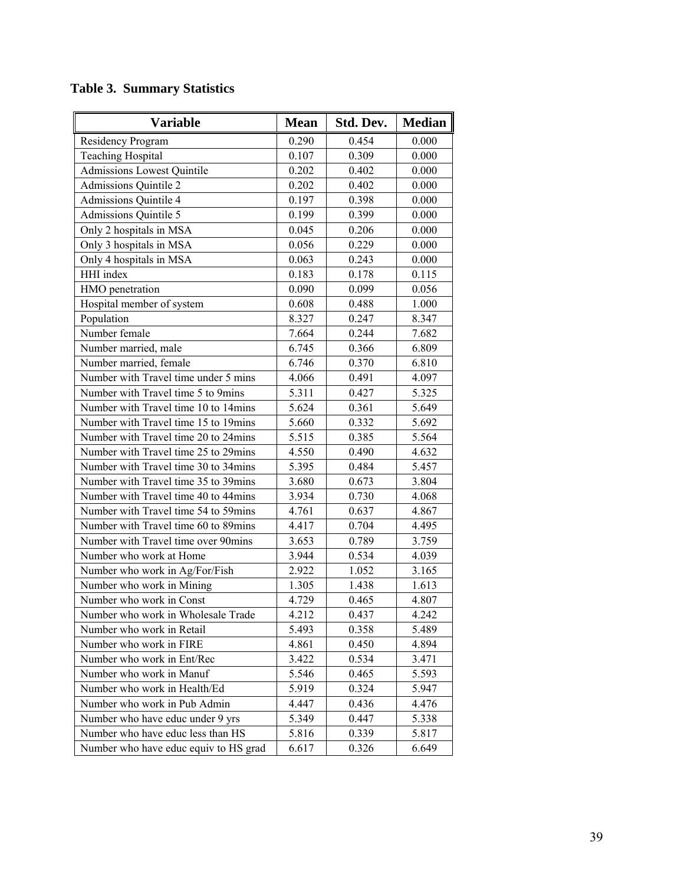**Table 3. Summary Statistics**

| Variable | Mean | Std. Dev. | Median |
|---|---|---|---|
| Residency Program | 0.290 | 0.454 | 0.000 |
| Teaching Hospital | 0.107 | 0.309 | 0.000 |
| Admissions Lowest Quintile | 0.202 | 0.402 | 0.000 |
| Admissions Quintile 2 | 0.202 | 0.402 | 0.000 |
| Admissions Quintile 4 | 0.197 | 0.398 | 0.000 |
| Admissions Quintile 5 | 0.199 | 0.399 | 0.000 |
| Only 2 hospitals in MSA | 0.045 | 0.206 | 0.000 |
| Only 3 hospitals in MSA | 0.056 | 0.229 | 0.000 |
| Only 4 hospitals in MSA | 0.063 | 0.243 | 0.000 |
| HHI index | 0.183 | 0.178 | 0.115 |
| HMO penetration | 0.090 | 0.099 | 0.056 |
| Hospital member of system | 0.608 | 0.488 | 1.000 |
| Population | 8.327 | 0.247 | 8.347 |
| Number female | 7.664 | 0.244 | 7.682 |
| Number married, male | 6.745 | 0.366 | 6.809 |
| Number married, female | 6.746 | 0.370 | 6.810 |
| Number with Travel time under 5 mins | 4.066 | 0.491 | 4.097 |
| Number with Travel time 5 to 9mins | 5.311 | 0.427 | 5.325 |
| Number with Travel time 10 to 14mins | 5.624 | 0.361 | 5.649 |
| Number with Travel time 15 to 19mins | 5.660 | 0.332 | 5.692 |
| Number with Travel time 20 to 24mins | 5.515 | 0.385 | 5.564 |
| Number with Travel time 25 to 29mins | 4.550 | 0.490 | 4.632 |
| Number with Travel time 30 to 34mins | 5.395 | 0.484 | 5.457 |
| Number with Travel time 35 to 39mins | 3.680 | 0.673 | 3.804 |
| Number with Travel time 40 to 44mins | 3.934 | 0.730 | 4.068 |
| Number with Travel time 54 to 59mins | 4.761 | 0.637 | 4.867 |
| Number with Travel time 60 to 89mins | 4.417 | 0.704 | 4.495 |
| Number with Travel time over 90mins | 3.653 | 0.789 | 3.759 |
| Number who work at Home | 3.944 | 0.534 | 4.039 |
| Number who work in Ag/For/Fish | 2.922 | 1.052 | 3.165 |
| Number who work in Mining | 1.305 | 1.438 | 1.613 |
| Number who work in Const | 4.729 | 0.465 | 4.807 |
| Number who work in Wholesale Trade | 4.212 | 0.437 | 4.242 |
| Number who work in Retail | 5.493 | 0.358 | 5.489 |
| Number who work in FIRE | 4.861 | 0.450 | 4.894 |
| Number who work in Ent/Rec | 3.422 | 0.534 | 3.471 |
| Number who work in Manuf | 5.546 | 0.465 | 5.593 |
| Number who work in Health/Ed | 5.919 | 0.324 | 5.947 |
| Number who work in Pub Admin | 4.447 | 0.436 | 4.476 |
| Number who have educ under 9 yrs | 5.349 | 0.447 | 5.338 |
| Number who have educ less than HS | 5.816 | 0.339 | 5.817 |
| Number who have educ equiv to HS grad | 6.617 | 0.326 | 6.649 |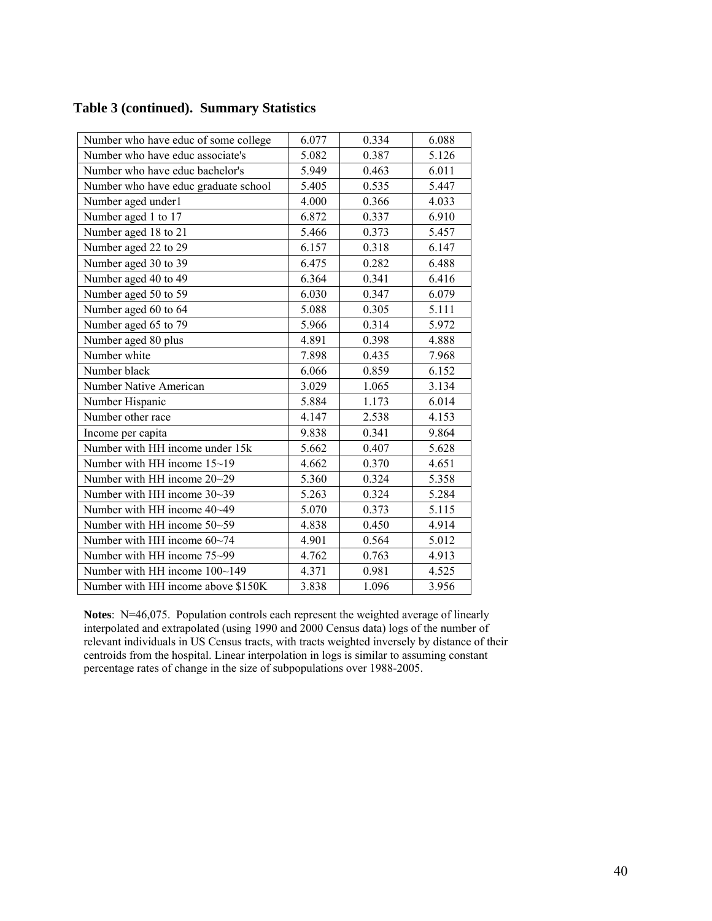**Table 3 (continued). Summary Statistics**

| | | | |
|---|---|---|---|
| Number who have educ of some college | 6.077 | 0.334 | 6.088 |
| Number who have educ associate's | 5.082 | 0.387 | 5.126 |
| Number who have educ bachelor's | 5.949 | 0.463 | 6.011 |
| Number who have educ graduate school | 5.405 | 0.535 | 5.447 |
| Number aged under1 | 4.000 | 0.366 | 4.033 |
| Number aged 1 to 17 | 6.872 | 0.337 | 6.910 |
| Number aged 18 to 21 | 5.466 | 0.373 | 5.457 |
| Number aged 22 to 29 | 6.157 | 0.318 | 6.147 |
| Number aged 30 to 39 | 6.475 | 0.282 | 6.488 |
| Number aged 40 to 49 | 6.364 | 0.341 | 6.416 |
| Number aged 50 to 59 | 6.030 | 0.347 | 6.079 |
| Number aged 60 to 64 | 5.088 | 0.305 | 5.111 |
| Number aged 65 to 79 | 5.966 | 0.314 | 5.972 |
| Number aged 80 plus | 4.891 | 0.398 | 4.888 |
| Number white | 7.898 | 0.435 | 7.968 |
| Number black | 6.066 | 0.859 | 6.152 |
| Number Native American | 3.029 | 1.065 | 3.134 |
| Number Hispanic | 5.884 | 1.173 | 6.014 |
| Number other race | 4.147 | 2.538 | 4.153 |
| Income per capita | 9.838 | 0.341 | 9.864 |
| Number with HH income under 15k | 5.662 | 0.407 | 5.628 |
| Number with HH income 15~19 | 4.662 | 0.370 | 4.651 |
| Number with HH income 20~29 | 5.360 | 0.324 | 5.358 |
| Number with HH income 30~39 | 5.263 | 0.324 | 5.284 |
| Number with HH income 40~49 | 5.070 | 0.373 | 5.115 |
| Number with HH income 50~59 | 4.838 | 0.450 | 4.914 |
| Number with HH income 60~74 | 4.901 | 0.564 | 5.012 |
| Number with HH income 75~99 | 4.762 | 0.763 | 4.913 |
| Number with HH income 100~149 | 4.371 | 0.981 | 4.525 |
| Number with HH income above $150K | 3.838 | 1.096 | 3.956 |

**Notes**: N=46,075. Population controls each represent the weighted average of linearly interpolated and extrapolated (using 1990 and 2000 Census data) logs of the number of relevant individuals in US Census tracts, with tracts weighted inversely by distance of their centroids from the hospital. Linear interpolation in logs is similar to assuming constant percentage rates of change in the size of subpopulations over 1988-2005.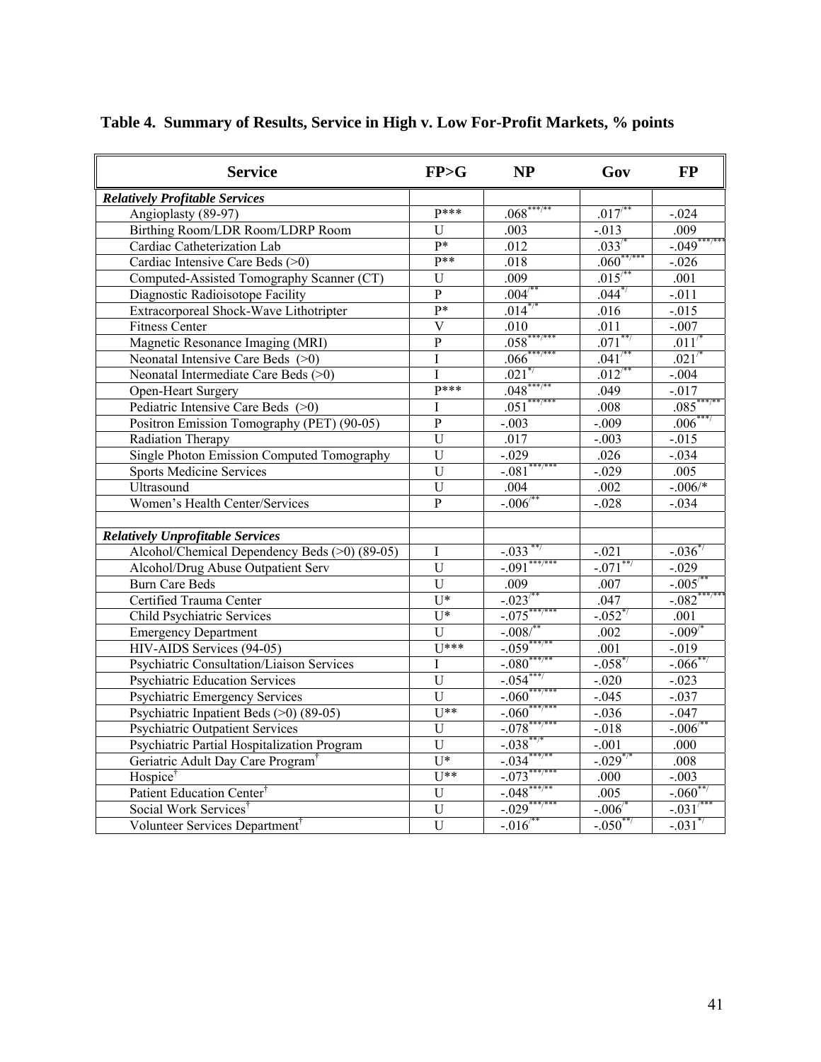**Table 4. Summary of Results, Service in High v. Low For-Profit Markets, % points**

| Service | FP>G | NP | Gov | FP |
|---|---|---|---|---|
| ***Relatively Profitable Services*** | | | | |
| Angioplasty (89-97) | P*** | .068***/** | .017/** | -.024 |
| Birthing Room/LDR Room/LDRP Room | U | .003 | -.013 | .009 |
| Cardiac Catheterization Lab | P* | .012 | .033/* | -.049***/*** |
| Cardiac Intensive Care Beds (>0) | P** | .018 | .060**/*** | -.026 |
| Computed-Assisted Tomography Scanner (CT) | U | .009 | .015/** | .001 |
| Diagnostic Radioisotope Facility | P | .004/** | .044*/ | -.011 |
| Extracorporeal Shock-Wave Lithotripter | P* | .014*/* | .016 | -.015 |
| Fitness Center | V | .010 | .011 | -.007 |
| Magnetic Resonance Imaging (MRI) | P | .058***/*** | .071**/ | .011/* |
| Neonatal Intensive Care Beds (>0) | I | .066***/*** | .041/** | .021/* |
| Neonatal Intermediate Care Beds (>0) | I | .021*/ | .012/** | -.004 |
| Open-Heart Surgery | P*** | .048***/** | .049 | -.017 |
| Pediatric Intensive Care Beds (>0) | I | .051***/*** | .008 | .085***/** |
| Positron Emission Tomography (PET) (90-05) | P | -.003 | -.009 | .006***/ |
| Radiation Therapy | U | .017 | -.003 | -.015 |
| Single Photon Emission Computed Tomography | U | -.029 | .026 | -.034 |
| Sports Medicine Services | U | -.081***/*** | -.029 | .005 |
| Ultrasound | U | .004 | .002 | -.006/* |
| Women's Health Center/Services | P | -.006/** | -.028 | -.034 |
| | | | | |
| ***Relatively Unprofitable Services*** | | | | |
| Alcohol/Chemical Dependency Beds (>0) (89-05) | I | -.033 **/ | -.021 | -.036*/ |
| Alcohol/Drug Abuse Outpatient Serv | U | -.091***/*** | -.071**/ | -.029 |
| Burn Care Beds | U | .009 | .007 | -.005/** |
| Certified Trauma Center | U* | -.023/** | .047 | -.082***/*** |
| Child Psychiatric Services | U* | -.075***/*** | -.052*/ | .001 |
| Emergency Department | U | -.008/** | .002 | -.009/* |
| HIV-AIDS Services (94-05) | U*** | -.059***/** | .001 | -.019 |
| Psychiatric Consultation/Liaison Services | I | -.080***/** | -.058*/ | -.066**/ |
| Psychiatric Education Services | U | -.054***/ | -.020 | -.023 |
| Psychiatric Emergency Services | U | -.060***/*** | -.045 | -.037 |
| Psychiatric Inpatient Beds (>0) (89-05) | U** | -.060***/*** | -.036 | -.047 |
| Psychiatric Outpatient Services | U | -.078***/*** | -.018 | -.006/** |
| Psychiatric Partial Hospitalization Program | U | -.038**/* | -.001 | .000 |
| Geriatric Adult Day Care Program† | U* | -.034***/** | -.029*/* | .008 |
| Hospice† | U** | -.073***/*** | .000 | -.003 |
| Patient Education Center† | U | -.048***/** | .005 | -.060**/ |
| Social Work Services† | U | -.029***/*** | -.006/* | -.031/*** |
| Volunteer Services Department† | U | -.016/** | -.050**/ | -.031*/ |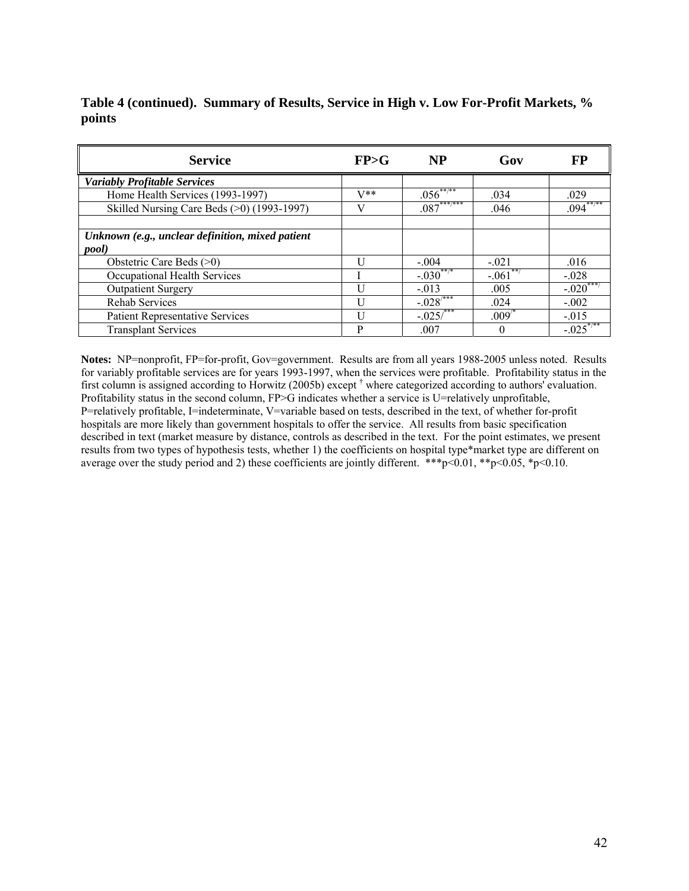**Table 4 (continued). Summary of Results, Service in High v. Low For-Profit Markets, % points**

| Service | FP>G | NP | Gov | FP |
|---|---|---|---|---|
| ***Variably Profitable Services*** | | | | |
| Home Health Services (1993-1997) | V** | .056**/** | .034 | .029 |
| Skilled Nursing Care Beds (>0) (1993-1997) | V | .087***/*** | .046 | .094**/** |
| | | | | |
| ***Unknown (e.g., unclear definition, mixed patient pool)*** | | | | |
| Obstetric Care Beds (>0) | U | -.004 | -.021 | .016 |
| Occupational Health Services | I | -.030**/* | -.061**/ | -.028 |
| Outpatient Surgery | U | -.013 | .005 | -.020***/ |
| Rehab Services | U | -.028/*** | .024 | -.002 |
| Patient Representative Services | U | -.025/*** | .009/* | -.015 |
| Transplant Services | P | .007 | 0 | -.025*/** |

**Notes:** NP=nonprofit, FP=for-profit, Gov=government. Results are from all years 1988-2005 unless noted. Results for variably profitable services are for years 1993-1997, when the services were profitable. Profitability status in the first column is assigned according to Horwitz (2005b) except † where categorized according to authors' evaluation. Profitability status in the second column, FP>G indicates whether a service is U=relatively unprofitable, P=relatively profitable, I=indeterminate, V=variable based on tests, described in the text, of whether for-profit hospitals are more likely than government hospitals to offer the service. All results from basic specification described in text (market measure by distance, controls as described in the text. For the point estimates, we present results from two types of hypothesis tests, whether 1) the coefficients on hospital type*market type are different on average over the study period and 2) these coefficients are jointly different. ***p<0.01, **p<0.05, *p<0.10.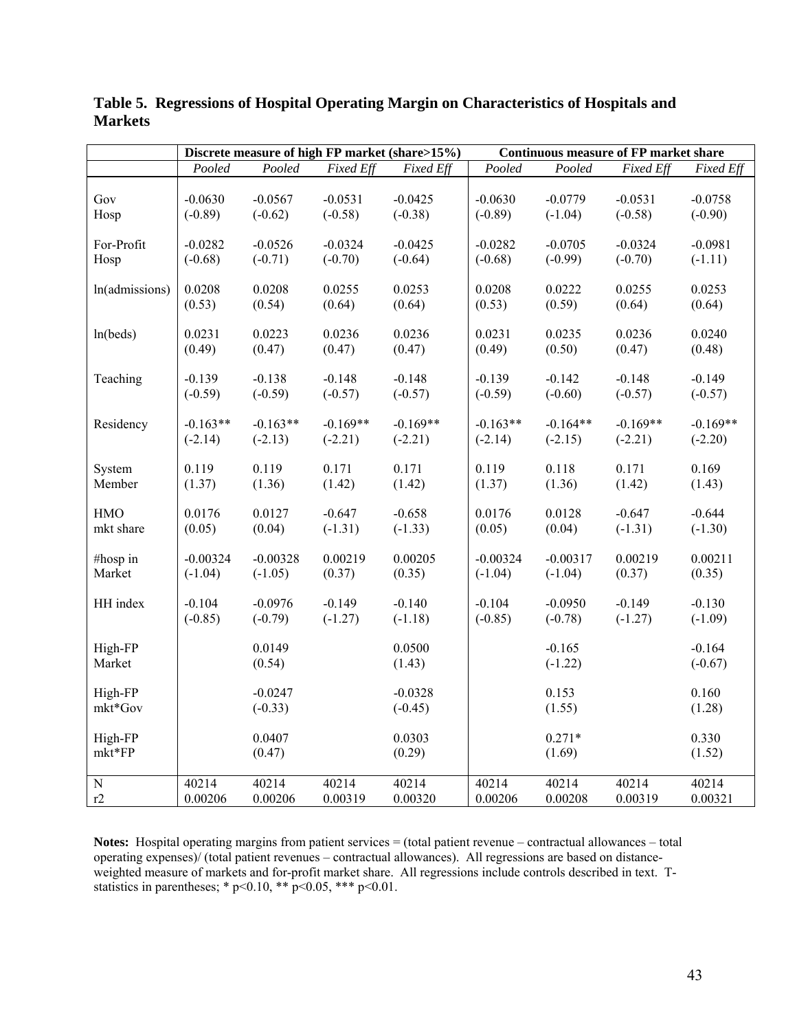**Table 5. Regressions of Hospital Operating Margin on Characteristics of Hospitals and Markets**

| | Discrete measure of high FP market (share>15%) | | | | Continuous measure of FP market share | | | |
|---|---|---|---|---|---|---|---|---|
| | *Pooled* | *Pooled* | *Fixed Eff* | *Fixed Eff* | *Pooled* | *Pooled* | *Fixed Eff* | *Fixed Eff* |
| Gov Hosp | -0.0630 | -0.0567 | -0.0531 | -0.0425 | -0.0630 | -0.0779 | -0.0531 | -0.0758 |
| | (-0.89) | (-0.62) | (-0.58) | (-0.38) | (-0.89) | (-1.04) | (-0.58) | (-0.90) |
| For-Profit Hosp | -0.0282 | -0.0526 | -0.0324 | -0.0425 | -0.0282 | -0.0705 | -0.0324 | -0.0981 |
| | (-0.68) | (-0.71) | (-0.70) | (-0.64) | (-0.68) | (-0.99) | (-0.70) | (-1.11) |
| ln(admissions) | 0.0208 | 0.0208 | 0.0255 | 0.0253 | 0.0208 | 0.0222 | 0.0255 | 0.0253 |
| | (0.53) | (0.54) | (0.64) | (0.64) | (0.53) | (0.59) | (0.64) | (0.64) |
| ln(beds) | 0.0231 | 0.0223 | 0.0236 | 0.0236 | 0.0231 | 0.0235 | 0.0236 | 0.0240 |
| | (0.49) | (0.47) | (0.47) | (0.47) | (0.49) | (0.50) | (0.47) | (0.48) |
| Teaching | -0.139 | -0.138 | -0.148 | -0.148 | -0.139 | -0.142 | -0.148 | -0.149 |
| | (-0.59) | (-0.59) | (-0.57) | (-0.57) | (-0.59) | (-0.60) | (-0.57) | (-0.57) |
| Residency | -0.163** | -0.163** | -0.169** | -0.169** | -0.163** | -0.164** | -0.169** | -0.169** |
| | (-2.14) | (-2.13) | (-2.21) | (-2.21) | (-2.14) | (-2.15) | (-2.21) | (-2.20) |
| System Member | 0.119 | 0.119 | 0.171 | 0.171 | 0.119 | 0.118 | 0.171 | 0.169 |
| | (1.37) | (1.36) | (1.42) | (1.42) | (1.37) | (1.36) | (1.42) | (1.43) |
| HMO mkt share | 0.0176 | 0.0127 | -0.647 | -0.658 | 0.0176 | 0.0128 | -0.647 | -0.644 |
| | (0.05) | (0.04) | (-1.31) | (-1.33) | (0.05) | (0.04) | (-1.31) | (-1.30) |
| #hosp in Market | -0.00324 | -0.00328 | 0.00219 | 0.00205 | -0.00324 | -0.00317 | 0.00219 | 0.00211 |
| | (-1.04) | (-1.05) | (0.37) | (0.35) | (-1.04) | (-1.04) | (0.37) | (0.35) |
| HH index | -0.104 | -0.0976 | -0.149 | -0.140 | -0.104 | -0.0950 | -0.149 | -0.130 |
| | (-0.85) | (-0.79) | (-1.27) | (-1.18) | (-0.85) | (-0.78) | (-1.27) | (-1.09) |
| High-FP Market | | 0.0149 | | 0.0500 | | -0.165 | | -0.164 |
| | | (0.54) | | (1.43) | | (-1.22) | | (-0.67) |
| High-FP mkt*Gov | | -0.0247 | | -0.0328 | | 0.153 | | 0.160 |
| | | (-0.33) | | (-0.45) | | (1.55) | | (1.28) |
| High-FP mkt*FP | | 0.0407 | | 0.0303 | | 0.271* | | 0.330 |
| | | (0.47) | | (0.29) | | (1.69) | | (1.52) |
| N | 40214 | 40214 | 40214 | 40214 | 40214 | 40214 | 40214 | 40214 |
| r2 | 0.00206 | 0.00206 | 0.00319 | 0.00320 | 0.00206 | 0.00208 | 0.00319 | 0.00321 |

**Notes:** Hospital operating margins from patient services = (total patient revenue – contractual allowances – total operating expenses)/ (total patient revenues – contractual allowances). All regressions are based on distance-weighted measure of markets and for-profit market share. All regressions include controls described in text. T-statistics in parentheses; * $p<0.10$, ** $p<0.05$, *** $p<0.01$.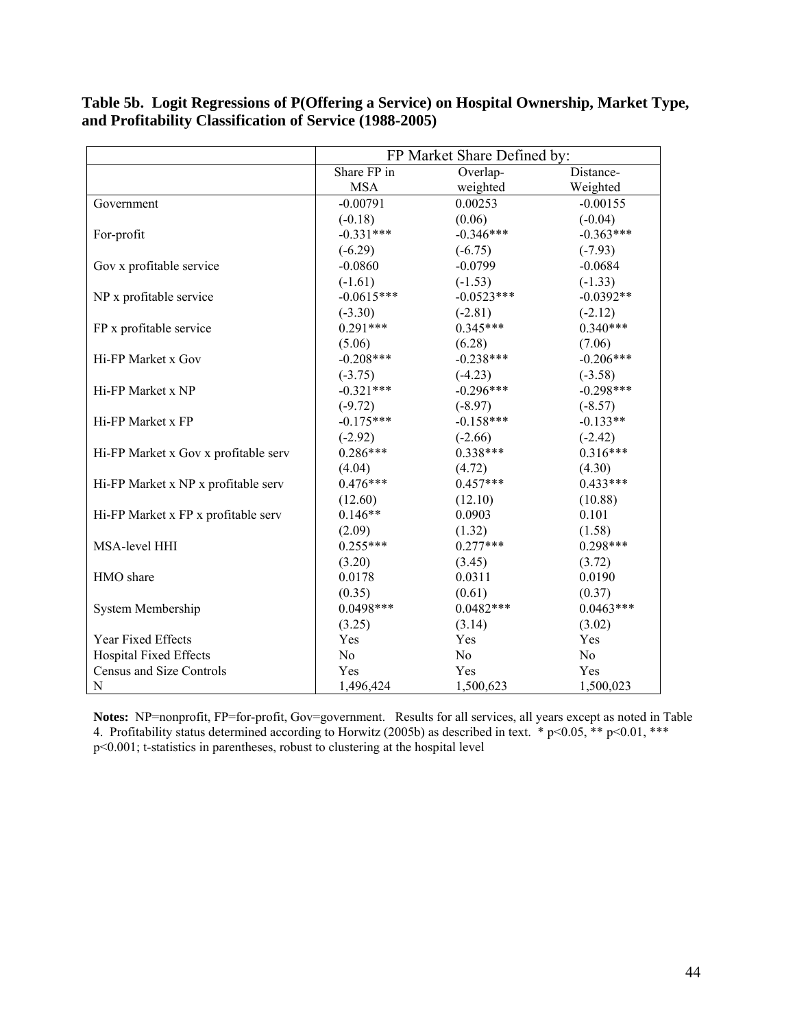**Table 5b. Logit Regressions of P(Offering a Service) on Hospital Ownership, Market Type, and Profitability Classification of Service (1988-2005)**

| | FP Market Share Defined by: | | |
|---|---|---|---|
| | Share FP in MSA | Overlap-weighted | Distance-Weighted |
| Government | -0.00791 | 0.00253 | -0.00155 |
| | (-0.18) | (0.06) | (-0.04) |
| For-profit | -0.331*** | -0.346*** | -0.363*** |
| | (-6.29) | (-6.75) | (-7.93) |
| Gov x profitable service | -0.0860 | -0.0799 | -0.0684 |
| | (-1.61) | (-1.53) | (-1.33) |
| NP x profitable service | -0.0615*** | -0.0523*** | -0.0392** |
| | (-3.30) | (-2.81) | (-2.12) |
| FP x profitable service | 0.291*** | 0.345*** | 0.340*** |
| | (5.06) | (6.28) | (7.06) |
| Hi-FP Market x Gov | -0.208*** | -0.238*** | -0.206*** |
| | (-3.75) | (-4.23) | (-3.58) |
| Hi-FP Market x NP | -0.321*** | -0.296*** | -0.298*** |
| | (-9.72) | (-8.97) | (-8.57) |
| Hi-FP Market x FP | -0.175*** | -0.158*** | -0.133** |
| | (-2.92) | (-2.66) | (-2.42) |
| Hi-FP Market x Gov x profitable serv | 0.286*** | 0.338*** | 0.316*** |
| | (4.04) | (4.72) | (4.30) |
| Hi-FP Market x NP x profitable serv | 0.476*** | 0.457*** | 0.433*** |
| | (12.60) | (12.10) | (10.88) |
| Hi-FP Market x FP x profitable serv | 0.146** | 0.0903 | 0.101 |
| | (2.09) | (1.32) | (1.58) |
| MSA-level HHI | 0.255*** | 0.277*** | 0.298*** |
| | (3.20) | (3.45) | (3.72) |
| HMO share | 0.0178 | 0.0311 | 0.0190 |
| | (0.35) | (0.61) | (0.37) |
| System Membership | 0.0498*** | 0.0482*** | 0.0463*** |
| | (3.25) | (3.14) | (3.02) |
| Year Fixed Effects | Yes | Yes | Yes |
| Hospital Fixed Effects | No | No | No |
| Census and Size Controls | Yes | Yes | Yes |
| N | 1,496,424 | 1,500,623 | 1,500,023 |

**Notes:** NP=nonprofit, FP=for-profit, Gov=government. Results for all services, all years except as noted in Table 4. Profitability status determined according to Horwitz (2005b) as described in text. * $p<0.05$, ** $p<0.01$, *** $p<0.001$; t-statistics in parentheses, robust to clustering at the hospital level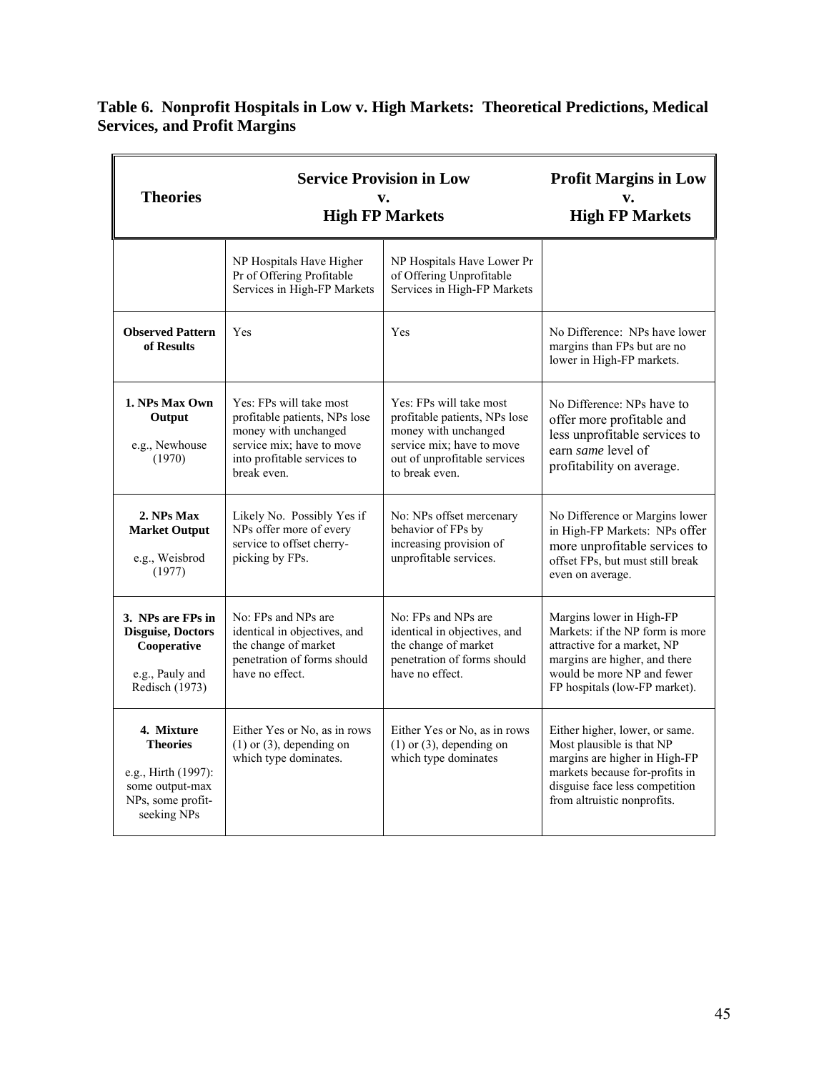**Table 6. Nonprofit Hospitals in Low v. High Markets: Theoretical Predictions, Medical Services, and Profit Margins**

| Theories | Service Provision in Low v. High FP Markets | | Profit Margins in Low v. High FP Markets |
|---|---|---|---|
| | NP Hospitals Have Higher Pr of Offering Profitable Services in High-FP Markets | NP Hospitals Have Lower Pr of Offering Unprofitable Services in High-FP Markets | |
| **Observed Pattern of Results** | Yes | Yes | No Difference: NPs have lower margins than FPs but are no lower in High-FP markets. |
| **1. NPs Max Own Output** e.g., Newhouse (1970) | Yes: FPs will take most profitable patients, NPs lose money with unchanged service mix; have to move into profitable services to break even. | Yes: FPs will take most profitable patients, NPs lose money with unchanged service mix; have to move out of unprofitable services to break even. | No Difference: NPs have to offer more profitable and less unprofitable services to earn *same* level of profitability on average. |
| **2. NPs Max Market Output** e.g., Weisbrod (1977) | Likely No. Possibly Yes if NPs offer more of every service to offset cherry-picking by FPs. | No: NPs offset mercenary behavior of FPs by increasing provision of unprofitable services. | No Difference or Margins lower in High-FP Markets: NPs offer more unprofitable services to offset FPs, but must still break even on average. |
| **3. NPs are FPs in Disguise, Doctors Cooperative** e.g., Pauly and Redisch (1973) | No: FPs and NPs are identical in objectives, and the change of market penetration of forms should have no effect. | No: FPs and NPs are identical in objectives, and the change of market penetration of forms should have no effect. | Margins lower in High-FP Markets: if the NP form is more attractive for a market, NP margins are higher, and there would be more NP and fewer FP hospitals (low-FP market). |
| **4. Mixture Theories** e.g., Hirth (1997): some output-max NPs, some profit-seeking NPs | Either Yes or No, as in rows (1) or (3), depending on which type dominates. | Either Yes or No, as in rows (1) or (3), depending on which type dominates | Either higher, lower, or same. Most plausible is that NP margins are higher in High-FP markets because for-profits in disguise face less competition from altruistic nonprofits. |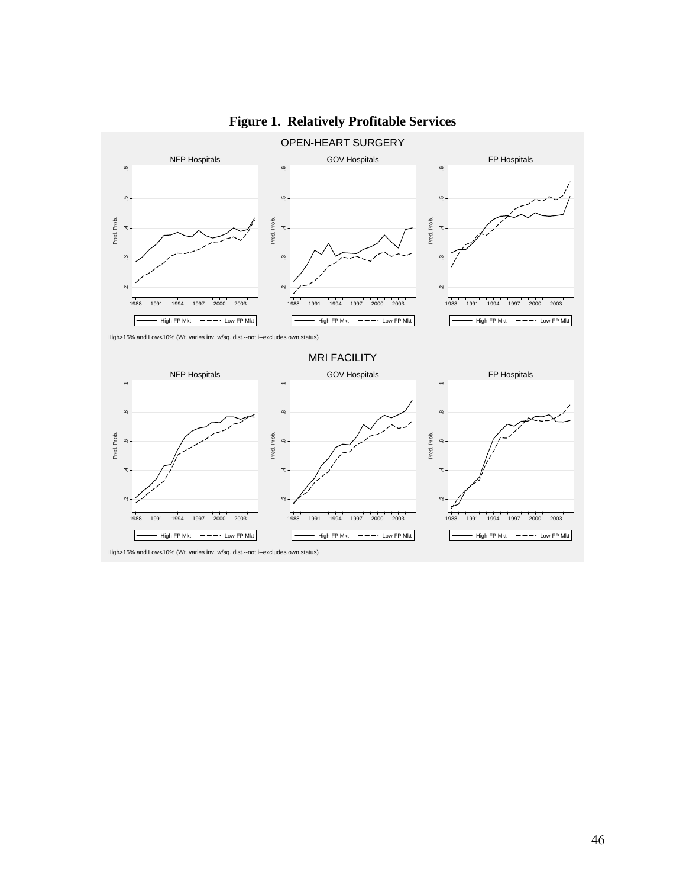**Figure 1. Relatively Profitable Services**

OPEN-HEART SURGERY

NFP Hospitals | GOV Hospitals | FP Hospitals

High-FP Mkt — Low-FP Mkt

High>15% and Low<10% (Wt. varies inv. w/sq. dist.--not i--excludes own status)

MRI FACILITY

NFP Hospitals | GOV Hospitals | FP Hospitals

High-FP Mkt — Low-FP Mkt

High>15% and Low<10% (Wt. varies inv. w/sq. dist.--not i--excludes own status)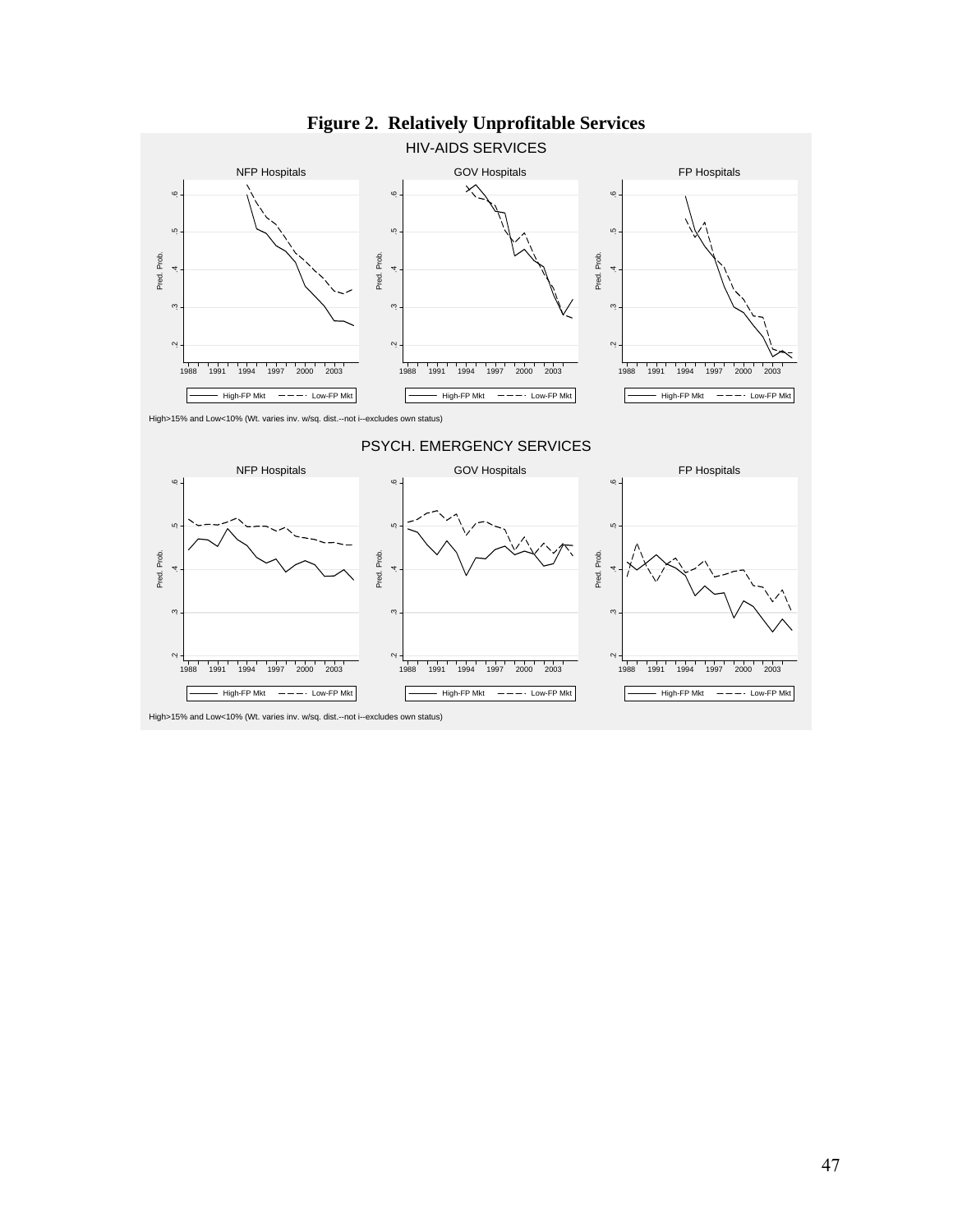**Figure 2. Relatively Unprofitable Services**

HIV-AIDS SERVICES

NFP Hospitals | GOV Hospitals | FP Hospitals

High>15% and Low<10% (Wt. varies inv. w/sq. dist.--not i--excludes own status)

PSYCH. EMERGENCY SERVICES

NFP Hospitals | GOV Hospitals | FP Hospitals

High>15% and Low<10% (Wt. varies inv. w/sq. dist.--not i--excludes own status)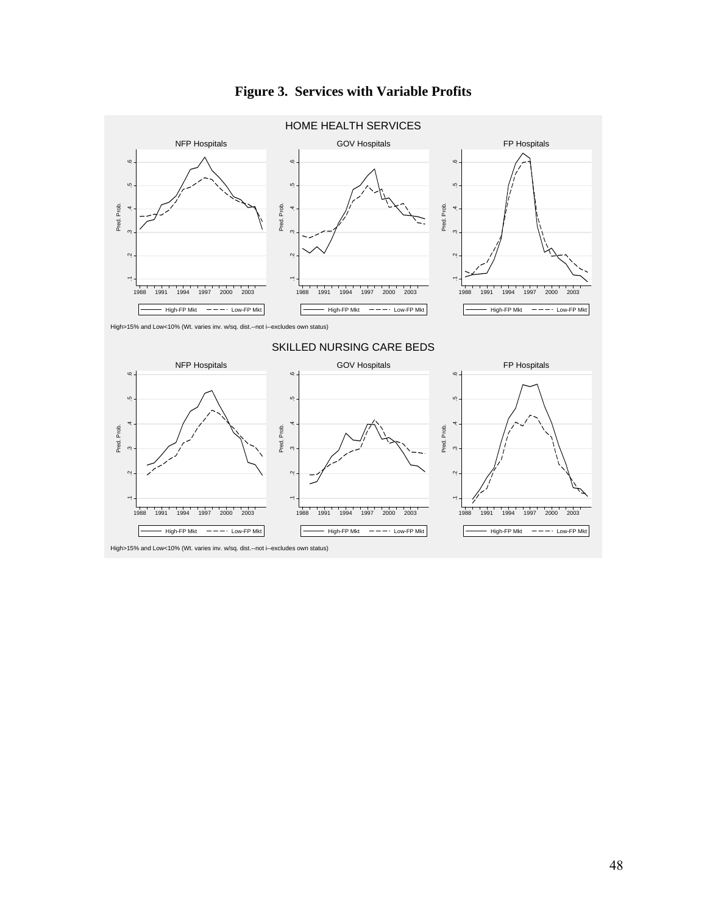**Figure 3. Services with Variable Profits**

HOME HEALTH SERVICES

NFP Hospitals | GOV Hospitals | FP Hospitals

High>15% and Low<10% (Wt. varies inv. w/sq. dist.--not i--excludes own status)

SKILLED NURSING CARE BEDS

NFP Hospitals | GOV Hospitals | FP Hospitals

High>15% and Low<10% (Wt. varies inv. w/sq. dist.--not i--excludes own status)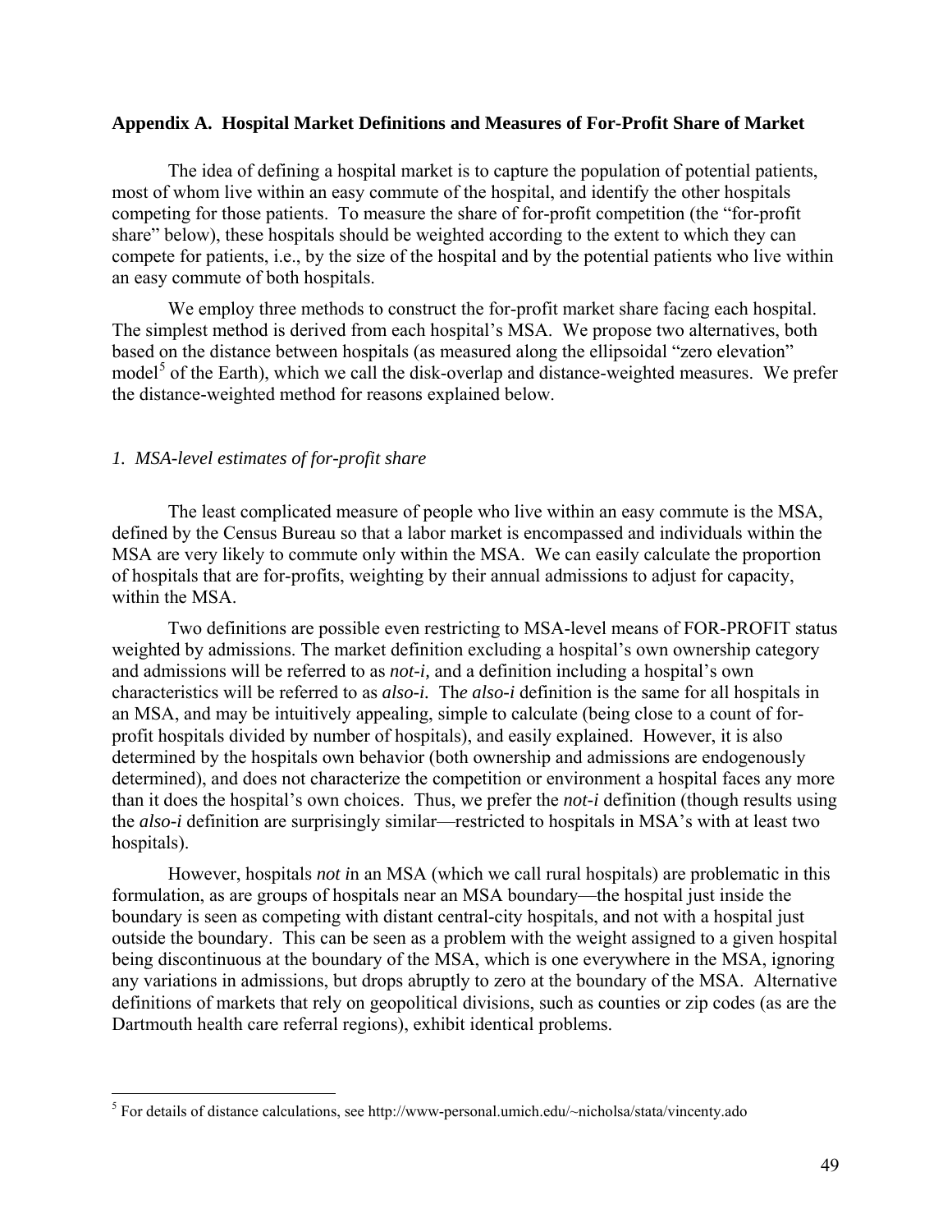## Appendix A. Hospital Market Definitions and Measures of For-Profit Share of Market

The idea of defining a hospital market is to capture the population of potential patients, most of whom live within an easy commute of the hospital, and identify the other hospitals competing for those patients. To measure the share of for-profit competition (the "for-profit share" below), these hospitals should be weighted according to the extent to which they can compete for patients, i.e., by the size of the hospital and by the potential patients who live within an easy commute of both hospitals.

We employ three methods to construct the for-profit market share facing each hospital. The simplest method is derived from each hospital's MSA. We propose two alternatives, both based on the distance between hospitals (as measured along the ellipsoidal "zero elevation" model[5] of the Earth), which we call the disk-overlap and distance-weighted measures. We prefer the distance-weighted method for reasons explained below.

### *1. MSA-level estimates of for-profit share*

The least complicated measure of people who live within an easy commute is the MSA, defined by the Census Bureau so that a labor market is encompassed and individuals within the MSA are very likely to commute only within the MSA. We can easily calculate the proportion of hospitals that are for-profits, weighting by their annual admissions to adjust for capacity, within the MSA.

Two definitions are possible even restricting to MSA-level means of FOR-PROFIT status weighted by admissions. The market definition excluding a hospital's own ownership category and admissions will be referred to as *not-i,* and a definition including a hospital's own characteristics will be referred to as *also-i.* Th*e also-i* definition is the same for all hospitals in an MSA, and may be intuitively appealing, simple to calculate (being close to a count of for-profit hospitals divided by number of hospitals), and easily explained. However, it is also determined by the hospitals own behavior (both ownership and admissions are endogenously determined), and does not characterize the competition or environment a hospital faces any more than it does the hospital's own choices. Thus, we prefer the *not-i* definition (though results using the *also-i* definition are surprisingly similar—restricted to hospitals in MSA's with at least two hospitals).

However, hospitals *not i*n an MSA (which we call rural hospitals) are problematic in this formulation, as are groups of hospitals near an MSA boundary—the hospital just inside the boundary is seen as competing with distant central-city hospitals, and not with a hospital just outside the boundary. This can be seen as a problem with the weight assigned to a given hospital being discontinuous at the boundary of the MSA, which is one everywhere in the MSA, ignoring any variations in admissions, but drops abruptly to zero at the boundary of the MSA. Alternative definitions of markets that rely on geopolitical divisions, such as counties or zip codes (as are the Dartmouth health care referral regions), exhibit identical problems.

[5] For details of distance calculations, see http://www-personal.umich.edu/~nicholsa/stata/vincenty.ado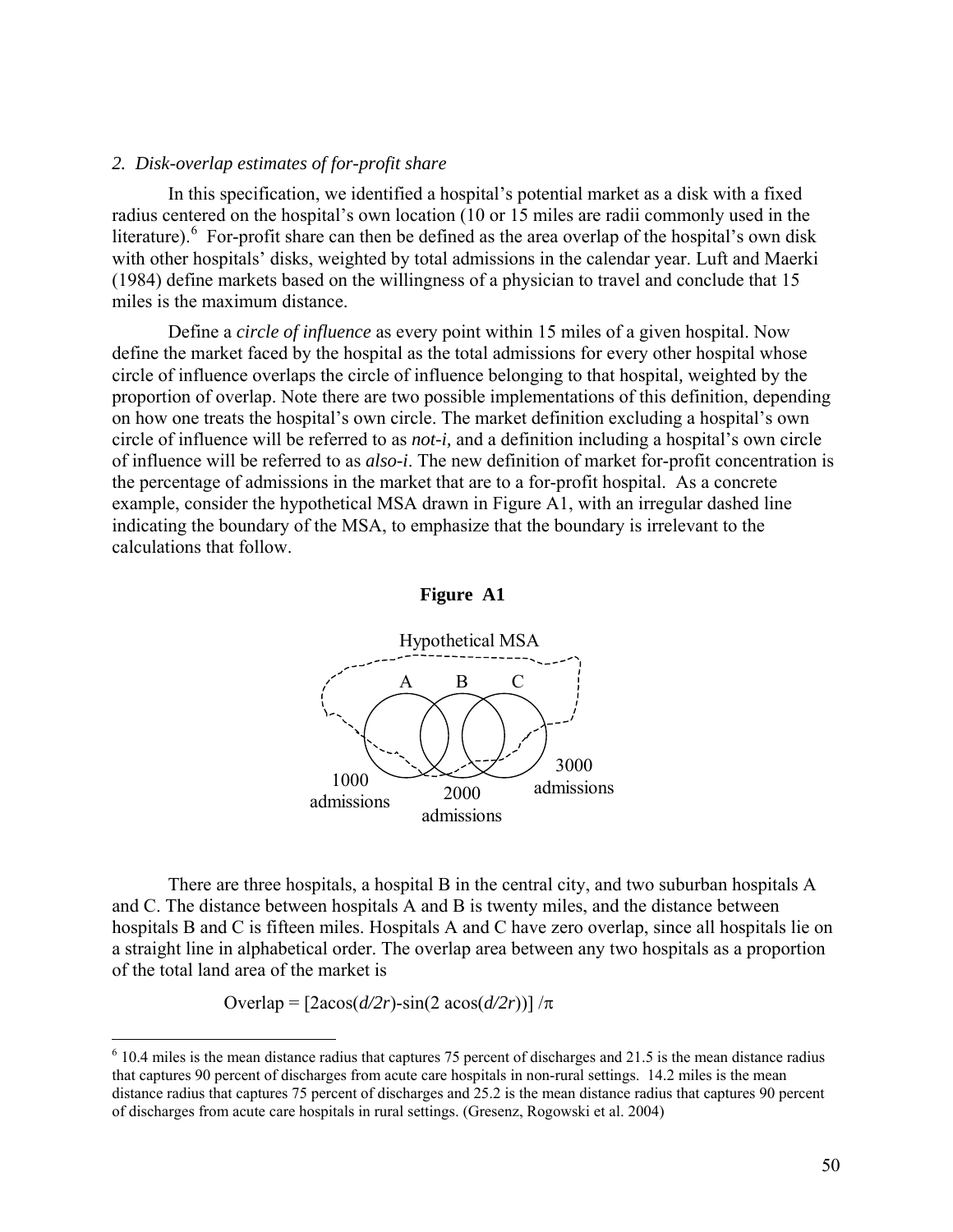*2. Disk-overlap estimates of for-profit share*

In this specification, we identified a hospital's potential market as a disk with a fixed radius centered on the hospital's own location (10 or 15 miles are radii commonly used in the literature).[6] For-profit share can then be defined as the area overlap of the hospital's own disk with other hospitals' disks, weighted by total admissions in the calendar year. Luft and Maerki (1984) define markets based on the willingness of a physician to travel and conclude that 15 miles is the maximum distance.

Define a *circle of influence* as every point within 15 miles of a given hospital. Now define the market faced by the hospital as the total admissions for every other hospital whose circle of influence overlaps the circle of influence belonging to that hospital, weighted by the proportion of overlap. Note there are two possible implementations of this definition, depending on how one treats the hospital's own circle. The market definition excluding a hospital's own circle of influence will be referred to as *not-i,* and a definition including a hospital's own circle of influence will be referred to as *also-i*. The new definition of market for-profit concentration is the percentage of admissions in the market that are to a for-profit hospital. As a concrete example, consider the hypothetical MSA drawn in Figure A1, with an irregular dashed line indicating the boundary of the MSA, to emphasize that the boundary is irrelevant to the calculations that follow.

**Figure A1**

Hypothetical MSA

A B C

1000 admissions 2000 admissions 3000 admissions

There are three hospitals, a hospital B in the central city, and two suburban hospitals A and C. The distance between hospitals A and B is twenty miles, and the distance between hospitals B and C is fifteen miles. Hospitals A and C have zero overlap, since all hospitals lie on a straight line in alphabetical order. The overlap area between any two hospitals as a proportion of the total land area of the market is

$$\text{Overlap} = [2\text{acos}(d/2r) - \sin(2\ \text{acos}(d/2r))]\ /\pi$$

[6] 10.4 miles is the mean distance radius that captures 75 percent of discharges and 21.5 is the mean distance radius that captures 90 percent of discharges from acute care hospitals in non-rural settings. 14.2 miles is the mean distance radius that captures 75 percent of discharges and 25.2 is the mean distance radius that captures 90 percent of discharges from acute care hospitals in rural settings. (Gresenz, Rogowski et al. 2004)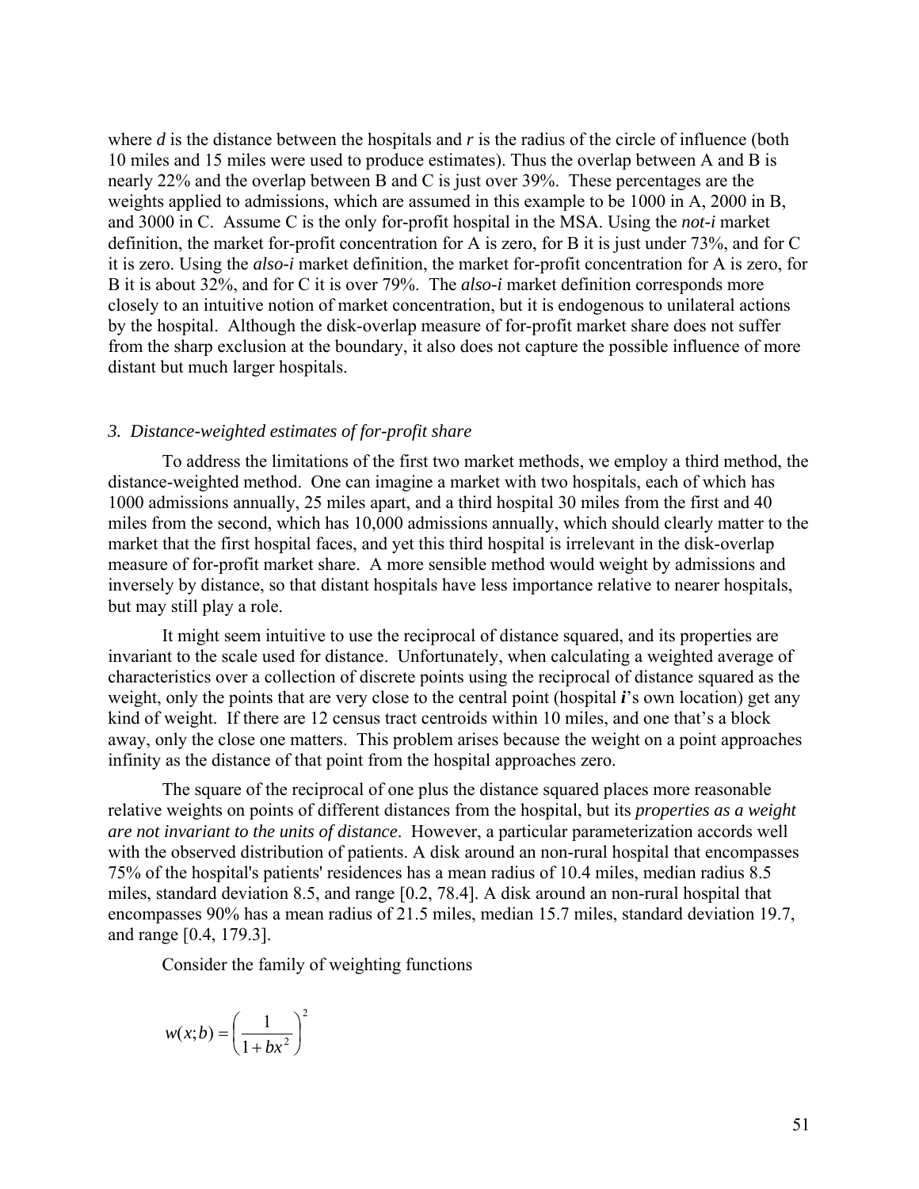where $d$ is the distance between the hospitals and $r$ is the radius of the circle of influence (both 10 miles and 15 miles were used to produce estimates). Thus the overlap between A and B is nearly 22% and the overlap between B and C is just over 39%. These percentages are the weights applied to admissions, which are assumed in this example to be 1000 in A, 2000 in B, and 3000 in C. Assume C is the only for-profit hospital in the MSA. Using the *not-i* market definition, the market for-profit concentration for A is zero, for B it is just under 73%, and for C it is zero. Using the *also-i* market definition, the market for-profit concentration for A is zero, for B it is about 32%, and for C it is over 79%. The *also-i* market definition corresponds more closely to an intuitive notion of market concentration, but it is endogenous to unilateral actions by the hospital. Although the disk-overlap measure of for-profit market share does not suffer from the sharp exclusion at the boundary, it also does not capture the possible influence of more distant but much larger hospitals.

### *3. Distance-weighted estimates of for-profit share*

To address the limitations of the first two market methods, we employ a third method, the distance-weighted method. One can imagine a market with two hospitals, each of which has 1000 admissions annually, 25 miles apart, and a third hospital 30 miles from the first and 40 miles from the second, which has 10,000 admissions annually, which should clearly matter to the market that the first hospital faces, and yet this third hospital is irrelevant in the disk-overlap measure of for-profit market share. A more sensible method would weight by admissions and inversely by distance, so that distant hospitals have less importance relative to nearer hospitals, but may still play a role.

It might seem intuitive to use the reciprocal of distance squared, and its properties are invariant to the scale used for distance. Unfortunately, when calculating a weighted average of characteristics over a collection of discrete points using the reciprocal of distance squared as the weight, only the points that are very close to the central point (hospital ***i***'s own location) get any kind of weight. If there are 12 census tract centroids within 10 miles, and one that's a block away, only the close one matters. This problem arises because the weight on a point approaches infinity as the distance of that point from the hospital approaches zero.

The square of the reciprocal of one plus the distance squared places more reasonable relative weights on points of different distances from the hospital, but its ***properties as a weight are not invariant to the units of distance***. However, a particular parameterization accords well with the observed distribution of patients. A disk around an non-rural hospital that encompasses 75% of the hospital's patients' residences has a mean radius of 10.4 miles, median radius 8.5 miles, standard deviation 8.5, and range [0.2, 78.4]. A disk around an non-rural hospital that encompasses 90% has a mean radius of 21.5 miles, median 15.7 miles, standard deviation 19.7, and range [0.4, 179.3].

Consider the family of weighting functions

$$w(x;b) = \left( \frac{1}{1+bx^2} \right)^2$$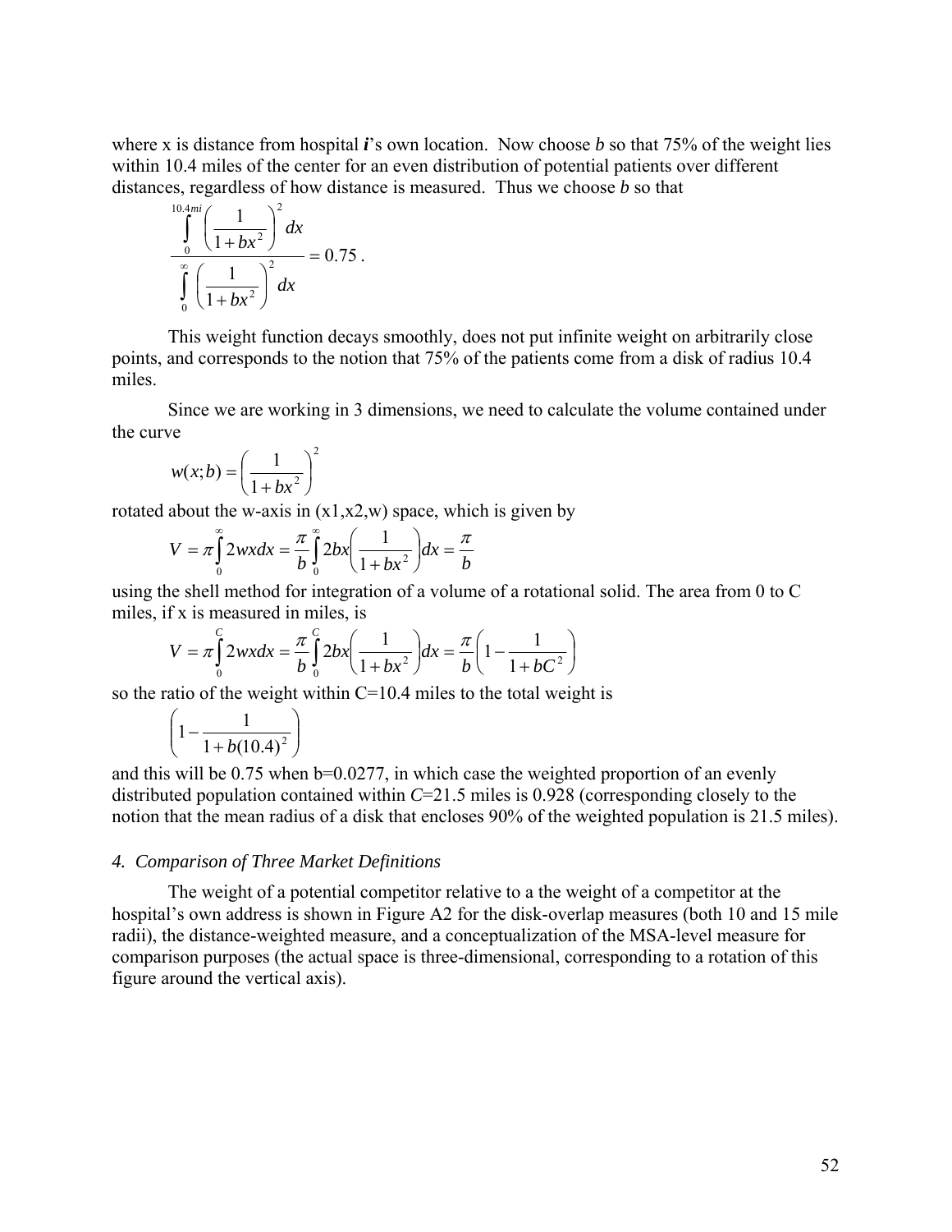where x is distance from hospital ***i***'s own location. Now choose *b* so that 75% of the weight lies within 10.4 miles of the center for an even distribution of potential patients over different distances, regardless of how distance is measured. Thus we choose *b* so that

$$\frac{\int_0^{10.4mi} \left(\frac{1}{1+bx^2}\right)^2 dx}{\int_0^{\infty} \left(\frac{1}{1+bx^2}\right)^2 dx} = 0.75 .$$

This weight function decays smoothly, does not put infinite weight on arbitrarily close points, and corresponds to the notion that 75% of the patients come from a disk of radius 10.4 miles.

Since we are working in 3 dimensions, we need to calculate the volume contained under the curve

$$w(x;b) = \left(\frac{1}{1+bx^2}\right)^2$$

rotated about the w-axis in (x1,x2,w) space, which is given by

$$V = \pi \int_0^{\infty} 2wx dx = \frac{\pi}{b} \int_0^{\infty} 2bx \left(\frac{1}{1+bx^2}\right) dx = \frac{\pi}{b}$$

using the shell method for integration of a volume of a rotational solid. The area from 0 to C miles, if x is measured in miles, is

$$V = \pi \int_0^{C} 2wx dx = \frac{\pi}{b} \int_0^{C} 2bx \left(\frac{1}{1+bx^2}\right) dx = \frac{\pi}{b}\left(1 - \frac{1}{1+bC^2}\right)$$

so the ratio of the weight within C=10.4 miles to the total weight is

$$\left(1 - \frac{1}{1+b(10.4)^2}\right)$$

and this will be 0.75 when b=0.0277, in which case the weighted proportion of an evenly distributed population contained within *C*=21.5 miles is 0.928 (corresponding closely to the notion that the mean radius of a disk that encloses 90% of the weighted population is 21.5 miles).

*4. Comparison of Three Market Definitions*

The weight of a potential competitor relative to a the weight of a competitor at the hospital's own address is shown in Figure A2 for the disk-overlap measures (both 10 and 15 mile radii), the distance-weighted measure, and a conceptualization of the MSA-level measure for comparison purposes (the actual space is three-dimensional, corresponding to a rotation of this figure around the vertical axis).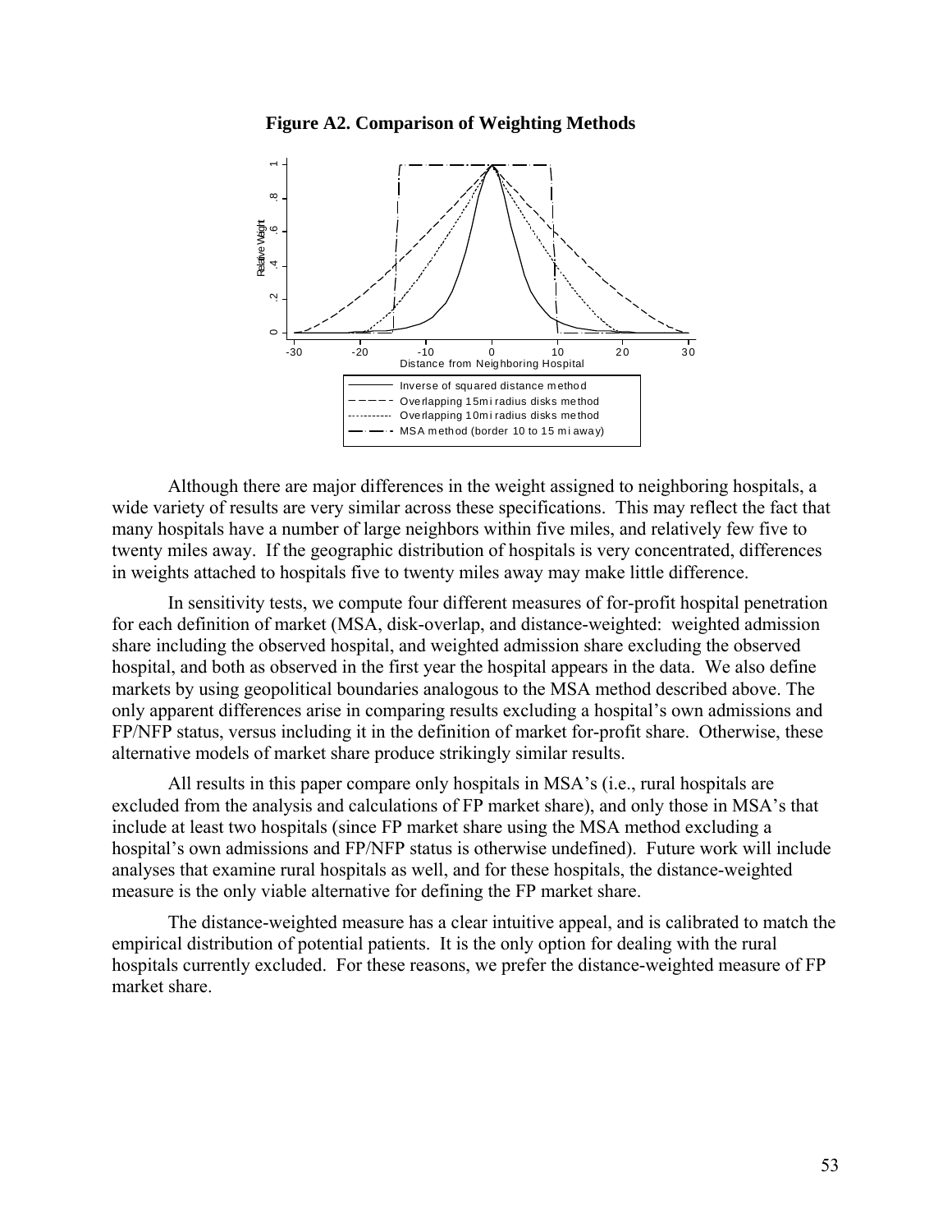**Figure A2. Comparison of Weighting Methods**

Although there are major differences in the weight assigned to neighboring hospitals, a wide variety of results are very similar across these specifications. This may reflect the fact that many hospitals have a number of large neighbors within five miles, and relatively few five to twenty miles away. If the geographic distribution of hospitals is very concentrated, differences in weights attached to hospitals five to twenty miles away may make little difference.

In sensitivity tests, we compute four different measures of for-profit hospital penetration for each definition of market (MSA, disk-overlap, and distance-weighted: weighted admission share including the observed hospital, and weighted admission share excluding the observed hospital, and both as observed in the first year the hospital appears in the data. We also define markets by using geopolitical boundaries analogous to the MSA method described above. The only apparent differences arise in comparing results excluding a hospital's own admissions and FP/NFP status, versus including it in the definition of market for-profit share. Otherwise, these alternative models of market share produce strikingly similar results.

All results in this paper compare only hospitals in MSA's (i.e., rural hospitals are excluded from the analysis and calculations of FP market share), and only those in MSA's that include at least two hospitals (since FP market share using the MSA method excluding a hospital's own admissions and FP/NFP status is otherwise undefined). Future work will include analyses that examine rural hospitals as well, and for these hospitals, the distance-weighted measure is the only viable alternative for defining the FP market share.

The distance-weighted measure has a clear intuitive appeal, and is calibrated to match the empirical distribution of potential patients. It is the only option for dealing with the rural hospitals currently excluded. For these reasons, we prefer the distance-weighted measure of FP market share.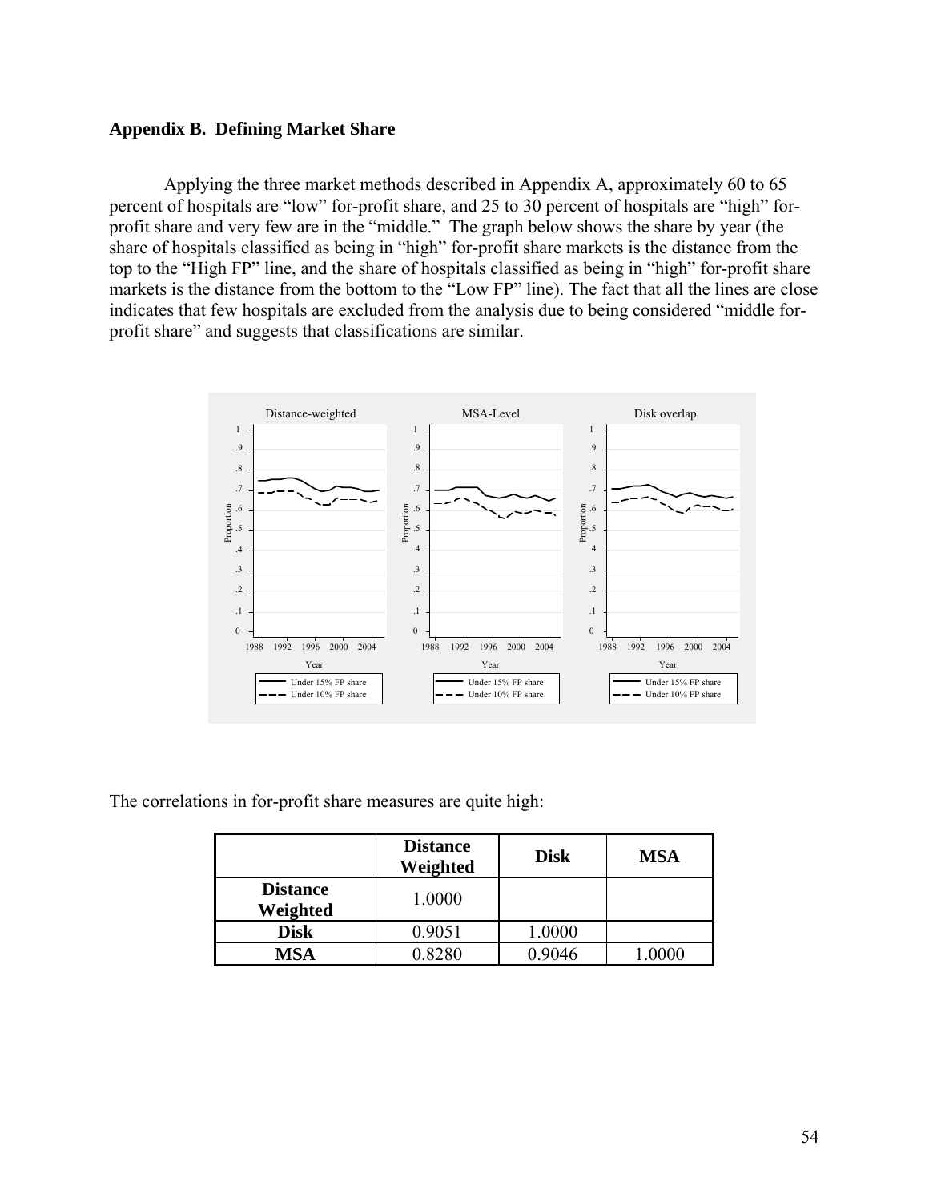## Appendix B. Defining Market Share

Applying the three market methods described in Appendix A, approximately 60 to 65 percent of hospitals are "low" for-profit share, and 25 to 30 percent of hospitals are "high" for-profit share and very few are in the "middle." The graph below shows the share by year (the share of hospitals classified as being in "high" for-profit share markets is the distance from the top to the "High FP" line, and the share of hospitals classified as being in "high" for-profit share markets is the distance from the bottom to the "Low FP" line). The fact that all the lines are close indicates that few hospitals are excluded from the analysis due to being considered "middle for-profit share" and suggests that classifications are similar.

The correlations in for-profit share measures are quite high:

| | **Distance Weighted** | **Disk** | **MSA** |
|---|---|---|---|
| **Distance Weighted** | 1.0000 | | |
| **Disk** | 0.9051 | 1.0000 | |
| **MSA** | 0.8280 | 0.9046 | 1.0000 |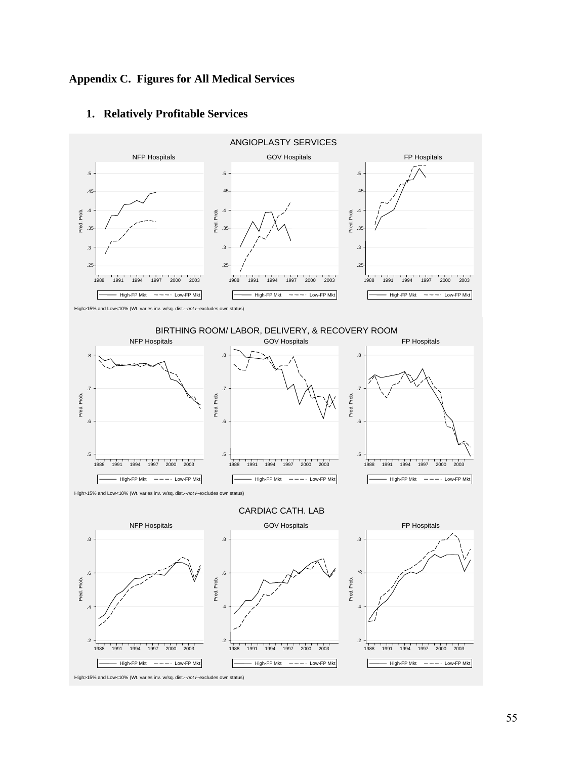## Appendix C. Figures for All Medical Services

### 1. Relatively Profitable Services

ANGIOPLASTY SERVICES

NFP Hospitals | GOV Hospitals | FP Hospitals

High-FP Mkt — Low-FP Mkt

High>15% and Low<10% (Wt. varies inv. w/sq. dist.--*not i*--excludes own status)

BIRTHING ROOM/ LABOR, DELIVERY, & RECOVERY ROOM

NFP Hospitals | GOV Hospitals | FP Hospitals

High-FP Mkt — Low-FP Mkt

High>15% and Low<10% (Wt. varies inv. w/sq. dist.--*not i*--excludes own status)

CARDIAC CATH. LAB

NFP Hospitals | GOV Hospitals | FP Hospitals

High-FP Mkt — Low-FP Mkt

High>15% and Low<10% (Wt. varies inv. w/sq. dist.--*not i*--excludes own status)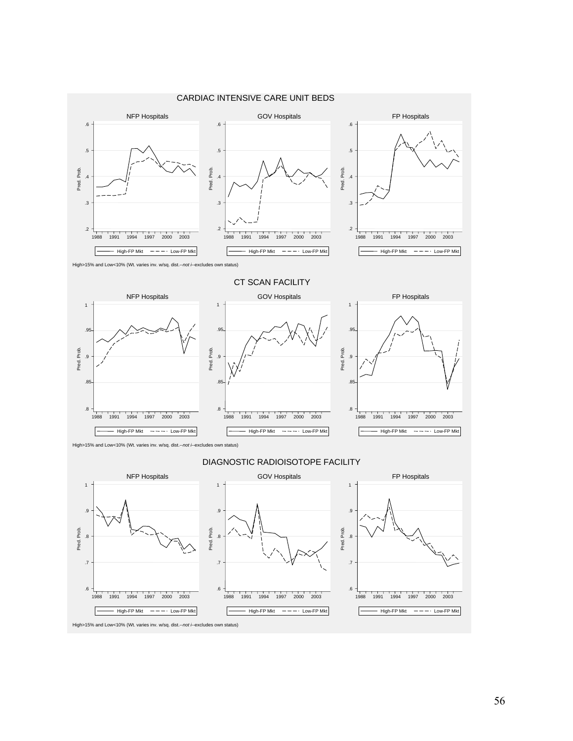CARDIAC INTENSIVE CARE UNIT BEDS

High>15% and Low<10% (Wt. varies inv. w/sq. dist.--*not i*--excludes own status)

CT SCAN FACILITY

High>15% and Low<10% (Wt. varies inv. w/sq. dist.--*not i*--excludes own status)

DIAGNOSTIC RADIOISOTOPE FACILITY

High>15% and Low<10% (Wt. varies inv. w/sq. dist.--*not i*--excludes own status)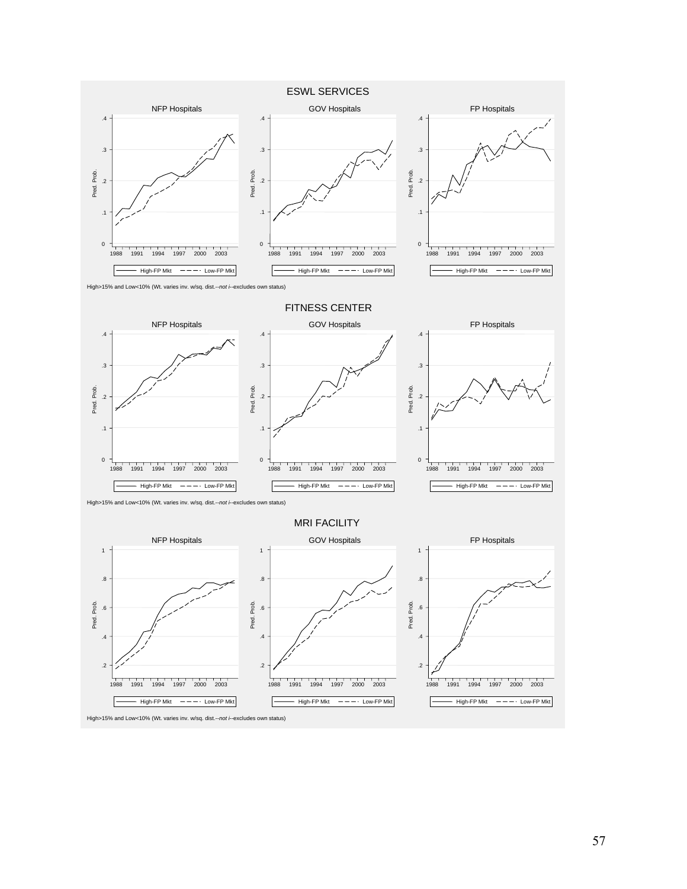ESWL SERVICES

NFP Hospitals | GOV Hospitals | FP Hospitals

High>15% and Low<10% (Wt. varies inv. w/sq. dist.--*not i*--excludes own status)

FITNESS CENTER

NFP Hospitals | GOV Hospitals | FP Hospitals

High>15% and Low<10% (Wt. varies inv. w/sq. dist.--*not i*--excludes own status)

MRI FACILITY

NFP Hospitals | GOV Hospitals | FP Hospitals

High>15% and Low<10% (Wt. varies inv. w/sq. dist.--*not i*--excludes own status)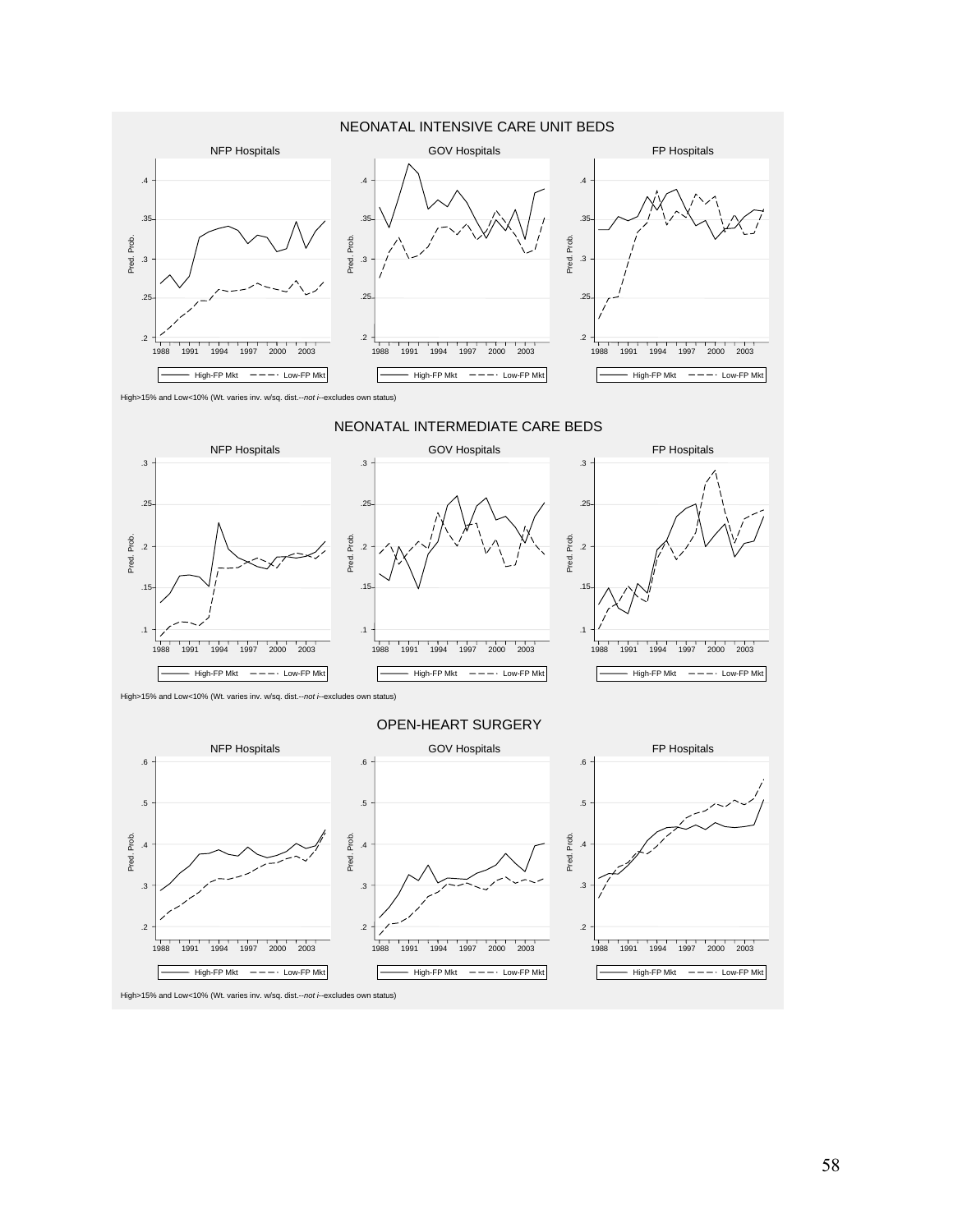## NEONATAL INTENSIVE CARE UNIT BEDS

High>15% and Low<10% (Wt. varies inv. w/sq. dist.--*not i*--excludes own status)

## NEONATAL INTERMEDIATE CARE BEDS

High>15% and Low<10% (Wt. varies inv. w/sq. dist.--*not i*--excludes own status)

## OPEN-HEART SURGERY

High>15% and Low<10% (Wt. varies inv. w/sq. dist.--*not i*--excludes own status)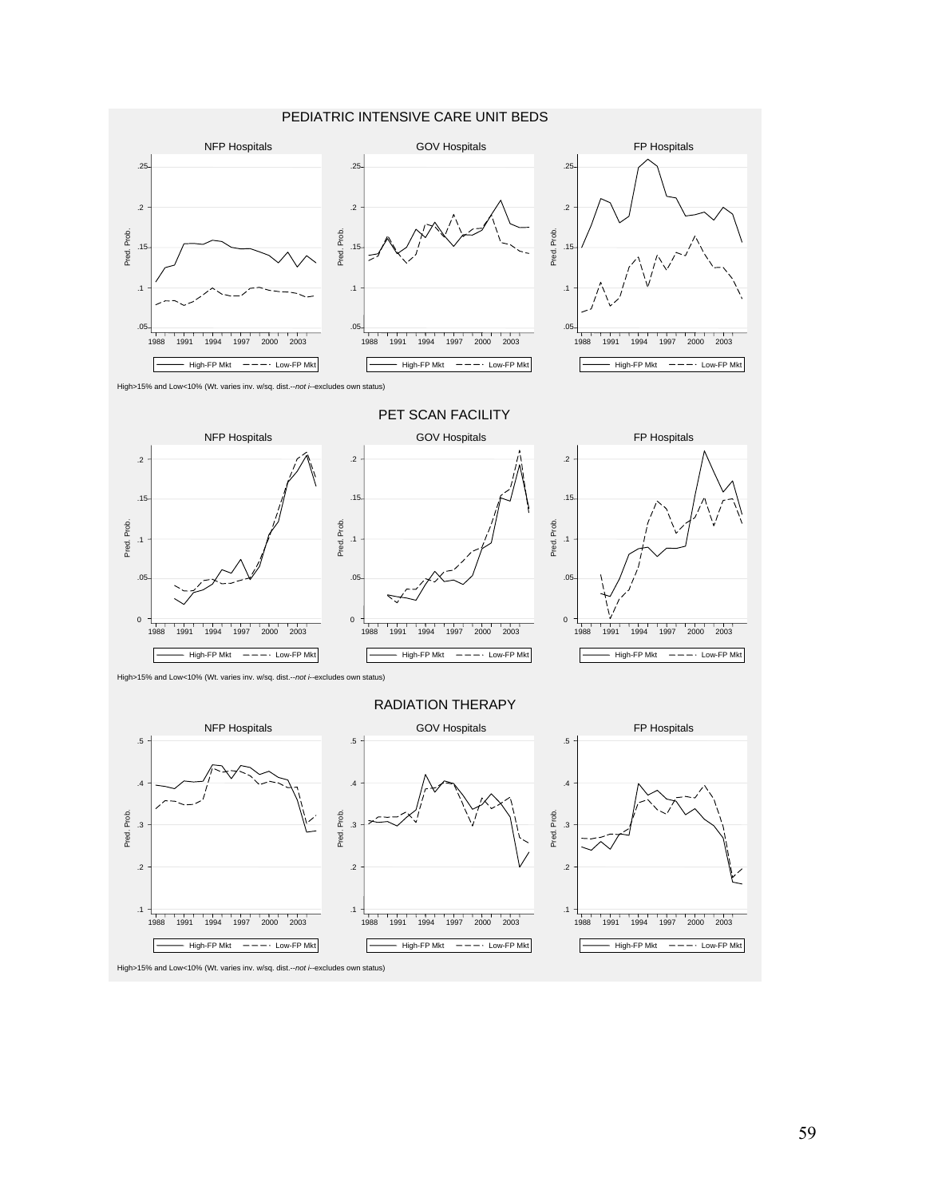PEDIATRIC INTENSIVE CARE UNIT BEDS

High>15% and Low<10% (Wt. varies inv. w/sq. dist.--*not i*--excludes own status)

PET SCAN FACILITY

High>15% and Low<10% (Wt. varies inv. w/sq. dist.--*not i*--excludes own status)

RADIATION THERAPY

High>15% and Low<10% (Wt. varies inv. w/sq. dist.--*not i*--excludes own status)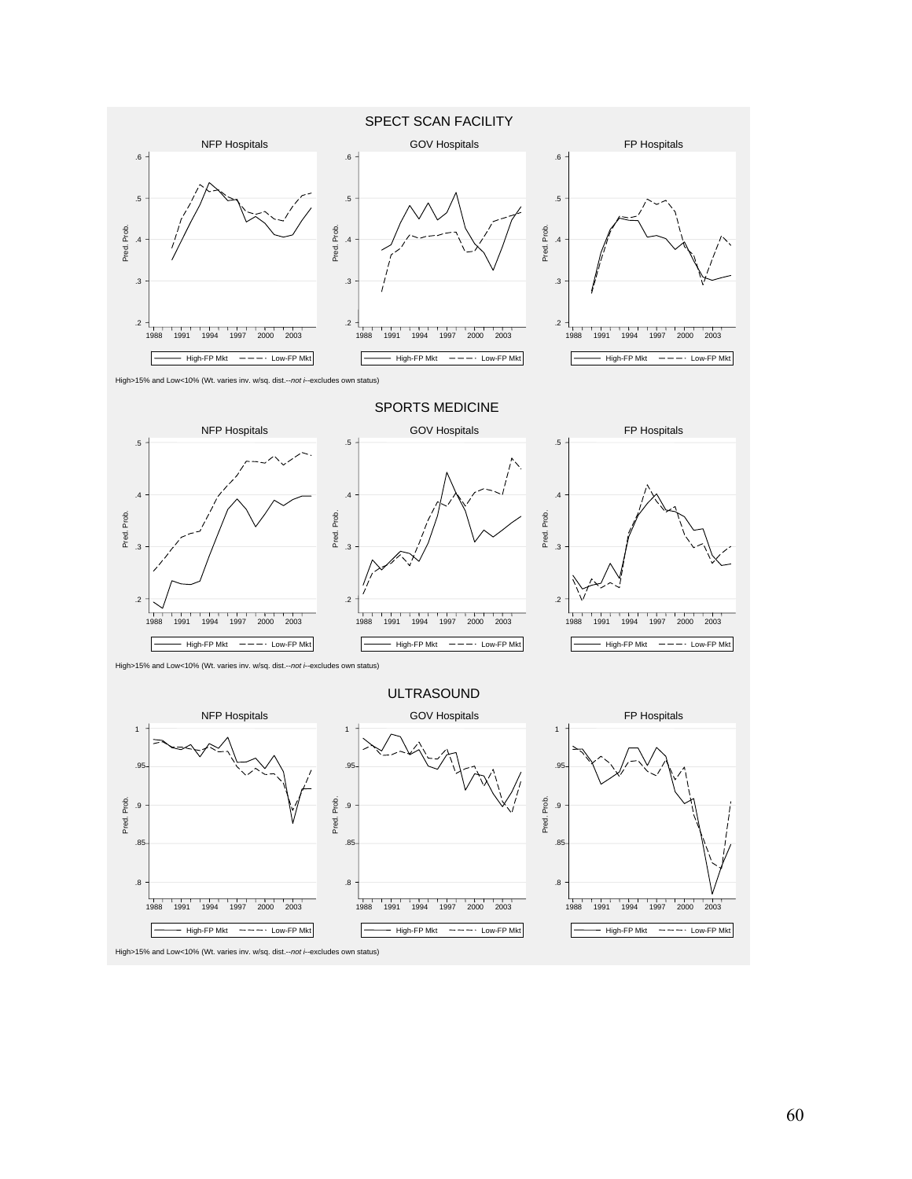## SPECT SCAN FACILITY

NFP Hospitals | GOV Hospitals | FP Hospitals

High-FP Mkt — Low-FP Mkt

High>15% and Low<10% (Wt. varies inv. w/sq. dist.--*not i*--excludes own status)

## SPORTS MEDICINE

NFP Hospitals | GOV Hospitals | FP Hospitals

High-FP Mkt — Low-FP Mkt

High>15% and Low<10% (Wt. varies inv. w/sq. dist.--*not i*--excludes own status)

## ULTRASOUND

NFP Hospitals | GOV Hospitals | FP Hospitals

High-FP Mkt — Low-FP Mkt

High>15% and Low<10% (Wt. varies inv. w/sq. dist.--*not i*--excludes own status)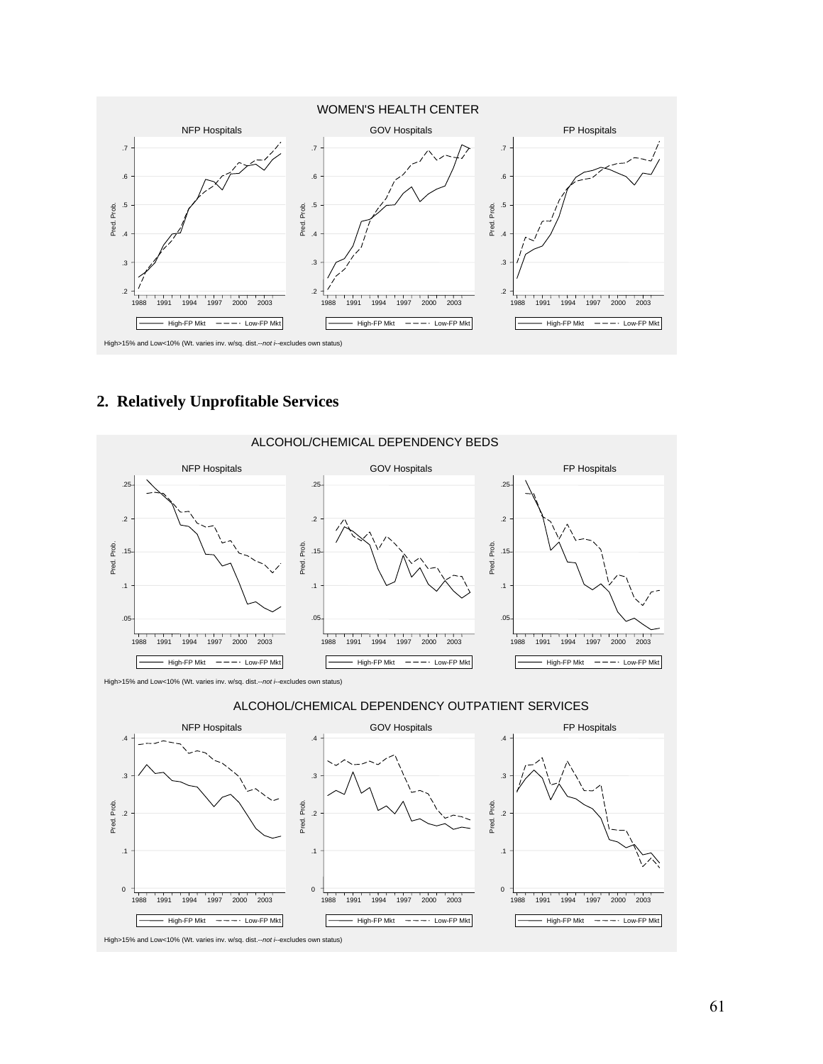WOMEN'S HEALTH CENTER

High>15% and Low<10% (Wt. varies inv. w/sq. dist.--*not i*--excludes own status)

## 2. Relatively Unprofitable Services

ALCOHOL/CHEMICAL DEPENDENCY BEDS

High>15% and Low<10% (Wt. varies inv. w/sq. dist.--*not i*--excludes own status)

ALCOHOL/CHEMICAL DEPENDENCY OUTPATIENT SERVICES

High>15% and Low<10% (Wt. varies inv. w/sq. dist.--*not i*--excludes own status)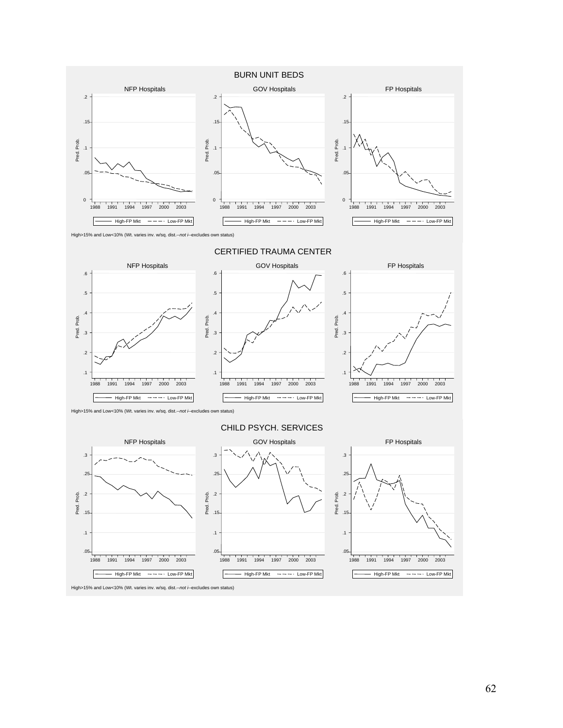## BURN UNIT BEDS

NFP Hospitals | GOV Hospitals | FP Hospitals

High-FP Mkt — Low-FP Mkt

High>15% and Low<10% (Wt. varies inv. w/sq. dist.--*not i*--excludes own status)

## CERTIFIED TRAUMA CENTER

NFP Hospitals | GOV Hospitals | FP Hospitals

High-FP Mkt — Low-FP Mkt

High>15% and Low<10% (Wt. varies inv. w/sq. dist.--*not i*--excludes own status)

## CHILD PSYCH. SERVICES

NFP Hospitals | GOV Hospitals | FP Hospitals

High-FP Mkt — Low-FP Mkt

High>15% and Low<10% (Wt. varies inv. w/sq. dist.--*not i*--excludes own status)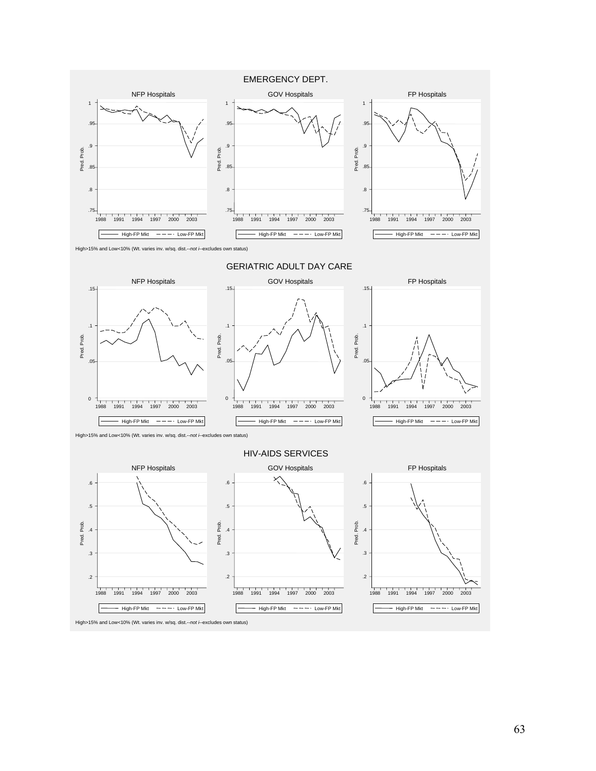EMERGENCY DEPT.

NFP Hospitals | GOV Hospitals | FP Hospitals

High>15% and Low<10% (Wt. varies inv. w/sq. dist.--*not i*--excludes own status)

GERIATRIC ADULT DAY CARE

NFP Hospitals | GOV Hospitals | FP Hospitals

High>15% and Low<10% (Wt. varies inv. w/sq. dist.--*not i*--excludes own status)

HIV-AIDS SERVICES

NFP Hospitals | GOV Hospitals | FP Hospitals

High>15% and Low<10% (Wt. varies inv. w/sq. dist.--*not i*--excludes own status)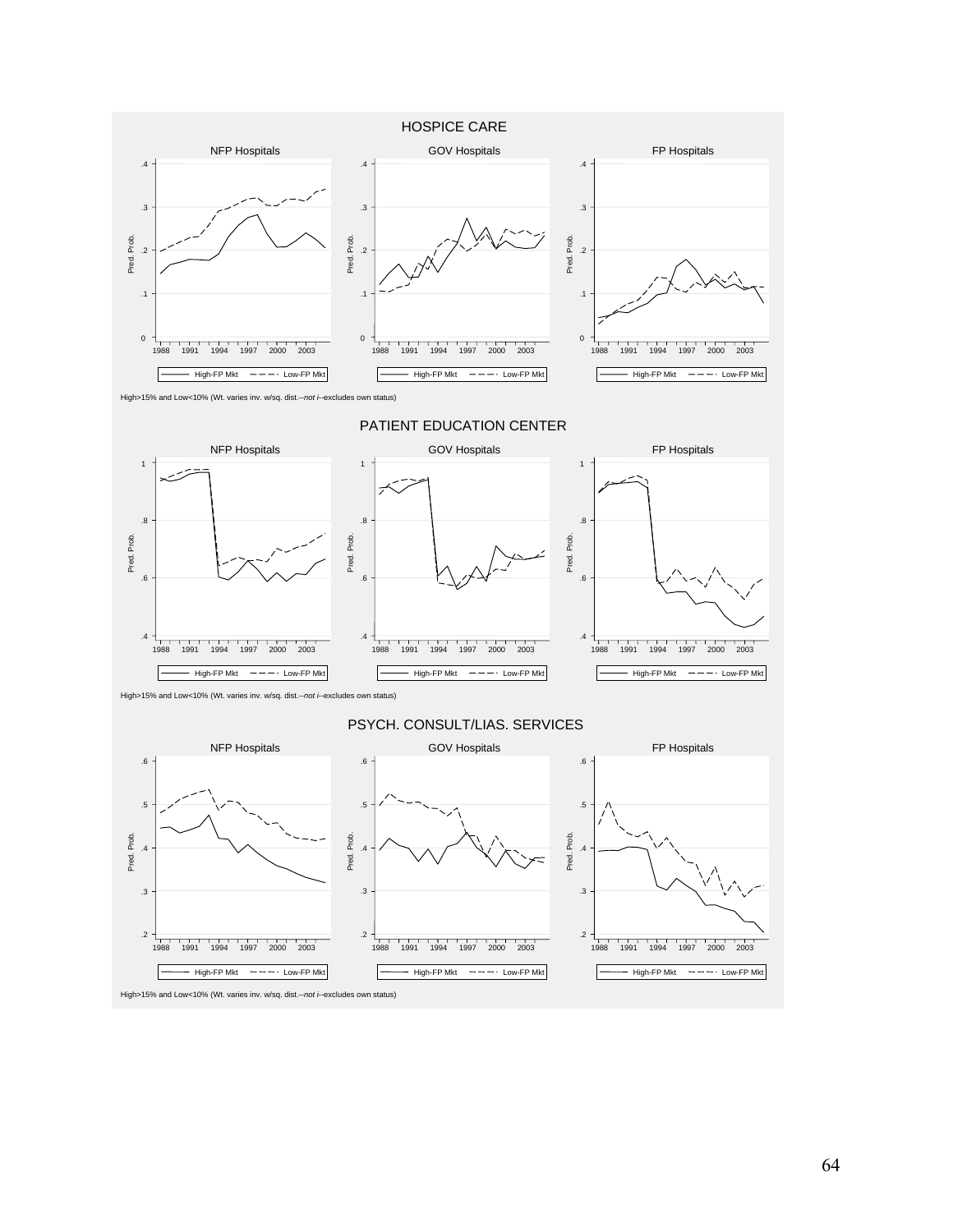## HOSPICE CARE

NFP Hospitals | GOV Hospitals | FP Hospitals

High-FP Mkt — Low-FP Mkt

High>15% and Low<10% (Wt. varies inv. w/sq. dist.--*not i*--excludes own status)

## PATIENT EDUCATION CENTER

NFP Hospitals | GOV Hospitals | FP Hospitals

High-FP Mkt — Low-FP Mkt

High>15% and Low<10% (Wt. varies inv. w/sq. dist.--*not i*--excludes own status)

## PSYCH. CONSULT/LIAS. SERVICES

NFP Hospitals | GOV Hospitals | FP Hospitals

High-FP Mkt — Low-FP Mkt

High>15% and Low<10% (Wt. varies inv. w/sq. dist.--*not i*--excludes own status)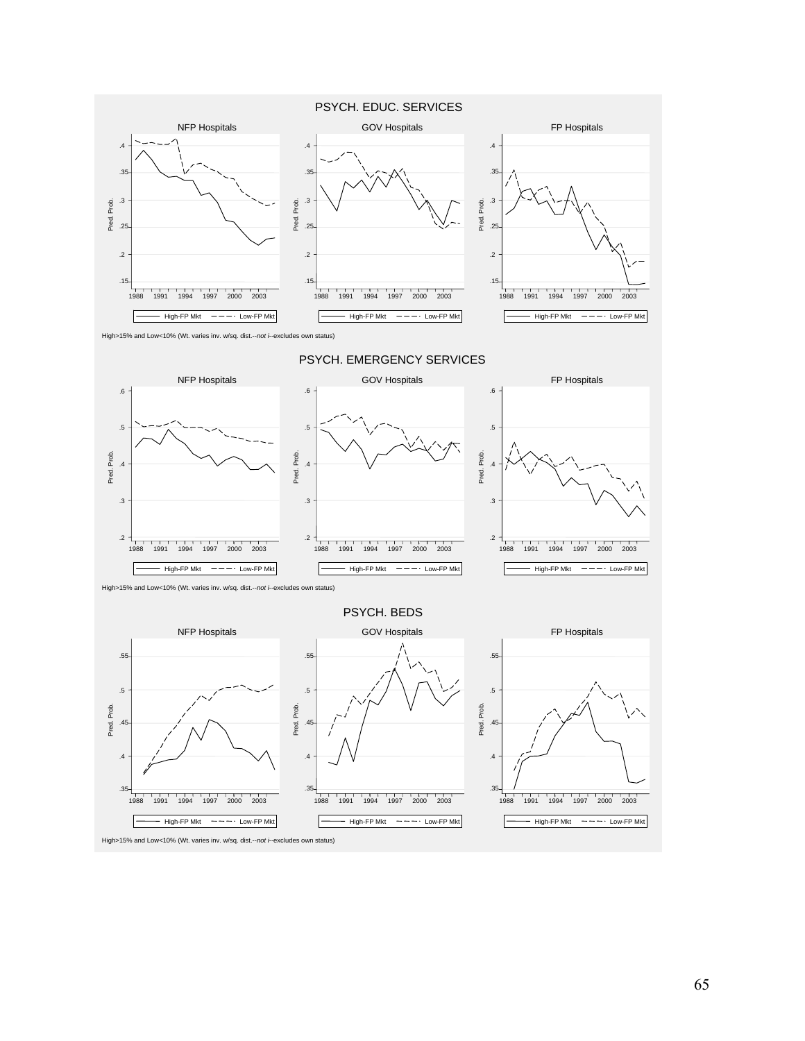## PSYCH. EDUC. SERVICES

NFP Hospitals | GOV Hospitals | FP Hospitals

Pred. Prob.

1988 1991 1994 1997 2000 2003

High-FP Mkt — Low-FP Mkt

High>15% and Low<10% (Wt. varies inv. w/sq. dist.--*not i*--excludes own status)

## PSYCH. EMERGENCY SERVICES

NFP Hospitals | GOV Hospitals | FP Hospitals

Pred. Prob.

1988 1991 1994 1997 2000 2003

High-FP Mkt — Low-FP Mkt

High>15% and Low<10% (Wt. varies inv. w/sq. dist.--*not i*--excludes own status)

## PSYCH. BEDS

NFP Hospitals | GOV Hospitals | FP Hospitals

Pred. Prob.

1988 1991 1994 1997 2000 2003

High-FP Mkt — Low-FP Mkt

High>15% and Low<10% (Wt. varies inv. w/sq. dist.--*not i*--excludes own status)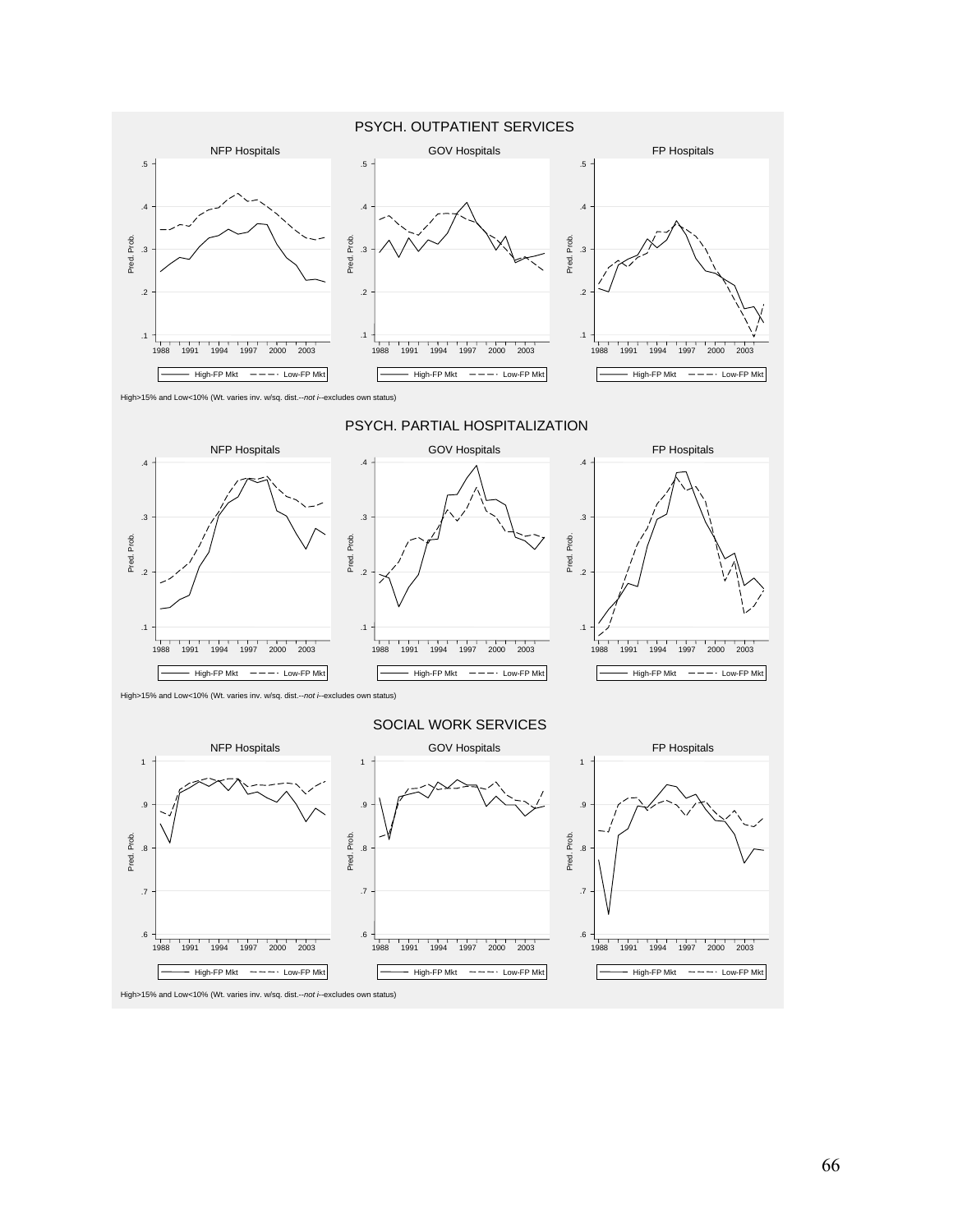## PSYCH. OUTPATIENT SERVICES

NFP Hospitals | GOV Hospitals | FP Hospitals

High>15% and Low<10% (Wt. varies inv. w/sq. dist.--*not i*--excludes own status)

## PSYCH. PARTIAL HOSPITALIZATION

NFP Hospitals | GOV Hospitals | FP Hospitals

High>15% and Low<10% (Wt. varies inv. w/sq. dist.--*not i*--excludes own status)

## SOCIAL WORK SERVICES

NFP Hospitals | GOV Hospitals | FP Hospitals

High>15% and Low<10% (Wt. varies inv. w/sq. dist.--*not i*--excludes own status)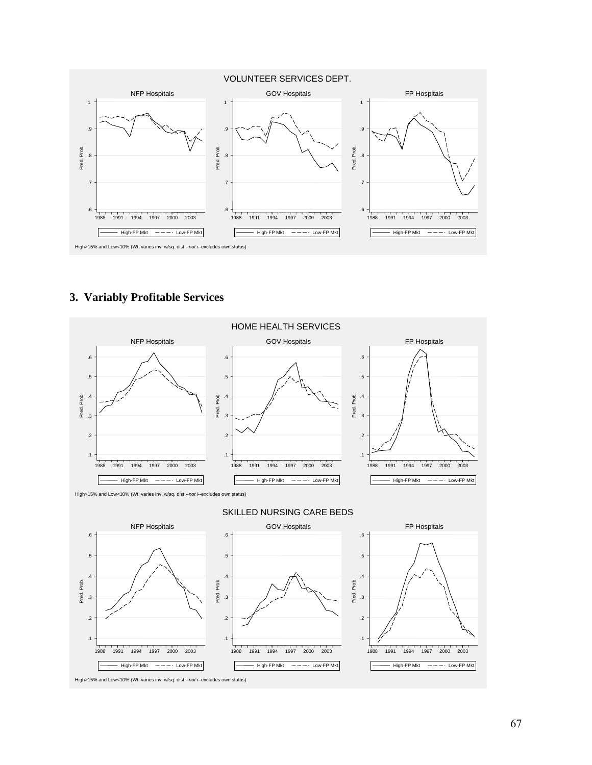VOLUNTEER SERVICES DEPT.

NFP Hospitals | GOV Hospitals | FP Hospitals

High-FP Mkt / Low-FP Mkt

High>15% and Low<10% (Wt. varies inv. w/sq. dist.--*not i*--excludes own status)

## 3. Variably Profitable Services

HOME HEALTH SERVICES

NFP Hospitals | GOV Hospitals | FP Hospitals

High-FP Mkt / Low-FP Mkt

High>15% and Low<10% (Wt. varies inv. w/sq. dist.--*not i*--excludes own status)

SKILLED NURSING CARE BEDS

NFP Hospitals | GOV Hospitals | FP Hospitals

High-FP Mkt / Low-FP Mkt

High>15% and Low<10% (Wt. varies inv. w/sq. dist.--*not i*--excludes own status)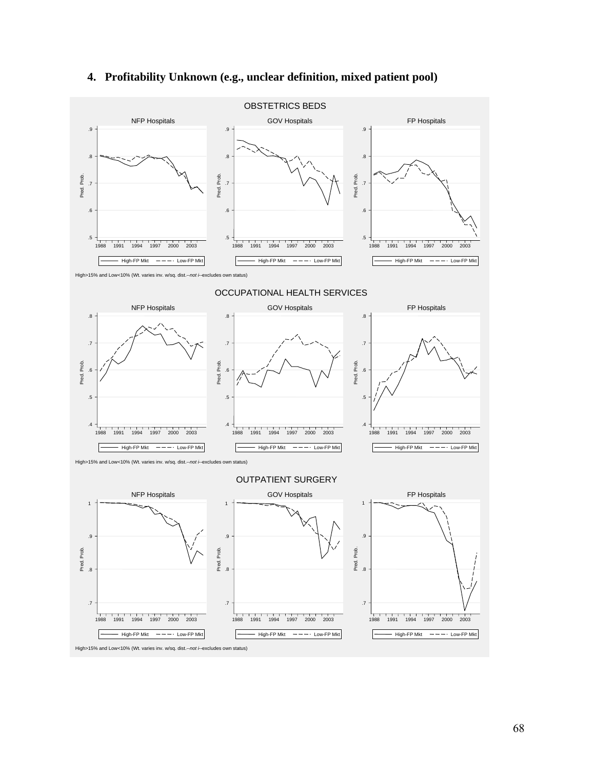## 4. Profitability Unknown (e.g., unclear definition, mixed patient pool)

OBSTETRICS BEDS

High>15% and Low<10% (Wt. varies inv. w/sq. dist.--*not i*--excludes own status)

OCCUPATIONAL HEALTH SERVICES

High>15% and Low<10% (Wt. varies inv. w/sq. dist.--*not i*--excludes own status)

OUTPATIENT SURGERY

High>15% and Low<10% (Wt. varies inv. w/sq. dist.--*not i*--excludes own status)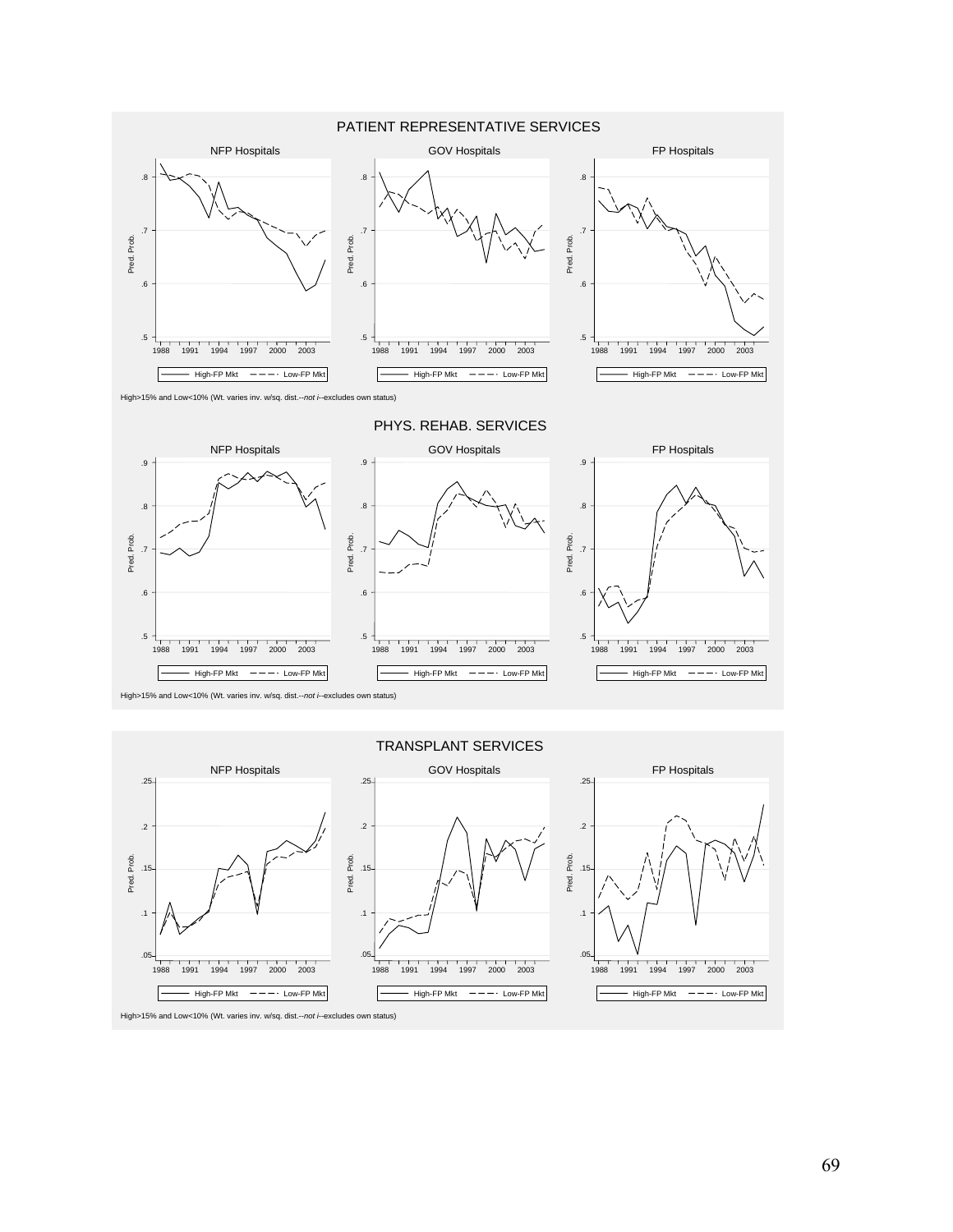PATIENT REPRESENTATIVE SERVICES

NFP Hospitals | GOV Hospitals | FP Hospitals

High-FP Mkt — Low-FP Mkt

High>15% and Low<10% (Wt. varies inv. w/sq. dist.--*not i*--excludes own status)

PHYS. REHAB. SERVICES

NFP Hospitals | GOV Hospitals | FP Hospitals

High-FP Mkt — Low-FP Mkt

High>15% and Low<10% (Wt. varies inv. w/sq. dist.--*not i*--excludes own status)

TRANSPLANT SERVICES

NFP Hospitals | GOV Hospitals | FP Hospitals

High-FP Mkt — Low-FP Mkt

High>15% and Low<10% (Wt. varies inv. w/sq. dist.--*not i*--excludes own status)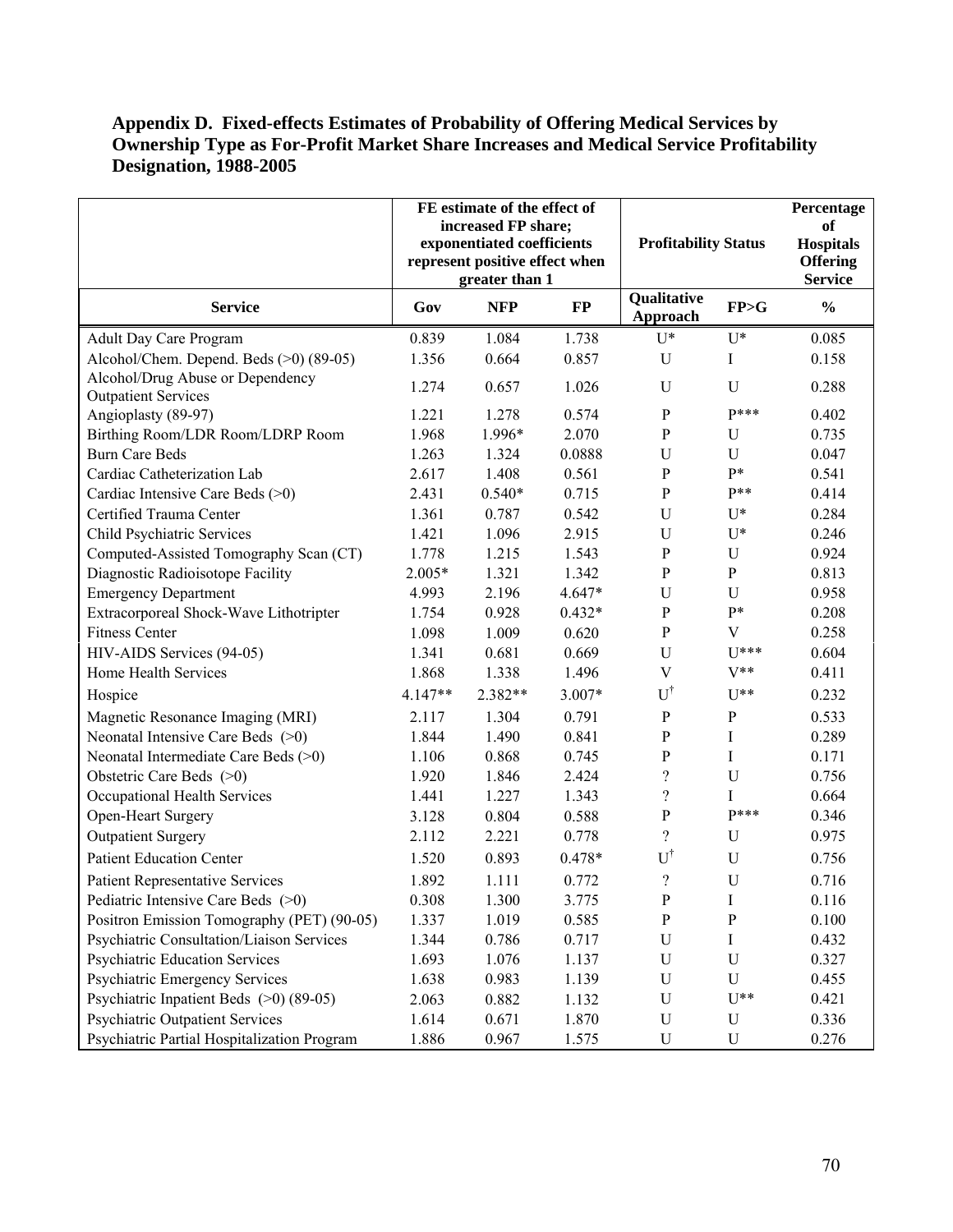**Appendix D. Fixed-effects Estimates of Probability of Offering Medical Services by Ownership Type as For-Profit Market Share Increases and Medical Service Profitability Designation, 1988-2005**

| | FE estimate of the effect of increased FP share; exponentiated coefficients represent positive effect when greater than 1 | | | Profitability Status | | Percentage of Hospitals Offering Service |
|---|---|---|---|---|---|---|
| **Service** | **Gov** | **NFP** | **FP** | **Qualitative Approach** | **FP>G** | **%** |
| Adult Day Care Program | 0.839 | 1.084 | 1.738 | U* | U* | 0.085 |
| Alcohol/Chem. Depend. Beds (>0) (89-05) | 1.356 | 0.664 | 0.857 | U | I | 0.158 |
| Alcohol/Drug Abuse or Dependency Outpatient Services | 1.274 | 0.657 | 1.026 | U | U | 0.288 |
| Angioplasty (89-97) | 1.221 | 1.278 | 0.574 | P | P*** | 0.402 |
| Birthing Room/LDR Room/LDRP Room | 1.968 | 1.996* | 2.070 | P | U | 0.735 |
| Burn Care Beds | 1.263 | 1.324 | 0.0888 | U | U | 0.047 |
| Cardiac Catheterization Lab | 2.617 | 1.408 | 0.561 | P | P* | 0.541 |
| Cardiac Intensive Care Beds (>0) | 2.431 | 0.540* | 0.715 | P | P** | 0.414 |
| Certified Trauma Center | 1.361 | 0.787 | 0.542 | U | U* | 0.284 |
| Child Psychiatric Services | 1.421 | 1.096 | 2.915 | U | U* | 0.246 |
| Computed-Assisted Tomography Scan (CT) | 1.778 | 1.215 | 1.543 | P | U | 0.924 |
| Diagnostic Radioisotope Facility | 2.005* | 1.321 | 1.342 | P | P | 0.813 |
| Emergency Department | 4.993 | 2.196 | 4.647* | U | U | 0.958 |
| Extracorporeal Shock-Wave Lithotripter | 1.754 | 0.928 | 0.432* | P | P* | 0.208 |
| Fitness Center | 1.098 | 1.009 | 0.620 | P | V | 0.258 |
| HIV-AIDS Services (94-05) | 1.341 | 0.681 | 0.669 | U | U*** | 0.604 |
| Home Health Services | 1.868 | 1.338 | 1.496 | V | V** | 0.411 |
| Hospice | 4.147** | 2.382** | 3.007* | U† | U** | 0.232 |
| Magnetic Resonance Imaging (MRI) | 2.117 | 1.304 | 0.791 | P | P | 0.533 |
| Neonatal Intensive Care Beds (>0) | 1.844 | 1.490 | 0.841 | P | I | 0.289 |
| Neonatal Intermediate Care Beds (>0) | 1.106 | 0.868 | 0.745 | P | I | 0.171 |
| Obstetric Care Beds (>0) | 1.920 | 1.846 | 2.424 | ? | U | 0.756 |
| Occupational Health Services | 1.441 | 1.227 | 1.343 | ? | I | 0.664 |
| Open-Heart Surgery | 3.128 | 0.804 | 0.588 | P | P*** | 0.346 |
| Outpatient Surgery | 2.112 | 2.221 | 0.778 | ? | U | 0.975 |
| Patient Education Center | 1.520 | 0.893 | 0.478* | U† | U | 0.756 |
| Patient Representative Services | 1.892 | 1.111 | 0.772 | ? | U | 0.716 |
| Pediatric Intensive Care Beds (>0) | 0.308 | 1.300 | 3.775 | P | I | 0.116 |
| Positron Emission Tomography (PET) (90-05) | 1.337 | 1.019 | 0.585 | P | P | 0.100 |
| Psychiatric Consultation/Liaison Services | 1.344 | 0.786 | 0.717 | U | I | 0.432 |
| Psychiatric Education Services | 1.693 | 1.076 | 1.137 | U | U | 0.327 |
| Psychiatric Emergency Services | 1.638 | 0.983 | 1.139 | U | U | 0.455 |
| Psychiatric Inpatient Beds (>0) (89-05) | 2.063 | 0.882 | 1.132 | U | U** | 0.421 |
| Psychiatric Outpatient Services | 1.614 | 0.671 | 1.870 | U | U | 0.336 |
| Psychiatric Partial Hospitalization Program | 1.886 | 0.967 | 1.575 | U | U | 0.276 |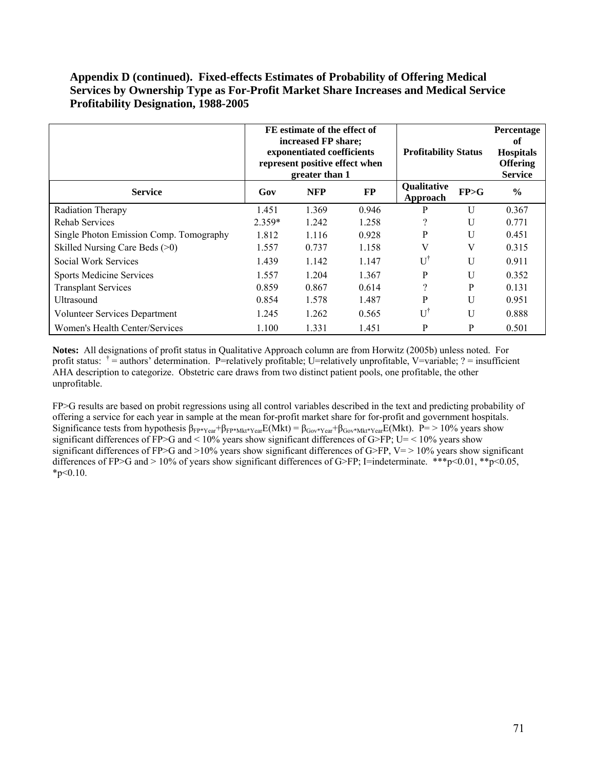**Appendix D (continued). Fixed-effects Estimates of Probability of Offering Medical Services by Ownership Type as For-Profit Market Share Increases and Medical Service Profitability Designation, 1988-2005**

| | FE estimate of the effect of increased FP share; exponentiated coefficients represent positive effect when greater than 1 | | | Profitability Status | | Percentage of Hospitals Offering Service |
|---|---|---|---|---|---|---|
| **Service** | **Gov** | **NFP** | **FP** | **Qualitative Approach** | **FP>G** | **%** |
| Radiation Therapy | 1.451 | 1.369 | 0.946 | P | U | 0.367 |
| Rehab Services | 2.359* | 1.242 | 1.258 | ? | U | 0.771 |
| Single Photon Emission Comp. Tomography | 1.812 | 1.116 | 0.928 | P | U | 0.451 |
| Skilled Nursing Care Beds (>0) | 1.557 | 0.737 | 1.158 | V | V | 0.315 |
| Social Work Services | 1.439 | 1.142 | 1.147 | U† | U | 0.911 |
| Sports Medicine Services | 1.557 | 1.204 | 1.367 | P | U | 0.352 |
| Transplant Services | 0.859 | 0.867 | 0.614 | ? | P | 0.131 |
| Ultrasound | 0.854 | 1.578 | 1.487 | P | U | 0.951 |
| Volunteer Services Department | 1.245 | 1.262 | 0.565 | U† | U | 0.888 |
| Women's Health Center/Services | 1.100 | 1.331 | 1.451 | P | P | 0.501 |

**Notes:** All designations of profit status in Qualitative Approach column are from Horwitz (2005b) unless noted. For profit status: † = authors' determination. P=relatively profitable; U=relatively unprofitable, V=variable; ? = insufficient AHA description to categorize. Obstetric care draws from two distinct patient pools, one profitable, the other unprofitable.

FP>G results are based on probit regressions using all control variables described in the text and predicting probability of offering a service for each year in sample at the mean for-profit market share for for-profit and government hospitals. Significance tests from hypothesis $\beta_{FP*Year}+\beta_{FP*Mkt*Year}E(Mkt) = \beta_{Gov*Year}+\beta_{Gov*Mkt*Year}E(Mkt)$. P= > 10% years show significant differences of FP>G and < 10% years show significant differences of G>FP; U= < 10% years show significant differences of FP>G and >10% years show significant differences of G>FP, V= > 10% years show significant differences of FP>G and > 10% of years show significant differences of G>FP; I=indeterminate. ***p<0.01, **p<0.05, *p<0.10.